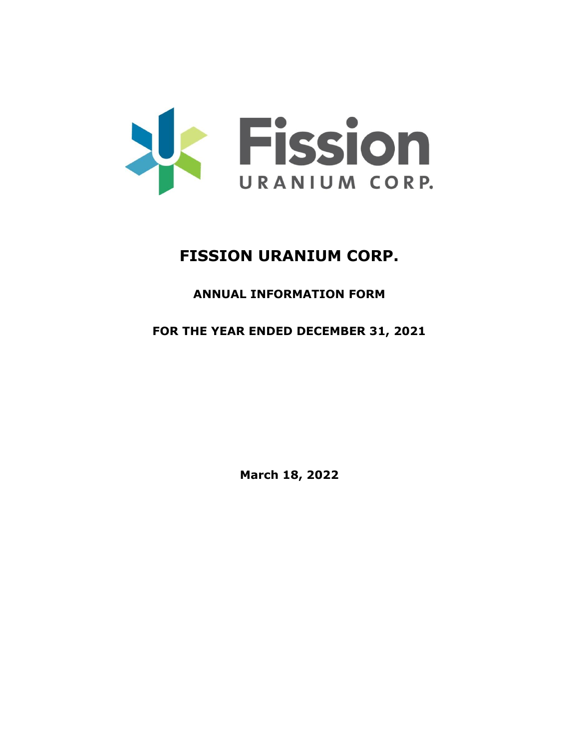# FISSION URANIUM CORP.

## ANNUAL INFORMATION FORM

## FOR THE YEAR ENDED DECEMBER 31, 2021

**March 18, 2022**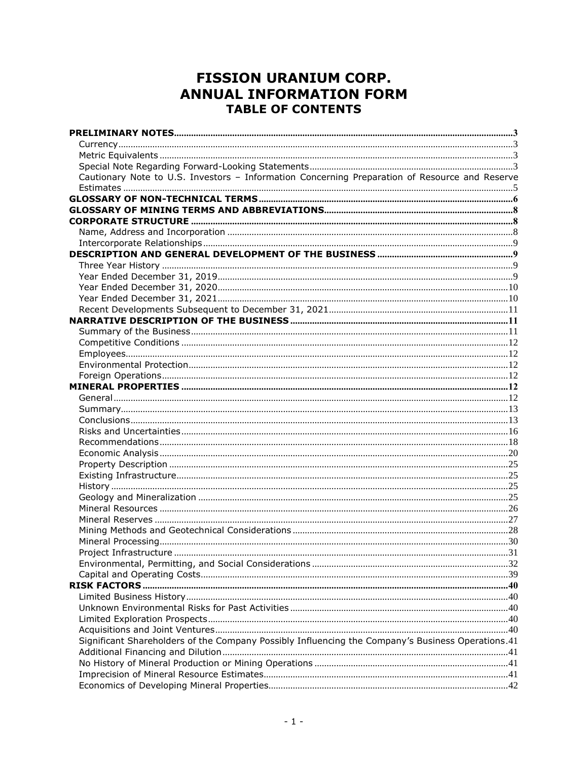# FISSION URANIUM CORP.
# ANNUAL INFORMATION FORM
## TABLE OF CONTENTS

| | |
|---|---|
| **PRELIMINARY NOTES** | **3** |
| Currency | 3 |
| Metric Equivalents | 3 |
| Special Note Regarding Forward-Looking Statements | 3 |
| Cautionary Note to U.S. Investors – Information Concerning Preparation of Resource and Reserve Estimates | 5 |
| **GLOSSARY OF NON-TECHNICAL TERMS** | **6** |
| **GLOSSARY OF MINING TERMS AND ABBREVIATIONS** | **8** |
| **CORPORATE STRUCTURE** | **8** |
| Name, Address and Incorporation | 8 |
| Intercorporate Relationships | 9 |
| **DESCRIPTION AND GENERAL DEVELOPMENT OF THE BUSINESS** | **9** |
| Three Year History | 9 |
| Year Ended December 31, 2019 | 9 |
| Year Ended December 31, 2020 | 10 |
| Year Ended December 31, 2021 | 10 |
| Recent Developments Subsequent to December 31, 2021 | 11 |
| **NARRATIVE DESCRIPTION OF THE BUSINESS** | **11** |
| Summary of the Business | 11 |
| Competitive Conditions | 12 |
| Employees | 12 |
| Environmental Protection | 12 |
| Foreign Operations | 12 |
| **MINERAL PROPERTIES** | **12** |
| General | 12 |
| Summary | 13 |
| Conclusions | 13 |
| Risks and Uncertainties | 16 |
| Recommendations | 18 |
| Economic Analysis | 20 |
| Property Description | 25 |
| Existing Infrastructure | 25 |
| History | 25 |
| Geology and Mineralization | 25 |
| Mineral Resources | 26 |
| Mineral Reserves | 27 |
| Mining Methods and Geotechnical Considerations | 28 |
| Mineral Processing | 30 |
| Project Infrastructure | 31 |
| Environmental, Permitting, and Social Considerations | 32 |
| Capital and Operating Costs | 39 |
| **RISK FACTORS** | **40** |
| Limited Business History | 40 |
| Unknown Environmental Risks for Past Activities | 40 |
| Limited Exploration Prospects | 40 |
| Acquisitions and Joint Ventures | 40 |
| Significant Shareholders of the Company Possibly Influencing the Company's Business Operations | 41 |
| Additional Financing and Dilution | 41 |
| No History of Mineral Production or Mining Operations | 41 |
| Imprecision of Mineral Resource Estimates | 41 |
| Economics of Developing Mineral Properties | 42 |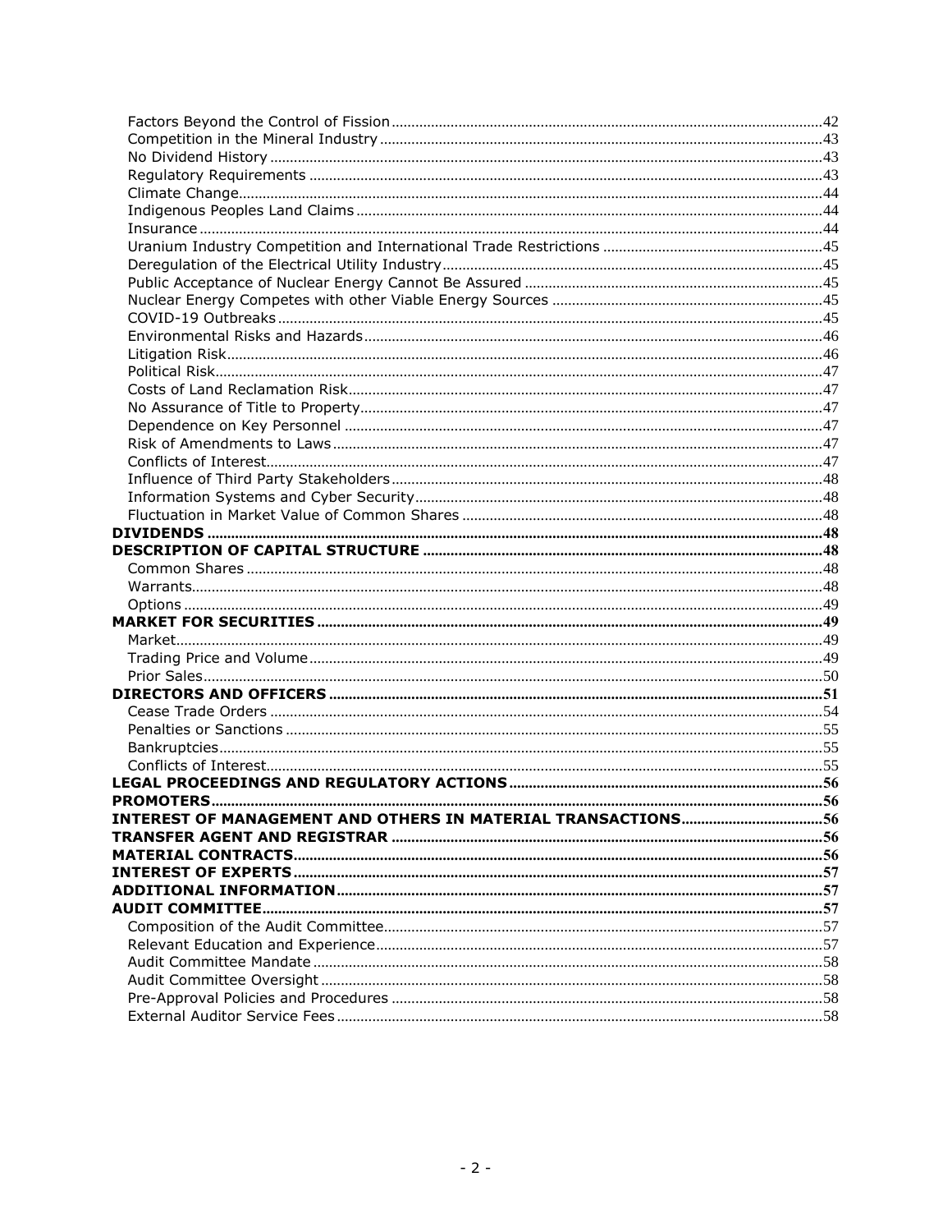Factors Beyond the Control of Fission ... 42
Competition in the Mineral Industry ... 43
No Dividend History ... 43
Regulatory Requirements ... 43
Climate Change ... 44
Indigenous Peoples Land Claims ... 44
Insurance ... 44
Uranium Industry Competition and International Trade Restrictions ... 45
Deregulation of the Electrical Utility Industry ... 45
Public Acceptance of Nuclear Energy Cannot Be Assured ... 45
Nuclear Energy Competes with other Viable Energy Sources ... 45
COVID-19 Outbreaks ... 45
Environmental Risks and Hazards ... 46
Litigation Risk ... 46
Political Risk ... 47
Costs of Land Reclamation Risk ... 47
No Assurance of Title to Property ... 47
Dependence on Key Personnel ... 47
Risk of Amendments to Laws ... 47
Conflicts of Interest ... 47
Influence of Third Party Stakeholders ... 48
Information Systems and Cyber Security ... 48
Fluctuation in Market Value of Common Shares ... 48

**DIVIDENDS ... 48**

**DESCRIPTION OF CAPITAL STRUCTURE ... 48**

Common Shares ... 48
Warrants ... 48
Options ... 49

**MARKET FOR SECURITIES ... 49**

Market ... 49
Trading Price and Volume ... 49
Prior Sales ... 50

**DIRECTORS AND OFFICERS ... 51**

Cease Trade Orders ... 54
Penalties or Sanctions ... 55
Bankruptcies ... 55
Conflicts of Interest ... 55

**LEGAL PROCEEDINGS AND REGULATORY ACTIONS ... 56**

**PROMOTERS ... 56**

**INTEREST OF MANAGEMENT AND OTHERS IN MATERIAL TRANSACTIONS ... 56**

**TRANSFER AGENT AND REGISTRAR ... 56**

**MATERIAL CONTRACTS ... 56**

**INTEREST OF EXPERTS ... 57**

**ADDITIONAL INFORMATION ... 57**

**AUDIT COMMITTEE ... 57**

Composition of the Audit Committee ... 57
Relevant Education and Experience ... 57
Audit Committee Mandate ... 58
Audit Committee Oversight ... 58
Pre-Approval Policies and Procedures ... 58
External Auditor Service Fees ... 58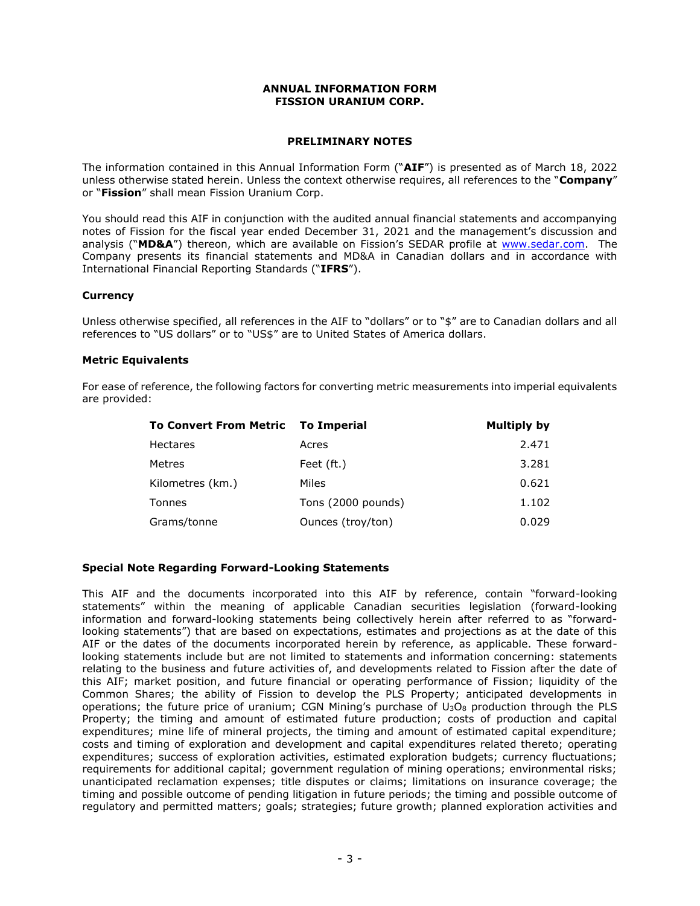**ANNUAL INFORMATION FORM**
**FISSION URANIUM CORP.**

**PRELIMINARY NOTES**

The information contained in this Annual Information Form ("**AIF**") is presented as of March 18, 2022 unless otherwise stated herein. Unless the context otherwise requires, all references to the "**Company**" or "**Fission**" shall mean Fission Uranium Corp.

You should read this AIF in conjunction with the audited annual financial statements and accompanying notes of Fission for the fiscal year ended December 31, 2021 and the management's discussion and analysis ("**MD&A**") thereon, which are available on Fission's SEDAR profile at www.sedar.com. The Company presents its financial statements and MD&A in Canadian dollars and in accordance with International Financial Reporting Standards ("**IFRS**").

### Currency

Unless otherwise specified, all references in the AIF to "dollars" or to "$" are to Canadian dollars and all references to "US dollars" or to "US$" are to United States of America dollars.

### Metric Equivalents

For ease of reference, the following factors for converting metric measurements into imperial equivalents are provided:

| To Convert From Metric | To Imperial | Multiply by |
|---|---|---|
| Hectares | Acres | 2.471 |
| Metres | Feet (ft.) | 3.281 |
| Kilometres (km.) | Miles | 0.621 |
| Tonnes | Tons (2000 pounds) | 1.102 |
| Grams/tonne | Ounces (troy/ton) | 0.029 |

### Special Note Regarding Forward-Looking Statements

This AIF and the documents incorporated into this AIF by reference, contain "forward-looking statements" within the meaning of applicable Canadian securities legislation (forward-looking information and forward-looking statements being collectively herein after referred to as "forward-looking statements") that are based on expectations, estimates and projections as at the date of this AIF or the dates of the documents incorporated herein by reference, as applicable. These forward-looking statements include but are not limited to statements and information concerning: statements relating to the business and future activities of, and developments related to Fission after the date of this AIF; market position, and future financial or operating performance of Fission; liquidity of the Common Shares; the ability of Fission to develop the PLS Property; anticipated developments in operations; the future price of uranium; CGN Mining's purchase of $U_3O_8$ production through the PLS Property; the timing and amount of estimated future production; costs of production and capital expenditures; mine life of mineral projects, the timing and amount of estimated capital expenditure; costs and timing of exploration and development and capital expenditures related thereto; operating expenditures; success of exploration activities, estimated exploration budgets; currency fluctuations; requirements for additional capital; government regulation of mining operations; environmental risks; unanticipated reclamation expenses; title disputes or claims; limitations on insurance coverage; the timing and possible outcome of pending litigation in future periods; the timing and possible outcome of regulatory and permitted matters; goals; strategies; future growth; planned exploration activities and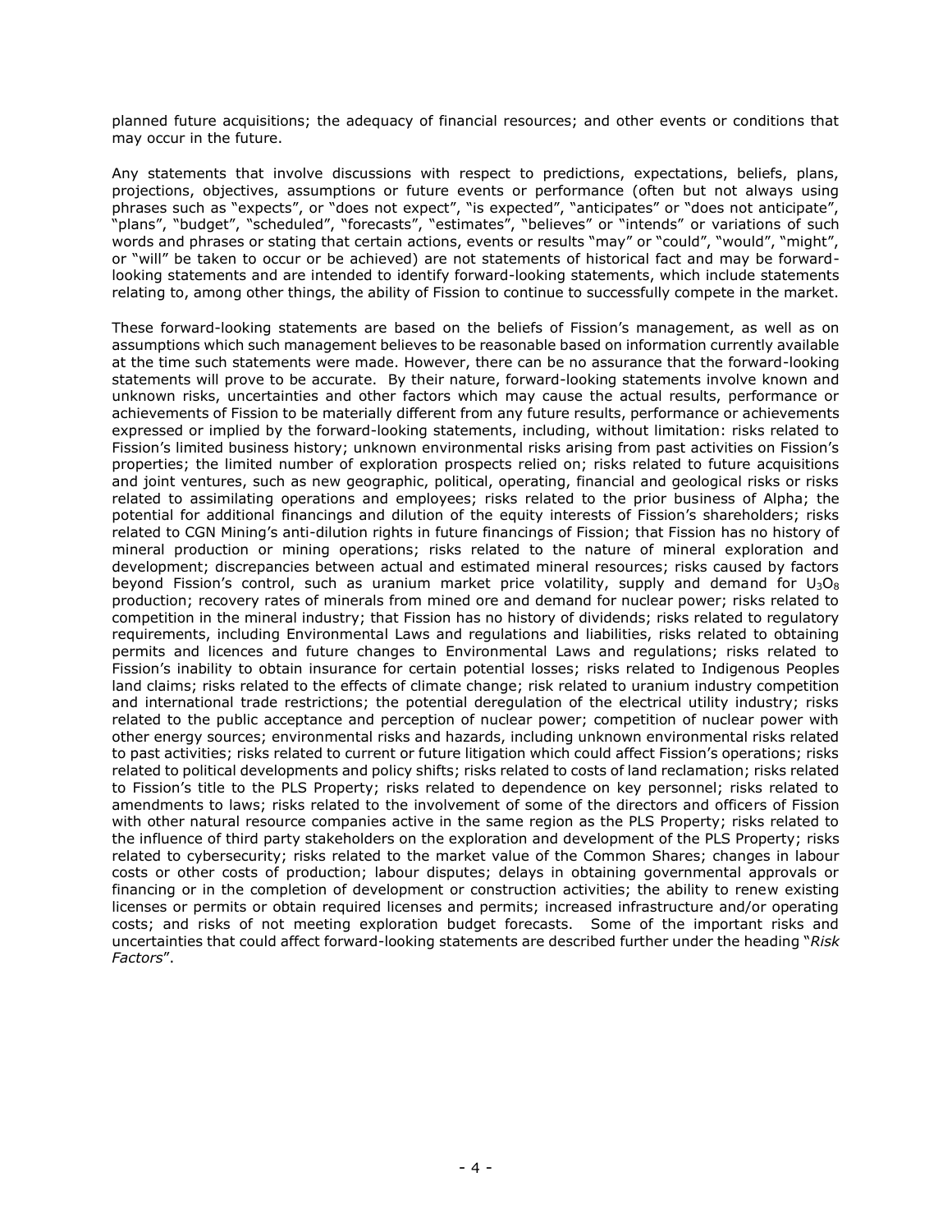planned future acquisitions; the adequacy of financial resources; and other events or conditions that may occur in the future.

Any statements that involve discussions with respect to predictions, expectations, beliefs, plans, projections, objectives, assumptions or future events or performance (often but not always using phrases such as "expects", or "does not expect", "is expected", "anticipates" or "does not anticipate", "plans", "budget", "scheduled", "forecasts", "estimates", "believes" or "intends" or variations of such words and phrases or stating that certain actions, events or results "may" or "could", "would", "might", or "will" be taken to occur or be achieved) are not statements of historical fact and may be forward-looking statements and are intended to identify forward-looking statements, which include statements relating to, among other things, the ability of Fission to continue to successfully compete in the market.

These forward-looking statements are based on the beliefs of Fission's management, as well as on assumptions which such management believes to be reasonable based on information currently available at the time such statements were made. However, there can be no assurance that the forward-looking statements will prove to be accurate. By their nature, forward-looking statements involve known and unknown risks, uncertainties and other factors which may cause the actual results, performance or achievements of Fission to be materially different from any future results, performance or achievements expressed or implied by the forward-looking statements, including, without limitation: risks related to Fission's limited business history; unknown environmental risks arising from past activities on Fission's properties; the limited number of exploration prospects relied on; risks related to future acquisitions and joint ventures, such as new geographic, political, operating, financial and geological risks or risks related to assimilating operations and employees; risks related to the prior business of Alpha; the potential for additional financings and dilution of the equity interests of Fission's shareholders; risks related to CGN Mining's anti-dilution rights in future financings of Fission; that Fission has no history of mineral production or mining operations; risks related to the nature of mineral exploration and development; discrepancies between actual and estimated mineral resources; risks caused by factors beyond Fission's control, such as uranium market price volatility, supply and demand for $U_3O_8$ production; recovery rates of minerals from mined ore and demand for nuclear power; risks related to competition in the mineral industry; that Fission has no history of dividends; risks related to regulatory requirements, including Environmental Laws and regulations and liabilities, risks related to obtaining permits and licences and future changes to Environmental Laws and regulations; risks related to Fission's inability to obtain insurance for certain potential losses; risks related to Indigenous Peoples land claims; risks related to the effects of climate change; risk related to uranium industry competition and international trade restrictions; the potential deregulation of the electrical utility industry; risks related to the public acceptance and perception of nuclear power; competition of nuclear power with other energy sources; environmental risks and hazards, including unknown environmental risks related to past activities; risks related to current or future litigation which could affect Fission's operations; risks related to political developments and policy shifts; risks related to costs of land reclamation; risks related to Fission's title to the PLS Property; risks related to dependence on key personnel; risks related to amendments to laws; risks related to the involvement of some of the directors and officers of Fission with other natural resource companies active in the same region as the PLS Property; risks related to the influence of third party stakeholders on the exploration and development of the PLS Property; risks related to cybersecurity; risks related to the market value of the Common Shares; changes in labour costs or other costs of production; labour disputes; delays in obtaining governmental approvals or financing or in the completion of development or construction activities; the ability to renew existing licenses or permits or obtain required licenses and permits; increased infrastructure and/or operating costs; and risks of not meeting exploration budget forecasts. Some of the important risks and uncertainties that could affect forward-looking statements are described further under the heading "*Risk Factors*".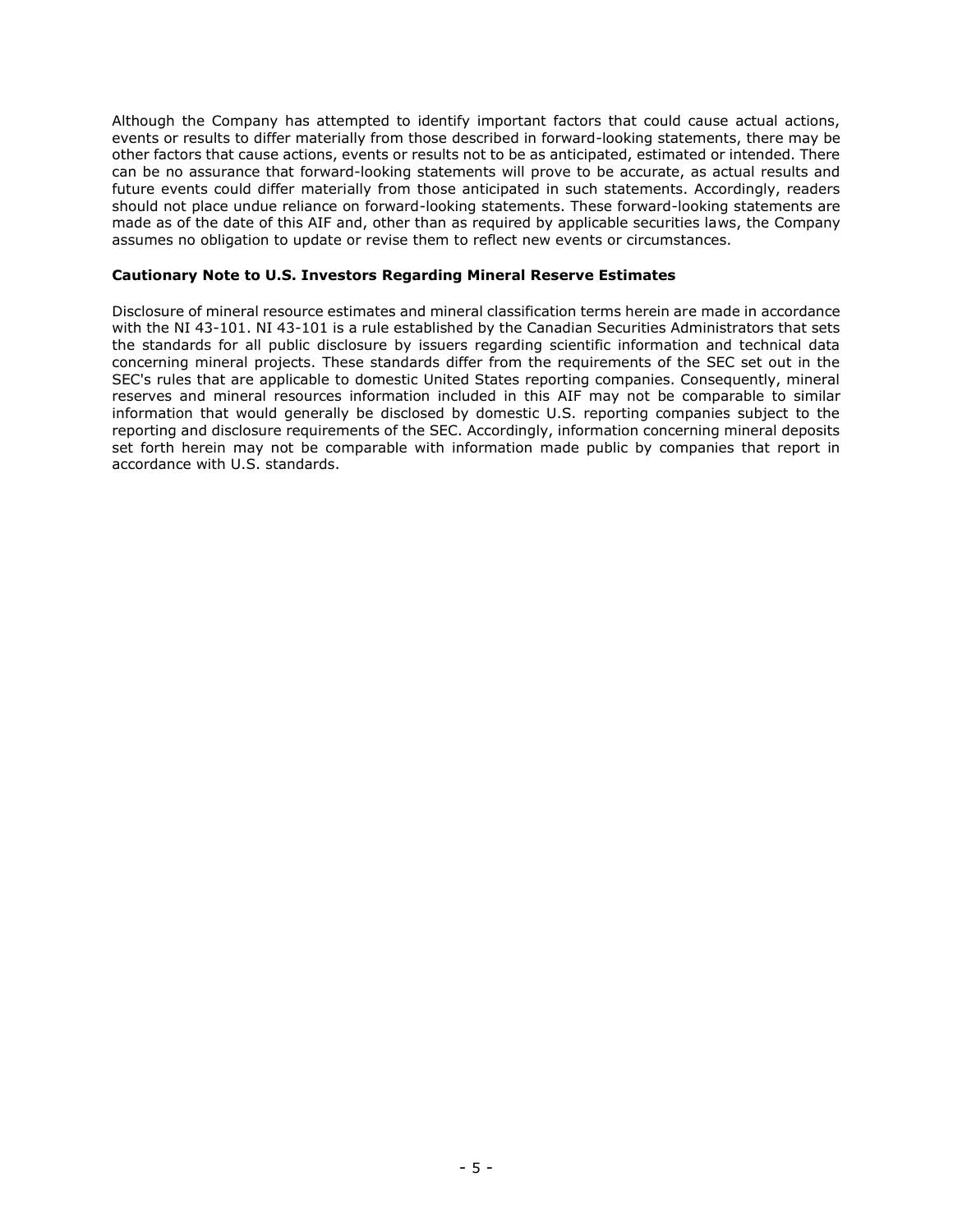Although the Company has attempted to identify important factors that could cause actual actions, events or results to differ materially from those described in forward-looking statements, there may be other factors that cause actions, events or results not to be as anticipated, estimated or intended. There can be no assurance that forward-looking statements will prove to be accurate, as actual results and future events could differ materially from those anticipated in such statements. Accordingly, readers should not place undue reliance on forward-looking statements. These forward-looking statements are made as of the date of this AIF and, other than as required by applicable securities laws, the Company assumes no obligation to update or revise them to reflect new events or circumstances.

**Cautionary Note to U.S. Investors Regarding Mineral Reserve Estimates**

Disclosure of mineral resource estimates and mineral classification terms herein are made in accordance with the NI 43-101. NI 43-101 is a rule established by the Canadian Securities Administrators that sets the standards for all public disclosure by issuers regarding scientific information and technical data concerning mineral projects. These standards differ from the requirements of the SEC set out in the SEC's rules that are applicable to domestic United States reporting companies. Consequently, mineral reserves and mineral resources information included in this AIF may not be comparable to similar information that would generally be disclosed by domestic U.S. reporting companies subject to the reporting and disclosure requirements of the SEC. Accordingly, information concerning mineral deposits set forth herein may not be comparable with information made public by companies that report in accordance with U.S. standards.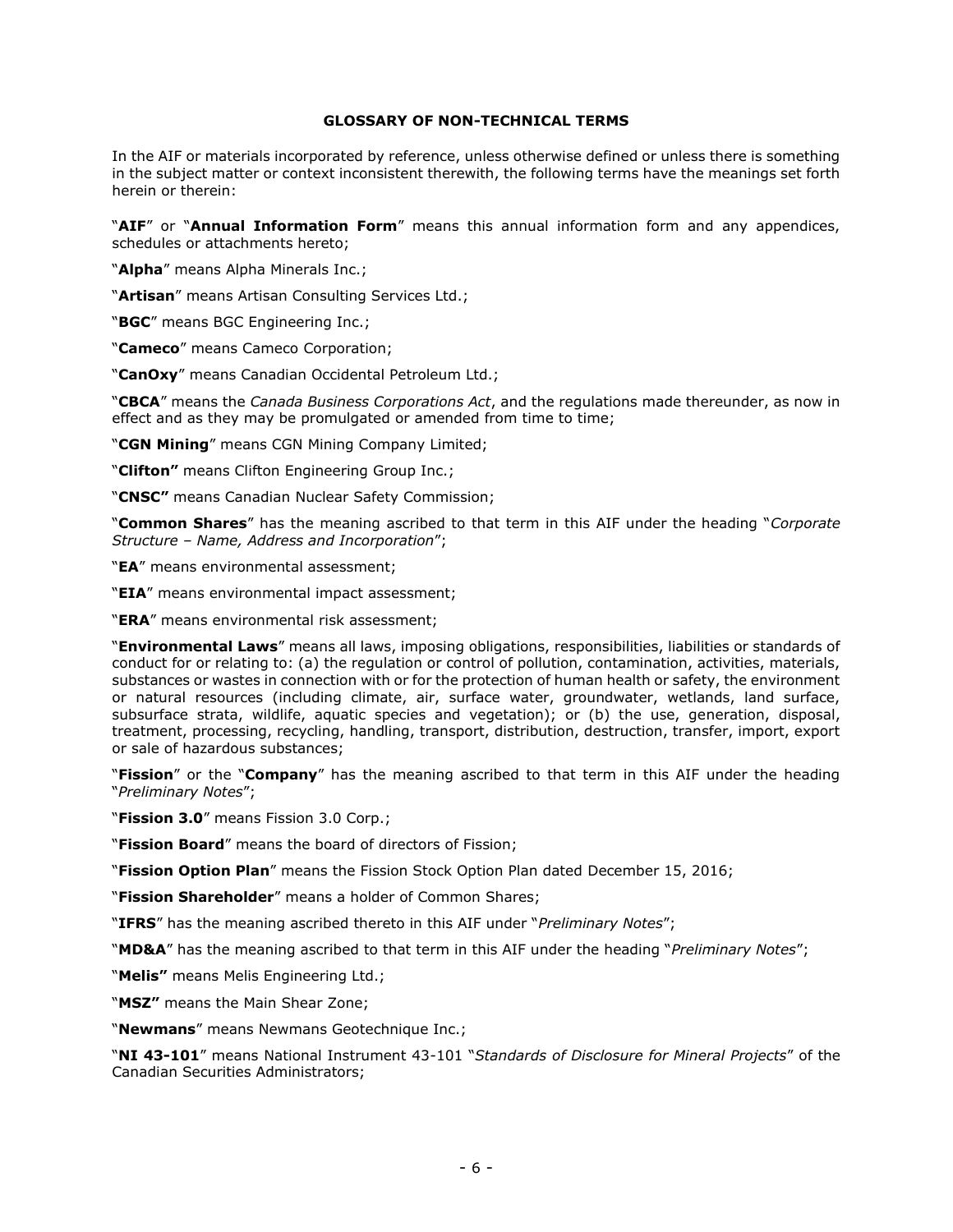## GLOSSARY OF NON-TECHNICAL TERMS

In the AIF or materials incorporated by reference, unless otherwise defined or unless there is something in the subject matter or context inconsistent therewith, the following terms have the meanings set forth herein or therein:

"**AIF**" or "**Annual Information Form**" means this annual information form and any appendices, schedules or attachments hereto;

"**Alpha**" means Alpha Minerals Inc.;

"**Artisan**" means Artisan Consulting Services Ltd.;

"**BGC**" means BGC Engineering Inc.;

"**Cameco**" means Cameco Corporation;

"**CanOxy**" means Canadian Occidental Petroleum Ltd.;

"**CBCA**" means the *Canada Business Corporations Act*, and the regulations made thereunder, as now in effect and as they may be promulgated or amended from time to time;

"**CGN Mining**" means CGN Mining Company Limited;

"**Clifton"** means Clifton Engineering Group Inc.;

"**CNSC"** means Canadian Nuclear Safety Commission;

"**Common Shares**" has the meaning ascribed to that term in this AIF under the heading "*Corporate Structure – Name, Address and Incorporation*";

"**EA**" means environmental assessment;

"**EIA**" means environmental impact assessment;

"**ERA**" means environmental risk assessment;

"**Environmental Laws**" means all laws, imposing obligations, responsibilities, liabilities or standards of conduct for or relating to: (a) the regulation or control of pollution, contamination, activities, materials, substances or wastes in connection with or for the protection of human health or safety, the environment or natural resources (including climate, air, surface water, groundwater, wetlands, land surface, subsurface strata, wildlife, aquatic species and vegetation); or (b) the use, generation, disposal, treatment, processing, recycling, handling, transport, distribution, destruction, transfer, import, export or sale of hazardous substances;

"**Fission**" or the "**Company**" has the meaning ascribed to that term in this AIF under the heading "*Preliminary Notes*";

"**Fission 3.0**" means Fission 3.0 Corp.;

"**Fission Board**" means the board of directors of Fission;

"**Fission Option Plan**" means the Fission Stock Option Plan dated December 15, 2016;

"**Fission Shareholder**" means a holder of Common Shares;

"**IFRS**" has the meaning ascribed thereto in this AIF under "*Preliminary Notes*";

"**MD&A**" has the meaning ascribed to that term in this AIF under the heading "*Preliminary Notes*";

"**Melis"** means Melis Engineering Ltd.;

"**MSZ"** means the Main Shear Zone;

"**Newmans**" means Newmans Geotechnique Inc.;

"**NI 43-101**" means National Instrument 43-101 "*Standards of Disclosure for Mineral Projects*" of the Canadian Securities Administrators;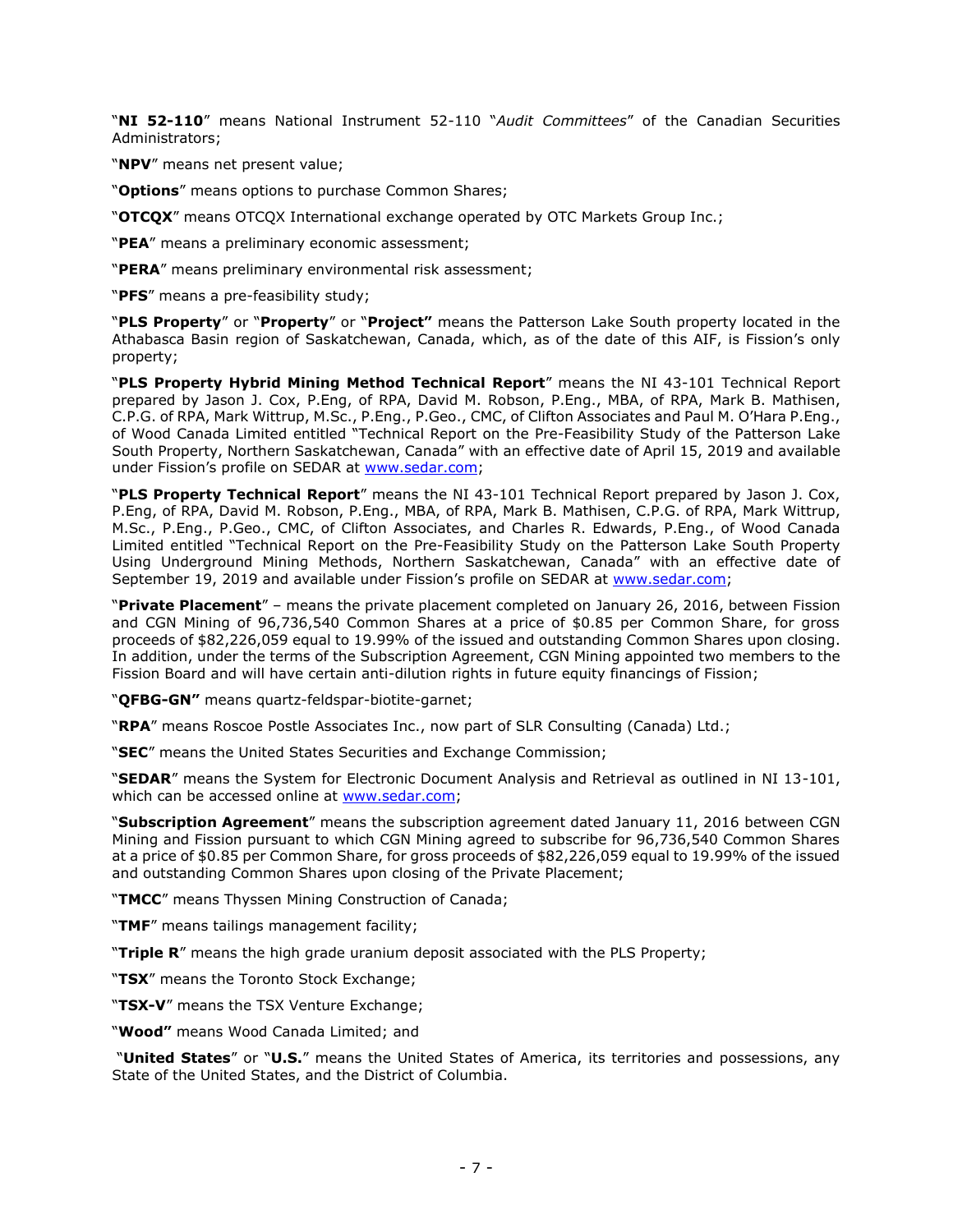"**NI 52-110**" means National Instrument 52-110 "*Audit Committees*" of the Canadian Securities Administrators;

"**NPV**" means net present value;

"**Options**" means options to purchase Common Shares;

"**OTCQX**" means OTCQX International exchange operated by OTC Markets Group Inc.;

"**PEA**" means a preliminary economic assessment;

"**PERA**" means preliminary environmental risk assessment;

"**PFS**" means a pre-feasibility study;

"**PLS Property**" or "**Property**" or "**Project"** means the Patterson Lake South property located in the Athabasca Basin region of Saskatchewan, Canada, which, as of the date of this AIF, is Fission's only property;

"**PLS Property Hybrid Mining Method Technical Report**" means the NI 43-101 Technical Report prepared by Jason J. Cox, P.Eng, of RPA, David M. Robson, P.Eng., MBA, of RPA, Mark B. Mathisen, C.P.G. of RPA, Mark Wittrup, M.Sc., P.Eng., P.Geo., CMC, of Clifton Associates and Paul M. O'Hara P.Eng., of Wood Canada Limited entitled "Technical Report on the Pre-Feasibility Study of the Patterson Lake South Property, Northern Saskatchewan, Canada" with an effective date of April 15, 2019 and available under Fission's profile on SEDAR at www.sedar.com;

"**PLS Property Technical Report**" means the NI 43-101 Technical Report prepared by Jason J. Cox, P.Eng, of RPA, David M. Robson, P.Eng., MBA, of RPA, Mark B. Mathisen, C.P.G. of RPA, Mark Wittrup, M.Sc., P.Eng., P.Geo., CMC, of Clifton Associates, and Charles R. Edwards, P.Eng., of Wood Canada Limited entitled "Technical Report on the Pre-Feasibility Study on the Patterson Lake South Property Using Underground Mining Methods, Northern Saskatchewan, Canada" with an effective date of September 19, 2019 and available under Fission's profile on SEDAR at www.sedar.com;

"**Private Placement**" – means the private placement completed on January 26, 2016, between Fission and CGN Mining of 96,736,540 Common Shares at a price of $0.85 per Common Share, for gross proceeds of $82,226,059 equal to 19.99% of the issued and outstanding Common Shares upon closing. In addition, under the terms of the Subscription Agreement, CGN Mining appointed two members to the Fission Board and will have certain anti-dilution rights in future equity financings of Fission;

"**QFBG-GN"** means quartz-feldspar-biotite-garnet;

"**RPA**" means Roscoe Postle Associates Inc., now part of SLR Consulting (Canada) Ltd.;

"**SEC**" means the United States Securities and Exchange Commission;

"**SEDAR**" means the System for Electronic Document Analysis and Retrieval as outlined in NI 13-101, which can be accessed online at www.sedar.com;

"**Subscription Agreement**" means the subscription agreement dated January 11, 2016 between CGN Mining and Fission pursuant to which CGN Mining agreed to subscribe for 96,736,540 Common Shares at a price of $0.85 per Common Share, for gross proceeds of $82,226,059 equal to 19.99% of the issued and outstanding Common Shares upon closing of the Private Placement;

"**TMCC**" means Thyssen Mining Construction of Canada;

"**TMF**" means tailings management facility;

"**Triple R**" means the high grade uranium deposit associated with the PLS Property;

"**TSX**" means the Toronto Stock Exchange;

"**TSX-V**" means the TSX Venture Exchange;

"**Wood"** means Wood Canada Limited; and

"**United States**" or "**U.S.**" means the United States of America, its territories and possessions, any State of the United States, and the District of Columbia.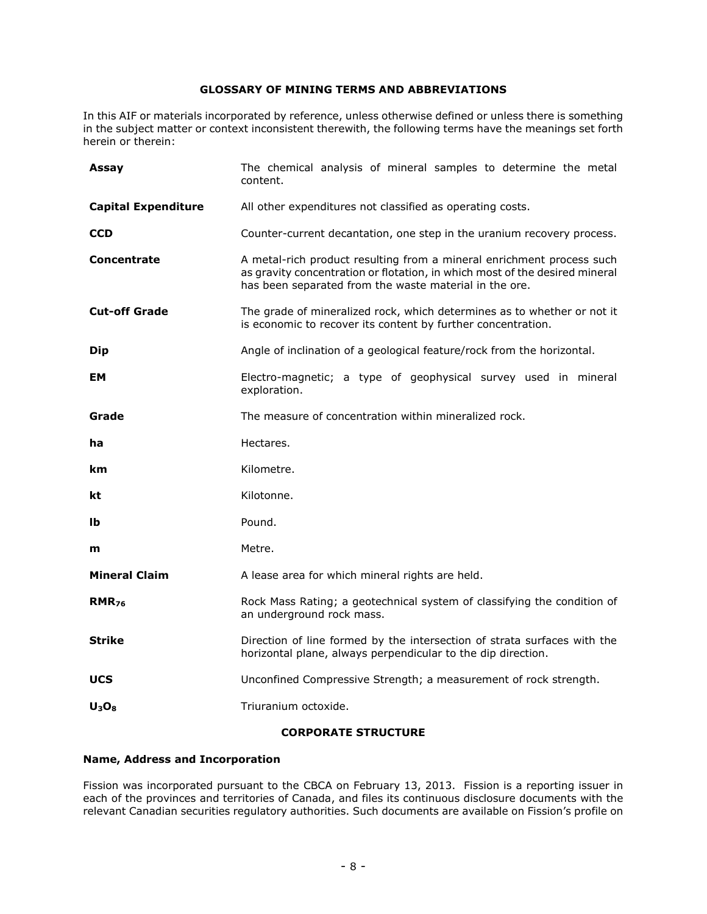## GLOSSARY OF MINING TERMS AND ABBREVIATIONS

In this AIF or materials incorporated by reference, unless otherwise defined or unless there is something in the subject matter or context inconsistent therewith, the following terms have the meanings set forth herein or therein:

| | |
|---|---|
| **Assay** | The chemical analysis of mineral samples to determine the metal content. |
| **Capital Expenditure** | All other expenditures not classified as operating costs. |
| **CCD** | Counter-current decantation, one step in the uranium recovery process. |
| **Concentrate** | A metal-rich product resulting from a mineral enrichment process such as gravity concentration or flotation, in which most of the desired mineral has been separated from the waste material in the ore. |
| **Cut-off Grade** | The grade of mineralized rock, which determines as to whether or not it is economic to recover its content by further concentration. |
| **Dip** | Angle of inclination of a geological feature/rock from the horizontal. |
| **EM** | Electro-magnetic; a type of geophysical survey used in mineral exploration. |
| **Grade** | The measure of concentration within mineralized rock. |
| **ha** | Hectares. |
| **km** | Kilometre. |
| **kt** | Kilotonne. |
| **lb** | Pound. |
| **m** | Metre. |
| **Mineral Claim** | A lease area for which mineral rights are held. |
| **$RMR_{76}$** | Rock Mass Rating; a geotechnical system of classifying the condition of an underground rock mass. |
| **Strike** | Direction of line formed by the intersection of strata surfaces with the horizontal plane, always perpendicular to the dip direction. |
| **UCS** | Unconfined Compressive Strength; a measurement of rock strength. |
| **$U_3O_8$** | Triuranium octoxide. |

## CORPORATE STRUCTURE

### Name, Address and Incorporation

Fission was incorporated pursuant to the CBCA on February 13, 2013. Fission is a reporting issuer in each of the provinces and territories of Canada, and files its continuous disclosure documents with the relevant Canadian securities regulatory authorities. Such documents are available on Fission's profile on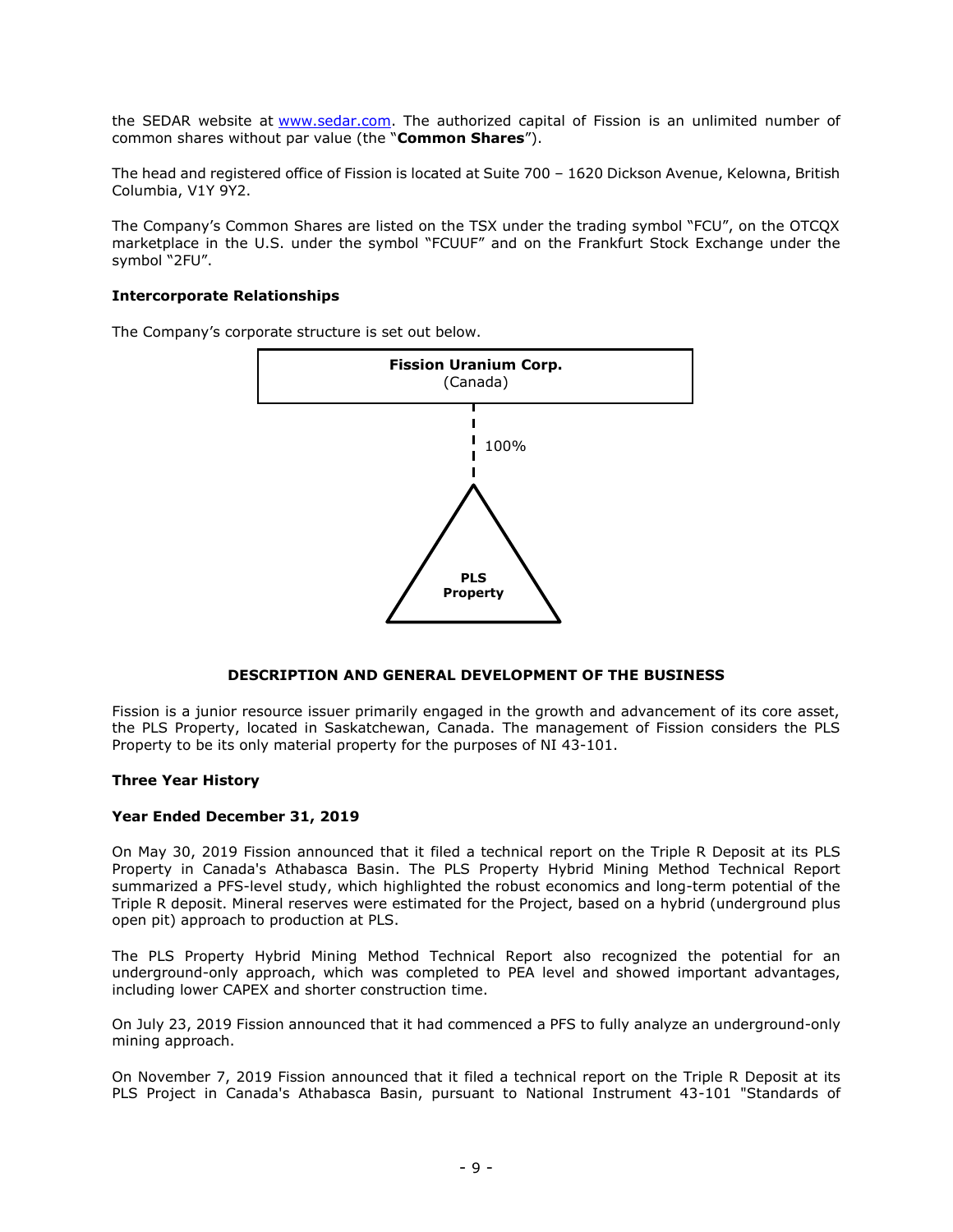the SEDAR website at www.sedar.com. The authorized capital of Fission is an unlimited number of common shares without par value (the "**Common Shares**").

The head and registered office of Fission is located at Suite 700 – 1620 Dickson Avenue, Kelowna, British Columbia, V1Y 9Y2.

The Company's Common Shares are listed on the TSX under the trading symbol "FCU", on the OTCQX marketplace in the U.S. under the symbol "FCUUF" and on the Frankfurt Stock Exchange under the symbol "2FU".

**Intercorporate Relationships**

The Company's corporate structure is set out below.

**Fission Uranium Corp.**
(Canada)

100%

**PLS Property**

## DESCRIPTION AND GENERAL DEVELOPMENT OF THE BUSINESS

Fission is a junior resource issuer primarily engaged in the growth and advancement of its core asset, the PLS Property, located in Saskatchewan, Canada. The management of Fission considers the PLS Property to be its only material property for the purposes of NI 43-101.

**Three Year History**

**Year Ended December 31, 2019**

On May 30, 2019 Fission announced that it filed a technical report on the Triple R Deposit at its PLS Property in Canada's Athabasca Basin. The PLS Property Hybrid Mining Method Technical Report summarized a PFS-level study, which highlighted the robust economics and long-term potential of the Triple R deposit. Mineral reserves were estimated for the Project, based on a hybrid (underground plus open pit) approach to production at PLS.

The PLS Property Hybrid Mining Method Technical Report also recognized the potential for an underground-only approach, which was completed to PEA level and showed important advantages, including lower CAPEX and shorter construction time.

On July 23, 2019 Fission announced that it had commenced a PFS to fully analyze an underground-only mining approach.

On November 7, 2019 Fission announced that it filed a technical report on the Triple R Deposit at its PLS Project in Canada's Athabasca Basin, pursuant to National Instrument 43-101 "Standards of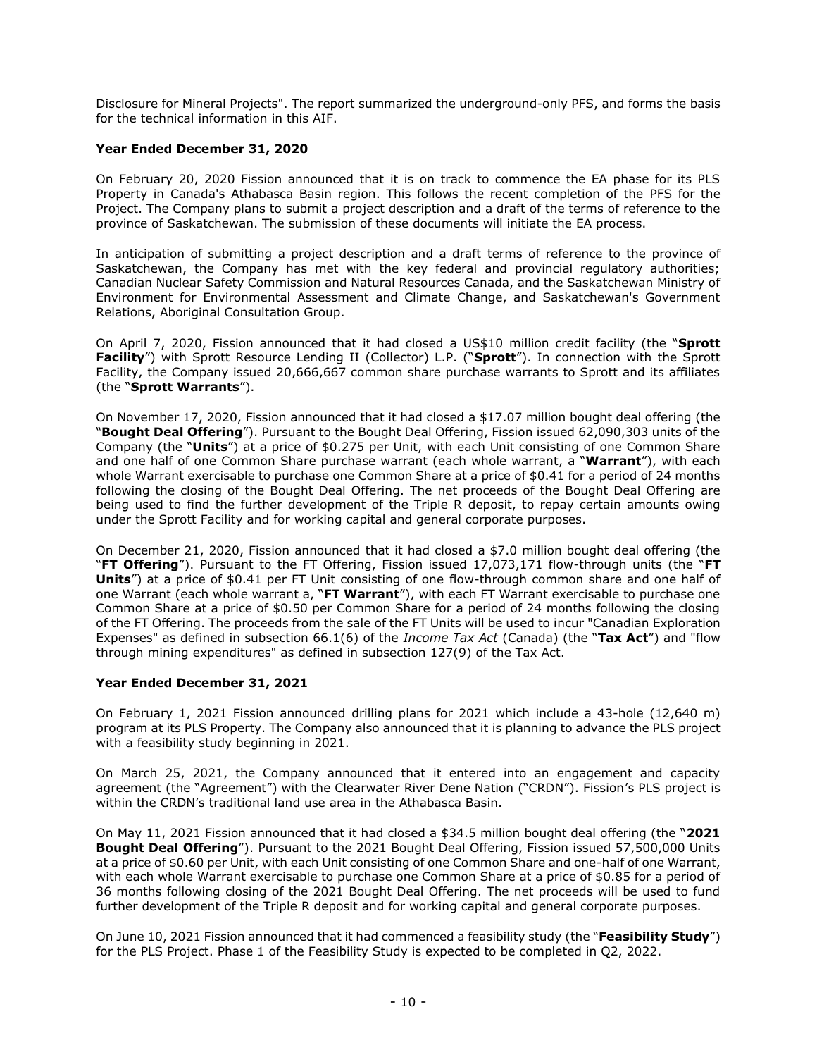Disclosure for Mineral Projects". The report summarized the underground-only PFS, and forms the basis for the technical information in this AIF.

### Year Ended December 31, 2020

On February 20, 2020 Fission announced that it is on track to commence the EA phase for its PLS Property in Canada's Athabasca Basin region. This follows the recent completion of the PFS for the Project. The Company plans to submit a project description and a draft of the terms of reference to the province of Saskatchewan. The submission of these documents will initiate the EA process.

In anticipation of submitting a project description and a draft terms of reference to the province of Saskatchewan, the Company has met with the key federal and provincial regulatory authorities; Canadian Nuclear Safety Commission and Natural Resources Canada, and the Saskatchewan Ministry of Environment for Environmental Assessment and Climate Change, and Saskatchewan's Government Relations, Aboriginal Consultation Group.

On April 7, 2020, Fission announced that it had closed a US$10 million credit facility (the "**Sprott Facility**") with Sprott Resource Lending II (Collector) L.P. ("**Sprott**"). In connection with the Sprott Facility, the Company issued 20,666,667 common share purchase warrants to Sprott and its affiliates (the "**Sprott Warrants**").

On November 17, 2020, Fission announced that it had closed a $17.07 million bought deal offering (the "**Bought Deal Offering**"). Pursuant to the Bought Deal Offering, Fission issued 62,090,303 units of the Company (the "**Units**") at a price of $0.275 per Unit, with each Unit consisting of one Common Share and one half of one Common Share purchase warrant (each whole warrant, a "**Warrant**"), with each whole Warrant exercisable to purchase one Common Share at a price of $0.41 for a period of 24 months following the closing of the Bought Deal Offering. The net proceeds of the Bought Deal Offering are being used to find the further development of the Triple R deposit, to repay certain amounts owing under the Sprott Facility and for working capital and general corporate purposes.

On December 21, 2020, Fission announced that it had closed a $7.0 million bought deal offering (the "**FT Offering**"). Pursuant to the FT Offering, Fission issued 17,073,171 flow-through units (the "**FT Units**") at a price of $0.41 per FT Unit consisting of one flow-through common share and one half of one Warrant (each whole warrant a, "**FT Warrant**"), with each FT Warrant exercisable to purchase one Common Share at a price of $0.50 per Common Share for a period of 24 months following the closing of the FT Offering. The proceeds from the sale of the FT Units will be used to incur "Canadian Exploration Expenses" as defined in subsection 66.1(6) of the *Income Tax Act* (Canada) (the "**Tax Act**") and "flow through mining expenditures" as defined in subsection 127(9) of the Tax Act.

### Year Ended December 31, 2021

On February 1, 2021 Fission announced drilling plans for 2021 which include a 43-hole (12,640 m) program at its PLS Property. The Company also announced that it is planning to advance the PLS project with a feasibility study beginning in 2021.

On March 25, 2021, the Company announced that it entered into an engagement and capacity agreement (the "Agreement") with the Clearwater River Dene Nation ("CRDN"). Fission's PLS project is within the CRDN's traditional land use area in the Athabasca Basin.

On May 11, 2021 Fission announced that it had closed a $34.5 million bought deal offering (the "**2021 Bought Deal Offering**"). Pursuant to the 2021 Bought Deal Offering, Fission issued 57,500,000 Units at a price of $0.60 per Unit, with each Unit consisting of one Common Share and one-half of one Warrant, with each whole Warrant exercisable to purchase one Common Share at a price of $0.85 for a period of 36 months following closing of the 2021 Bought Deal Offering. The net proceeds will be used to fund further development of the Triple R deposit and for working capital and general corporate purposes.

On June 10, 2021 Fission announced that it had commenced a feasibility study (the "**Feasibility Study**") for the PLS Project. Phase 1 of the Feasibility Study is expected to be completed in Q2, 2022.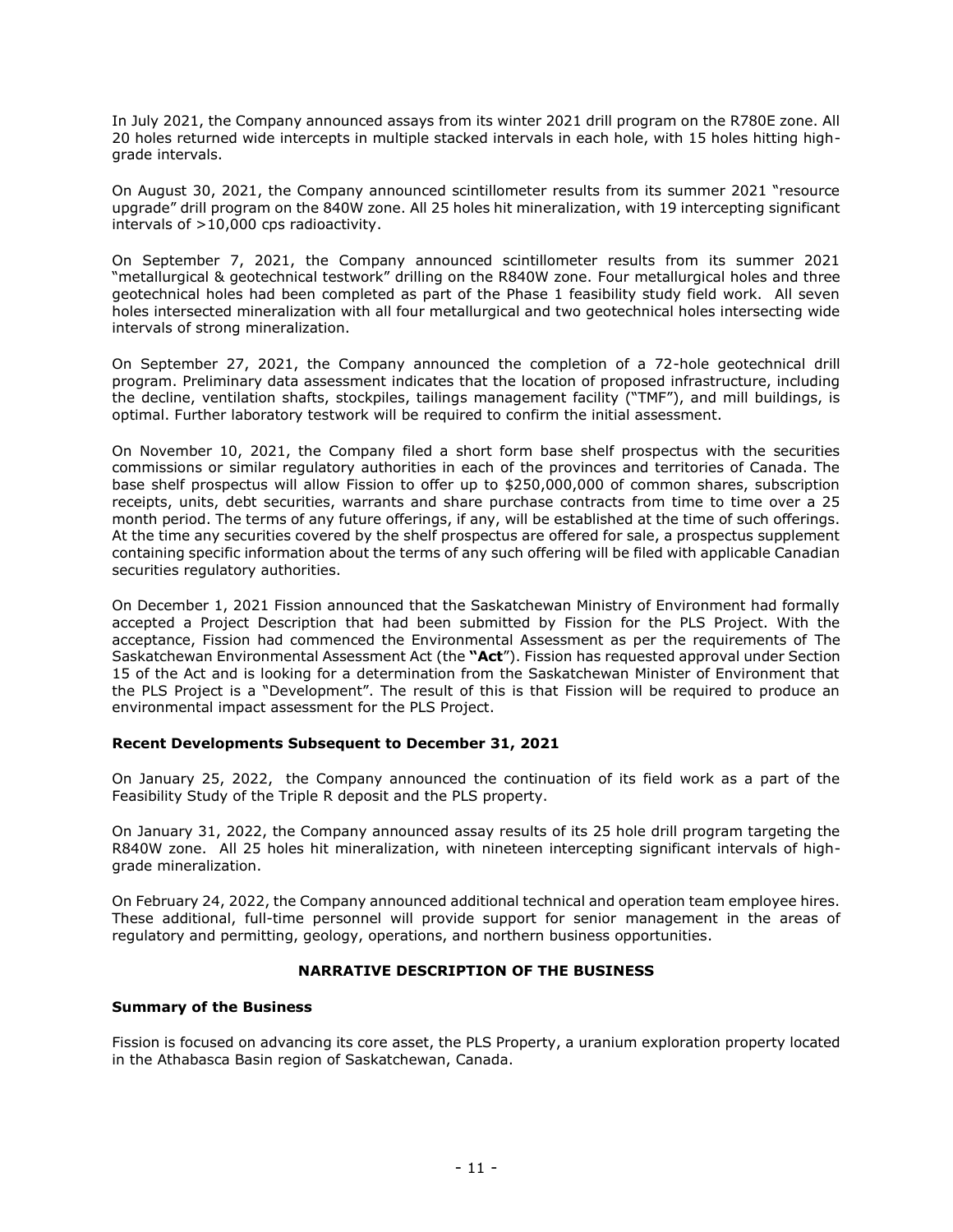In July 2021, the Company announced assays from its winter 2021 drill program on the R780E zone. All 20 holes returned wide intercepts in multiple stacked intervals in each hole, with 15 holes hitting high-grade intervals.

On August 30, 2021, the Company announced scintillometer results from its summer 2021 "resource upgrade" drill program on the 840W zone. All 25 holes hit mineralization, with 19 intercepting significant intervals of >10,000 cps radioactivity.

On September 7, 2021, the Company announced scintillometer results from its summer 2021 "metallurgical & geotechnical testwork" drilling on the R840W zone. Four metallurgical holes and three geotechnical holes had been completed as part of the Phase 1 feasibility study field work. All seven holes intersected mineralization with all four metallurgical and two geotechnical holes intersecting wide intervals of strong mineralization.

On September 27, 2021, the Company announced the completion of a 72-hole geotechnical drill program. Preliminary data assessment indicates that the location of proposed infrastructure, including the decline, ventilation shafts, stockpiles, tailings management facility ("TMF"), and mill buildings, is optimal. Further laboratory testwork will be required to confirm the initial assessment.

On November 10, 2021, the Company filed a short form base shelf prospectus with the securities commissions or similar regulatory authorities in each of the provinces and territories of Canada. The base shelf prospectus will allow Fission to offer up to $250,000,000 of common shares, subscription receipts, units, debt securities, warrants and share purchase contracts from time to time over a 25 month period. The terms of any future offerings, if any, will be established at the time of such offerings. At the time any securities covered by the shelf prospectus are offered for sale, a prospectus supplement containing specific information about the terms of any such offering will be filed with applicable Canadian securities regulatory authorities.

On December 1, 2021 Fission announced that the Saskatchewan Ministry of Environment had formally accepted a Project Description that had been submitted by Fission for the PLS Project. With the acceptance, Fission had commenced the Environmental Assessment as per the requirements of The Saskatchewan Environmental Assessment Act (the **"Act"**). Fission has requested approval under Section 15 of the Act and is looking for a determination from the Saskatchewan Minister of Environment that the PLS Project is a "Development". The result of this is that Fission will be required to produce an environmental impact assessment for the PLS Project.

**Recent Developments Subsequent to December 31, 2021**

On January 25, 2022, the Company announced the continuation of its field work as a part of the Feasibility Study of the Triple R deposit and the PLS property.

On January 31, 2022, the Company announced assay results of its 25 hole drill program targeting the R840W zone. All 25 holes hit mineralization, with nineteen intercepting significant intervals of high-grade mineralization.

On February 24, 2022, the Company announced additional technical and operation team employee hires. These additional, full-time personnel will provide support for senior management in the areas of regulatory and permitting, geology, operations, and northern business opportunities.

## NARRATIVE DESCRIPTION OF THE BUSINESS

**Summary of the Business**

Fission is focused on advancing its core asset, the PLS Property, a uranium exploration property located in the Athabasca Basin region of Saskatchewan, Canada.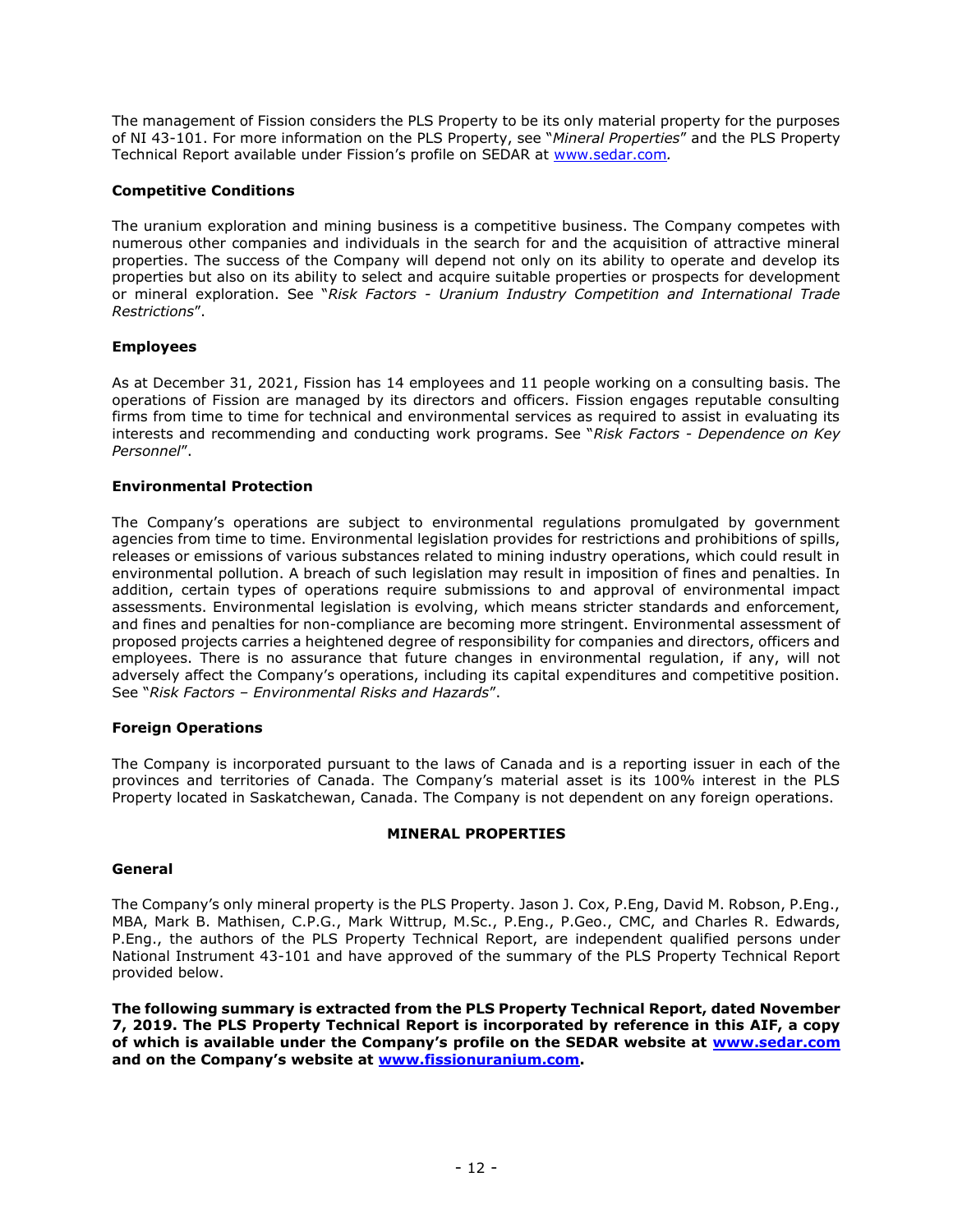The management of Fission considers the PLS Property to be its only material property for the purposes of NI 43-101. For more information on the PLS Property, see "*Mineral Properties*" and the PLS Property Technical Report available under Fission's profile on SEDAR at [www.sedar.com](http://www.sedar.com).

### Competitive Conditions

The uranium exploration and mining business is a competitive business. The Company competes with numerous other companies and individuals in the search for and the acquisition of attractive mineral properties. The success of the Company will depend not only on its ability to operate and develop its properties but also on its ability to select and acquire suitable properties or prospects for development or mineral exploration. See "*Risk Factors - Uranium Industry Competition and International Trade Restrictions*".

### Employees

As at December 31, 2021, Fission has 14 employees and 11 people working on a consulting basis. The operations of Fission are managed by its directors and officers. Fission engages reputable consulting firms from time to time for technical and environmental services as required to assist in evaluating its interests and recommending and conducting work programs. See "*Risk Factors - Dependence on Key Personnel*".

### Environmental Protection

The Company's operations are subject to environmental regulations promulgated by government agencies from time to time. Environmental legislation provides for restrictions and prohibitions of spills, releases or emissions of various substances related to mining industry operations, which could result in environmental pollution. A breach of such legislation may result in imposition of fines and penalties. In addition, certain types of operations require submissions to and approval of environmental impact assessments. Environmental legislation is evolving, which means stricter standards and enforcement, and fines and penalties for non-compliance are becoming more stringent. Environmental assessment of proposed projects carries a heightened degree of responsibility for companies and directors, officers and employees. There is no assurance that future changes in environmental regulation, if any, will not adversely affect the Company's operations, including its capital expenditures and competitive position. See "*Risk Factors – Environmental Risks and Hazards*".

### Foreign Operations

The Company is incorporated pursuant to the laws of Canada and is a reporting issuer in each of the provinces and territories of Canada. The Company's material asset is its 100% interest in the PLS Property located in Saskatchewan, Canada. The Company is not dependent on any foreign operations.

## MINERAL PROPERTIES

### General

The Company's only mineral property is the PLS Property. Jason J. Cox, P.Eng, David M. Robson, P.Eng., MBA, Mark B. Mathisen, C.P.G., Mark Wittrup, M.Sc., P.Eng., P.Geo., CMC, and Charles R. Edwards, P.Eng., the authors of the PLS Property Technical Report, are independent qualified persons under National Instrument 43-101 and have approved of the summary of the PLS Property Technical Report provided below.

**The following summary is extracted from the PLS Property Technical Report, dated November 7, 2019. The PLS Property Technical Report is incorporated by reference in this AIF, a copy of which is available under the Company's profile on the SEDAR website at [www.sedar.com](http://www.sedar.com) and on the Company's website at [www.fissionuranium.com](http://www.fissionuranium.com).**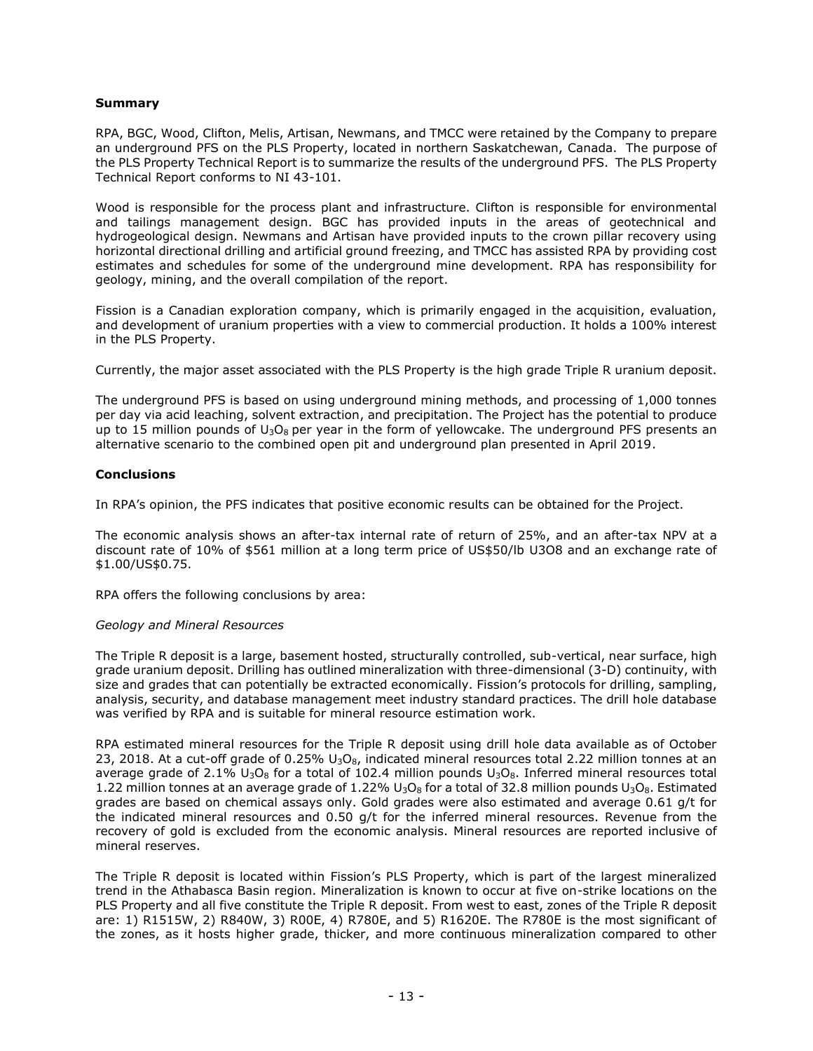**Summary**

RPA, BGC, Wood, Clifton, Melis, Artisan, Newmans, and TMCC were retained by the Company to prepare an underground PFS on the PLS Property, located in northern Saskatchewan, Canada. The purpose of the PLS Property Technical Report is to summarize the results of the underground PFS. The PLS Property Technical Report conforms to NI 43-101.

Wood is responsible for the process plant and infrastructure. Clifton is responsible for environmental and tailings management design. BGC has provided inputs in the areas of geotechnical and hydrogeological design. Newmans and Artisan have provided inputs to the crown pillar recovery using horizontal directional drilling and artificial ground freezing, and TMCC has assisted RPA by providing cost estimates and schedules for some of the underground mine development. RPA has responsibility for geology, mining, and the overall compilation of the report.

Fission is a Canadian exploration company, which is primarily engaged in the acquisition, evaluation, and development of uranium properties with a view to commercial production. It holds a 100% interest in the PLS Property.

Currently, the major asset associated with the PLS Property is the high grade Triple R uranium deposit.

The underground PFS is based on using underground mining methods, and processing of 1,000 tonnes per day via acid leaching, solvent extraction, and precipitation. The Project has the potential to produce up to 15 million pounds of $U_3O_8$ per year in the form of yellowcake. The underground PFS presents an alternative scenario to the combined open pit and underground plan presented in April 2019.

**Conclusions**

In RPA's opinion, the PFS indicates that positive economic results can be obtained for the Project.

The economic analysis shows an after-tax internal rate of return of 25%, and an after-tax NPV at a discount rate of 10% of $561 million at a long term price of US$50/lb U3O8 and an exchange rate of $1.00/US$0.75.

RPA offers the following conclusions by area:

*Geology and Mineral Resources*

The Triple R deposit is a large, basement hosted, structurally controlled, sub-vertical, near surface, high grade uranium deposit. Drilling has outlined mineralization with three-dimensional (3-D) continuity, with size and grades that can potentially be extracted economically. Fission's protocols for drilling, sampling, analysis, security, and database management meet industry standard practices. The drill hole database was verified by RPA and is suitable for mineral resource estimation work.

RPA estimated mineral resources for the Triple R deposit using drill hole data available as of October 23, 2018. At a cut-off grade of 0.25% $U_3O_8$, indicated mineral resources total 2.22 million tonnes at an average grade of 2.1% $U_3O_8$ for a total of 102.4 million pounds $U_3O_8$. Inferred mineral resources total 1.22 million tonnes at an average grade of 1.22% $U_3O_8$ for a total of 32.8 million pounds $U_3O_8$. Estimated grades are based on chemical assays only. Gold grades were also estimated and average 0.61 g/t for the indicated mineral resources and 0.50 g/t for the inferred mineral resources. Revenue from the recovery of gold is excluded from the economic analysis. Mineral resources are reported inclusive of mineral reserves.

The Triple R deposit is located within Fission's PLS Property, which is part of the largest mineralized trend in the Athabasca Basin region. Mineralization is known to occur at five on-strike locations on the PLS Property and all five constitute the Triple R deposit. From west to east, zones of the Triple R deposit are: 1) R1515W, 2) R840W, 3) R00E, 4) R780E, and 5) R1620E. The R780E is the most significant of the zones, as it hosts higher grade, thicker, and more continuous mineralization compared to other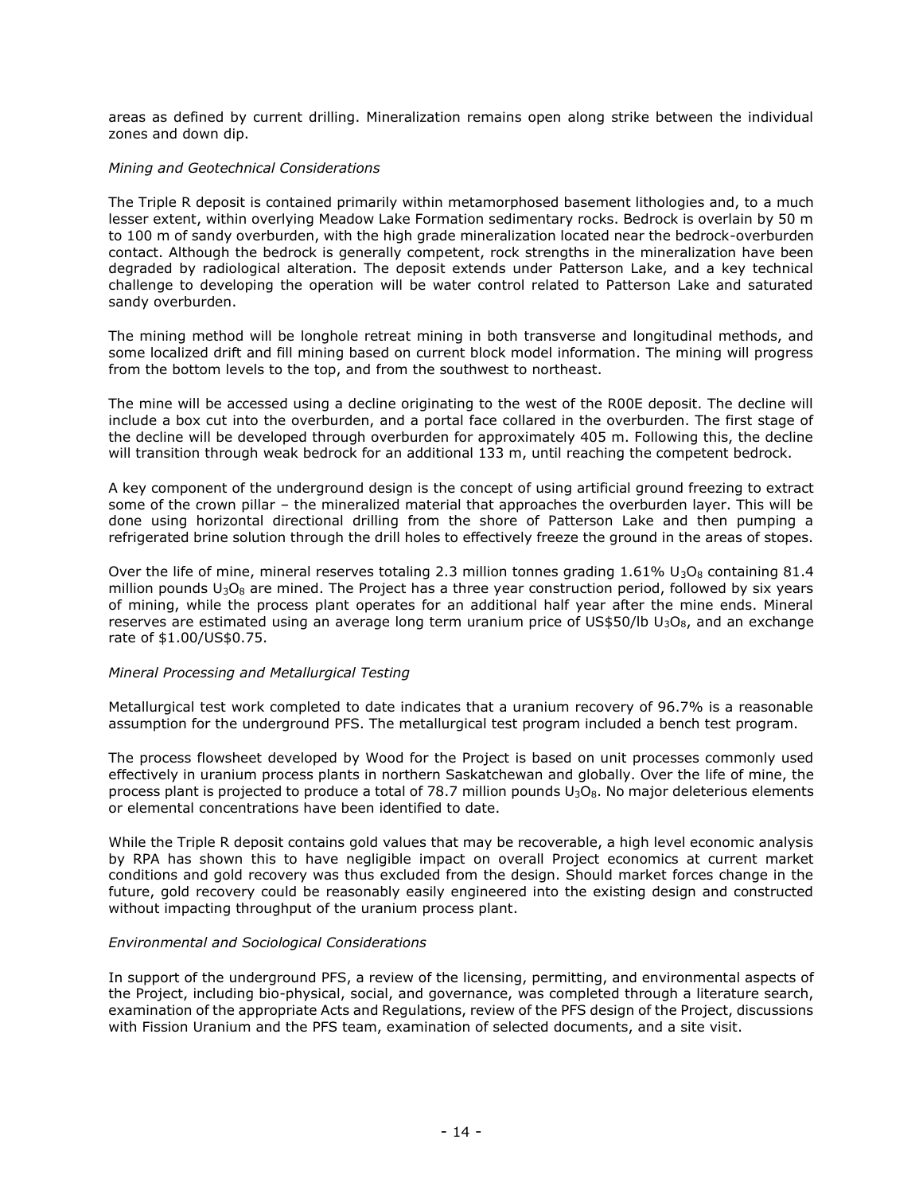areas as defined by current drilling. Mineralization remains open along strike between the individual zones and down dip.

*Mining and Geotechnical Considerations*

The Triple R deposit is contained primarily within metamorphosed basement lithologies and, to a much lesser extent, within overlying Meadow Lake Formation sedimentary rocks. Bedrock is overlain by 50 m to 100 m of sandy overburden, with the high grade mineralization located near the bedrock-overburden contact. Although the bedrock is generally competent, rock strengths in the mineralization have been degraded by radiological alteration. The deposit extends under Patterson Lake, and a key technical challenge to developing the operation will be water control related to Patterson Lake and saturated sandy overburden.

The mining method will be longhole retreat mining in both transverse and longitudinal methods, and some localized drift and fill mining based on current block model information. The mining will progress from the bottom levels to the top, and from the southwest to northeast.

The mine will be accessed using a decline originating to the west of the R00E deposit. The decline will include a box cut into the overburden, and a portal face collared in the overburden. The first stage of the decline will be developed through overburden for approximately 405 m. Following this, the decline will transition through weak bedrock for an additional 133 m, until reaching the competent bedrock.

A key component of the underground design is the concept of using artificial ground freezing to extract some of the crown pillar – the mineralized material that approaches the overburden layer. This will be done using horizontal directional drilling from the shore of Patterson Lake and then pumping a refrigerated brine solution through the drill holes to effectively freeze the ground in the areas of stopes.

Over the life of mine, mineral reserves totaling 2.3 million tonnes grading 1.61% $U_3O_8$ containing 81.4 million pounds $U_3O_8$ are mined. The Project has a three year construction period, followed by six years of mining, while the process plant operates for an additional half year after the mine ends. Mineral reserves are estimated using an average long term uranium price of US$50/lb $U_3O_8$, and an exchange rate of $1.00/US$0.75.

*Mineral Processing and Metallurgical Testing*

Metallurgical test work completed to date indicates that a uranium recovery of 96.7% is a reasonable assumption for the underground PFS. The metallurgical test program included a bench test program.

The process flowsheet developed by Wood for the Project is based on unit processes commonly used effectively in uranium process plants in northern Saskatchewan and globally. Over the life of mine, the process plant is projected to produce a total of 78.7 million pounds $U_3O_8$. No major deleterious elements or elemental concentrations have been identified to date.

While the Triple R deposit contains gold values that may be recoverable, a high level economic analysis by RPA has shown this to have negligible impact on overall Project economics at current market conditions and gold recovery was thus excluded from the design. Should market forces change in the future, gold recovery could be reasonably easily engineered into the existing design and constructed without impacting throughput of the uranium process plant.

*Environmental and Sociological Considerations*

In support of the underground PFS, a review of the licensing, permitting, and environmental aspects of the Project, including bio-physical, social, and governance, was completed through a literature search, examination of the appropriate Acts and Regulations, review of the PFS design of the Project, discussions with Fission Uranium and the PFS team, examination of selected documents, and a site visit.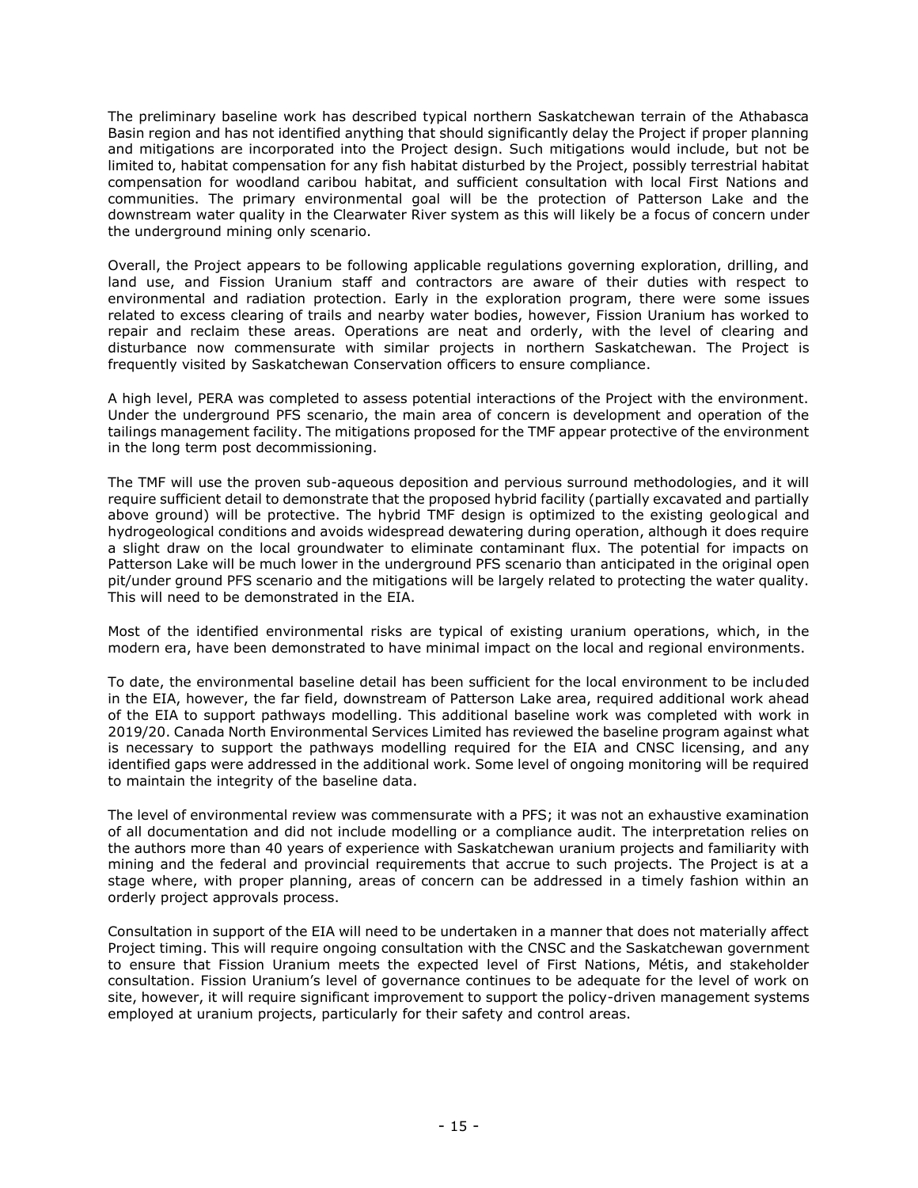The preliminary baseline work has described typical northern Saskatchewan terrain of the Athabasca Basin region and has not identified anything that should significantly delay the Project if proper planning and mitigations are incorporated into the Project design. Such mitigations would include, but not be limited to, habitat compensation for any fish habitat disturbed by the Project, possibly terrestrial habitat compensation for woodland caribou habitat, and sufficient consultation with local First Nations and communities. The primary environmental goal will be the protection of Patterson Lake and the downstream water quality in the Clearwater River system as this will likely be a focus of concern under the underground mining only scenario.

Overall, the Project appears to be following applicable regulations governing exploration, drilling, and land use, and Fission Uranium staff and contractors are aware of their duties with respect to environmental and radiation protection. Early in the exploration program, there were some issues related to excess clearing of trails and nearby water bodies, however, Fission Uranium has worked to repair and reclaim these areas. Operations are neat and orderly, with the level of clearing and disturbance now commensurate with similar projects in northern Saskatchewan. The Project is frequently visited by Saskatchewan Conservation officers to ensure compliance.

A high level, PERA was completed to assess potential interactions of the Project with the environment. Under the underground PFS scenario, the main area of concern is development and operation of the tailings management facility. The mitigations proposed for the TMF appear protective of the environment in the long term post decommissioning.

The TMF will use the proven sub-aqueous deposition and pervious surround methodologies, and it will require sufficient detail to demonstrate that the proposed hybrid facility (partially excavated and partially above ground) will be protective. The hybrid TMF design is optimized to the existing geological and hydrogeological conditions and avoids widespread dewatering during operation, although it does require a slight draw on the local groundwater to eliminate contaminant flux. The potential for impacts on Patterson Lake will be much lower in the underground PFS scenario than anticipated in the original open pit/under ground PFS scenario and the mitigations will be largely related to protecting the water quality. This will need to be demonstrated in the EIA.

Most of the identified environmental risks are typical of existing uranium operations, which, in the modern era, have been demonstrated to have minimal impact on the local and regional environments.

To date, the environmental baseline detail has been sufficient for the local environment to be included in the EIA, however, the far field, downstream of Patterson Lake area, required additional work ahead of the EIA to support pathways modelling. This additional baseline work was completed with work in 2019/20. Canada North Environmental Services Limited has reviewed the baseline program against what is necessary to support the pathways modelling required for the EIA and CNSC licensing, and any identified gaps were addressed in the additional work. Some level of ongoing monitoring will be required to maintain the integrity of the baseline data.

The level of environmental review was commensurate with a PFS; it was not an exhaustive examination of all documentation and did not include modelling or a compliance audit. The interpretation relies on the authors more than 40 years of experience with Saskatchewan uranium projects and familiarity with mining and the federal and provincial requirements that accrue to such projects. The Project is at a stage where, with proper planning, areas of concern can be addressed in a timely fashion within an orderly project approvals process.

Consultation in support of the EIA will need to be undertaken in a manner that does not materially affect Project timing. This will require ongoing consultation with the CNSC and the Saskatchewan government to ensure that Fission Uranium meets the expected level of First Nations, Métis, and stakeholder consultation. Fission Uranium's level of governance continues to be adequate for the level of work on site, however, it will require significant improvement to support the policy-driven management systems employed at uranium projects, particularly for their safety and control areas.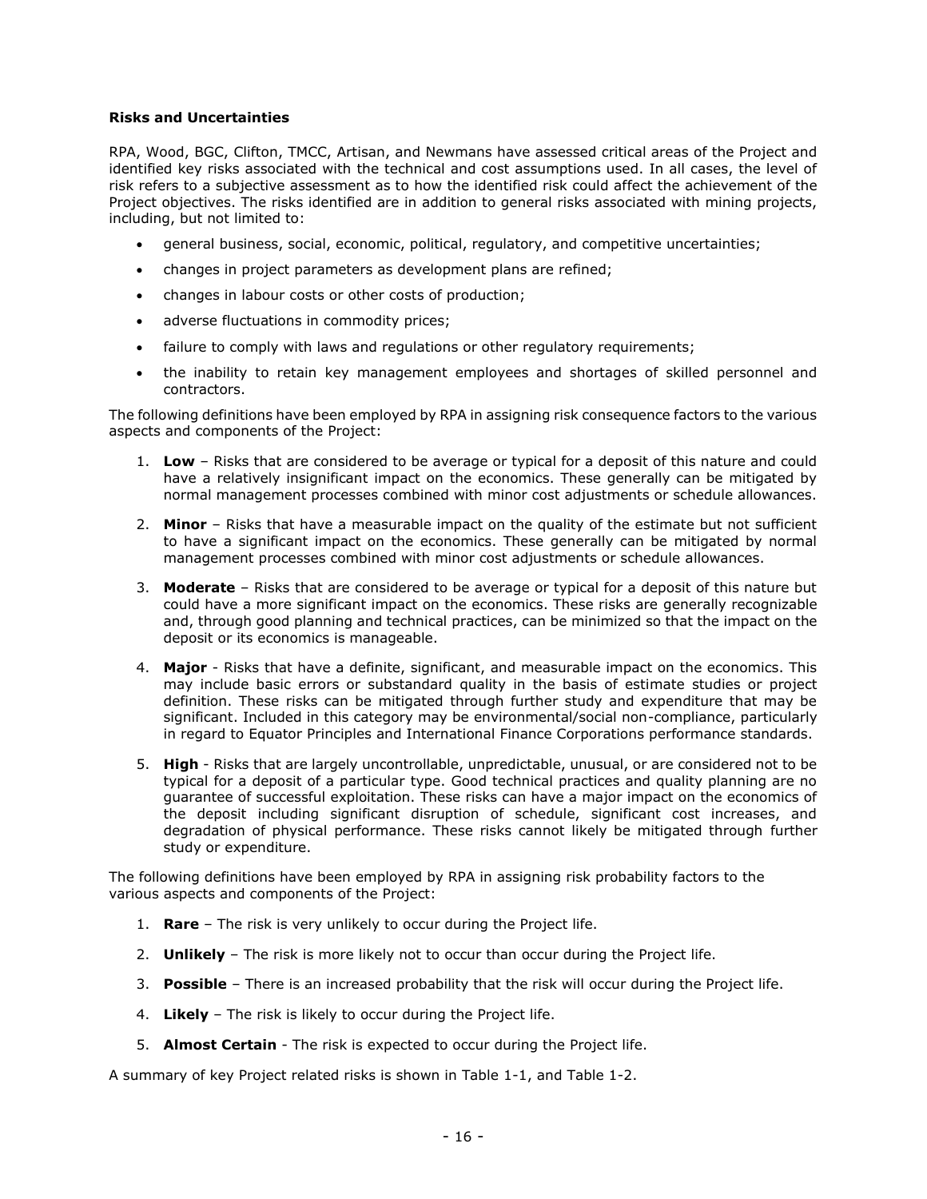**Risks and Uncertainties**

RPA, Wood, BGC, Clifton, TMCC, Artisan, and Newmans have assessed critical areas of the Project and identified key risks associated with the technical and cost assumptions used. In all cases, the level of risk refers to a subjective assessment as to how the identified risk could affect the achievement of the Project objectives. The risks identified are in addition to general risks associated with mining projects, including, but not limited to:

- general business, social, economic, political, regulatory, and competitive uncertainties;
- changes in project parameters as development plans are refined;
- changes in labour costs or other costs of production;
- adverse fluctuations in commodity prices;
- failure to comply with laws and regulations or other regulatory requirements;
- the inability to retain key management employees and shortages of skilled personnel and contractors.

The following definitions have been employed by RPA in assigning risk consequence factors to the various aspects and components of the Project:

1. **Low** – Risks that are considered to be average or typical for a deposit of this nature and could have a relatively insignificant impact on the economics. These generally can be mitigated by normal management processes combined with minor cost adjustments or schedule allowances.
2. **Minor** – Risks that have a measurable impact on the quality of the estimate but not sufficient to have a significant impact on the economics. These generally can be mitigated by normal management processes combined with minor cost adjustments or schedule allowances.
3. **Moderate** – Risks that are considered to be average or typical for a deposit of this nature but could have a more significant impact on the economics. These risks are generally recognizable and, through good planning and technical practices, can be minimized so that the impact on the deposit or its economics is manageable.
4. **Major** - Risks that have a definite, significant, and measurable impact on the economics. This may include basic errors or substandard quality in the basis of estimate studies or project definition. These risks can be mitigated through further study and expenditure that may be significant. Included in this category may be environmental/social non-compliance, particularly in regard to Equator Principles and International Finance Corporations performance standards.
5. **High** - Risks that are largely uncontrollable, unpredictable, unusual, or are considered not to be typical for a deposit of a particular type. Good technical practices and quality planning are no guarantee of successful exploitation. These risks can have a major impact on the economics of the deposit including significant disruption of schedule, significant cost increases, and degradation of physical performance. These risks cannot likely be mitigated through further study or expenditure.

The following definitions have been employed by RPA in assigning risk probability factors to the various aspects and components of the Project:

1. **Rare** – The risk is very unlikely to occur during the Project life.
2. **Unlikely** – The risk is more likely not to occur than occur during the Project life.
3. **Possible** – There is an increased probability that the risk will occur during the Project life.
4. **Likely** – The risk is likely to occur during the Project life.
5. **Almost Certain** - The risk is expected to occur during the Project life.

A summary of key Project related risks is shown in Table 1-1, and Table 1-2.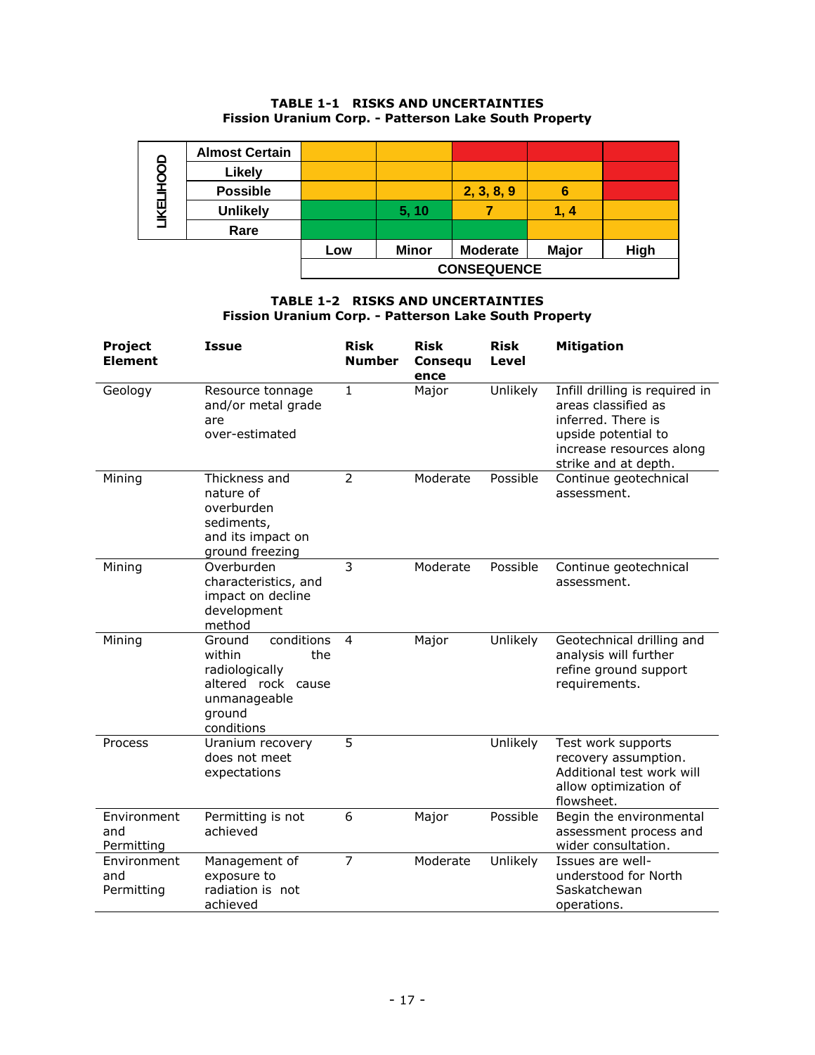**TABLE 1-1 RISKS AND UNCERTAINTIES**
**Fission Uranium Corp. - Patterson Lake South Property**

| LIKELIHOOD | Low | Minor | Moderate | Major | High |
|---|---|---|---|---|---|
| Almost Certain | | | | | |
| Likely | | | | | |
| Possible | | | 2, 3, 8, 9 | 6 | |
| Unlikely | | 5, 10 | 7 | 1, 4 | |
| Rare | | | | | |
| | CONSEQUENCE | | | | |

**TABLE 1-2 RISKS AND UNCERTAINTIES**
**Fission Uranium Corp. - Patterson Lake South Property**

| Project Element | Issue | Risk Number | Risk Consequence | Risk Level | Mitigation |
|---|---|---|---|---|---|
| Geology | Resource tonnage and/or metal grade are over-estimated | 1 | Major | Unlikely | Infill drilling is required in areas classified as inferred. There is upside potential to increase resources along strike and at depth. |
| Mining | Thickness and nature of overburden sediments, and its impact on ground freezing | 2 | Moderate | Possible | Continue geotechnical assessment. |
| Mining | Overburden characteristics, and impact on decline development method | 3 | Moderate | Possible | Continue geotechnical assessment. |
| Mining | Ground conditions within the radiologically altered rock cause unmanageable ground conditions | 4 | Major | Unlikely | Geotechnical drilling and analysis will further refine ground support requirements. |
| Process | Uranium recovery does not meet expectations | 5 | | Unlikely | Test work supports recovery assumption. Additional test work will allow optimization of flowsheet. |
| Environment and Permitting | Permitting is not achieved | 6 | Major | Possible | Begin the environmental assessment process and wider consultation. |
| Environment and Permitting | Management of exposure to radiation is not achieved | 7 | Moderate | Unlikely | Issues are well-understood for North Saskatchewan operations. |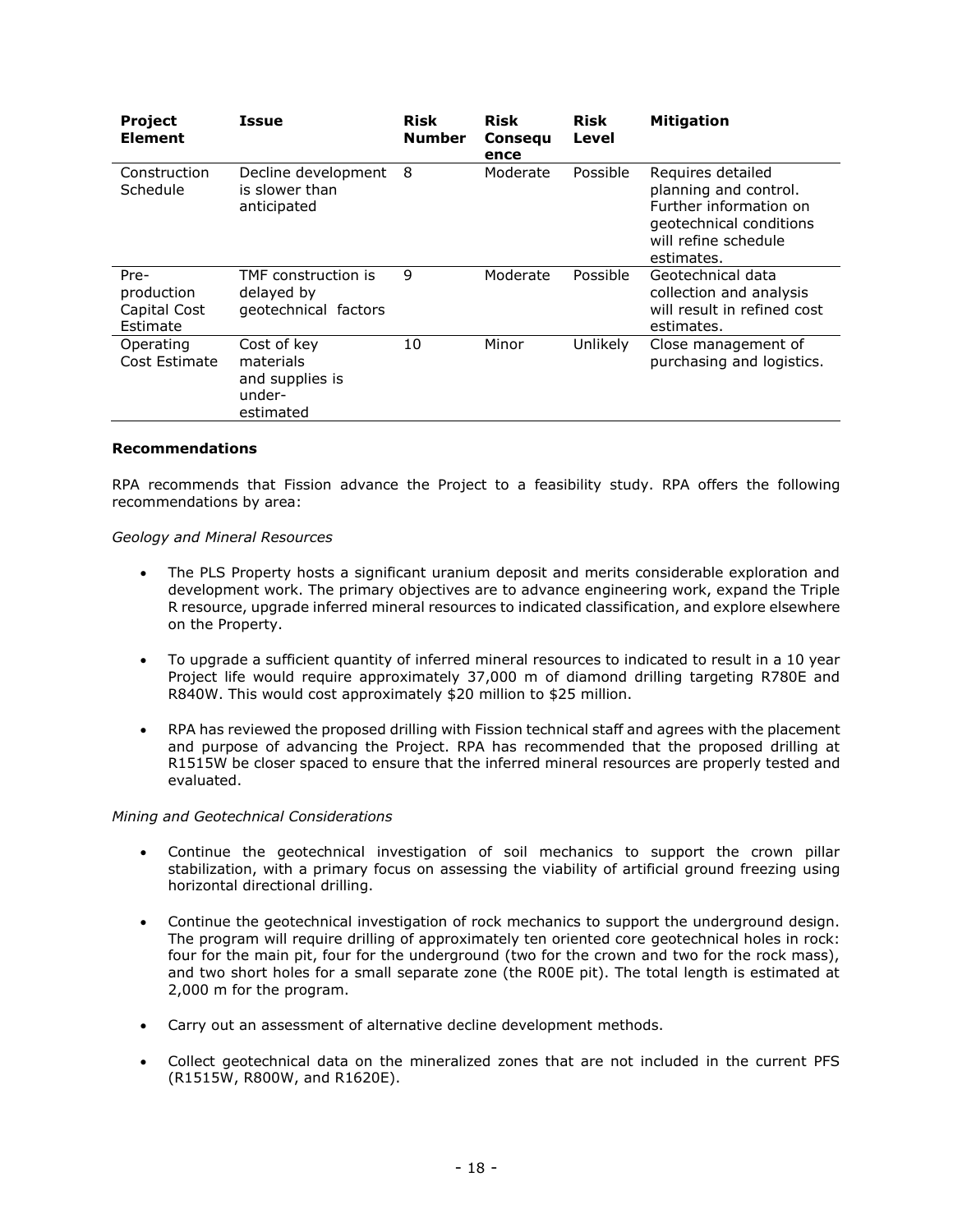| Project Element | Issue | Risk Number | Risk Consequence | Risk Level | Mitigation |
| --- | --- | --- | --- | --- | --- |
| Construction Schedule | Decline development is slower than anticipated | 8 | Moderate | Possible | Requires detailed planning and control. Further information on geotechnical conditions will refine schedule estimates. |
| Pre-production Capital Cost Estimate | TMF construction is delayed by geotechnical factors | 9 | Moderate | Possible | Geotechnical data collection and analysis will result in refined cost estimates. |
| Operating Cost Estimate | Cost of key materials and supplies is under-estimated | 10 | Minor | Unlikely | Close management of purchasing and logistics. |

**Recommendations**

RPA recommends that Fission advance the Project to a feasibility study. RPA offers the following recommendations by area:

*Geology and Mineral Resources*

- The PLS Property hosts a significant uranium deposit and merits considerable exploration and development work. The primary objectives are to advance engineering work, expand the Triple R resource, upgrade inferred mineral resources to indicated classification, and explore elsewhere on the Property.
- To upgrade a sufficient quantity of inferred mineral resources to indicated to result in a 10 year Project life would require approximately 37,000 m of diamond drilling targeting R780E and R840W. This would cost approximately $20 million to $25 million.
- RPA has reviewed the proposed drilling with Fission technical staff and agrees with the placement and purpose of advancing the Project. RPA has recommended that the proposed drilling at R1515W be closer spaced to ensure that the inferred mineral resources are properly tested and evaluated.

*Mining and Geotechnical Considerations*

- Continue the geotechnical investigation of soil mechanics to support the crown pillar stabilization, with a primary focus on assessing the viability of artificial ground freezing using horizontal directional drilling.
- Continue the geotechnical investigation of rock mechanics to support the underground design. The program will require drilling of approximately ten oriented core geotechnical holes in rock: four for the main pit, four for the underground (two for the crown and two for the rock mass), and two short holes for a small separate zone (the R00E pit). The total length is estimated at 2,000 m for the program.
- Carry out an assessment of alternative decline development methods.
- Collect geotechnical data on the mineralized zones that are not included in the current PFS (R1515W, R800W, and R1620E).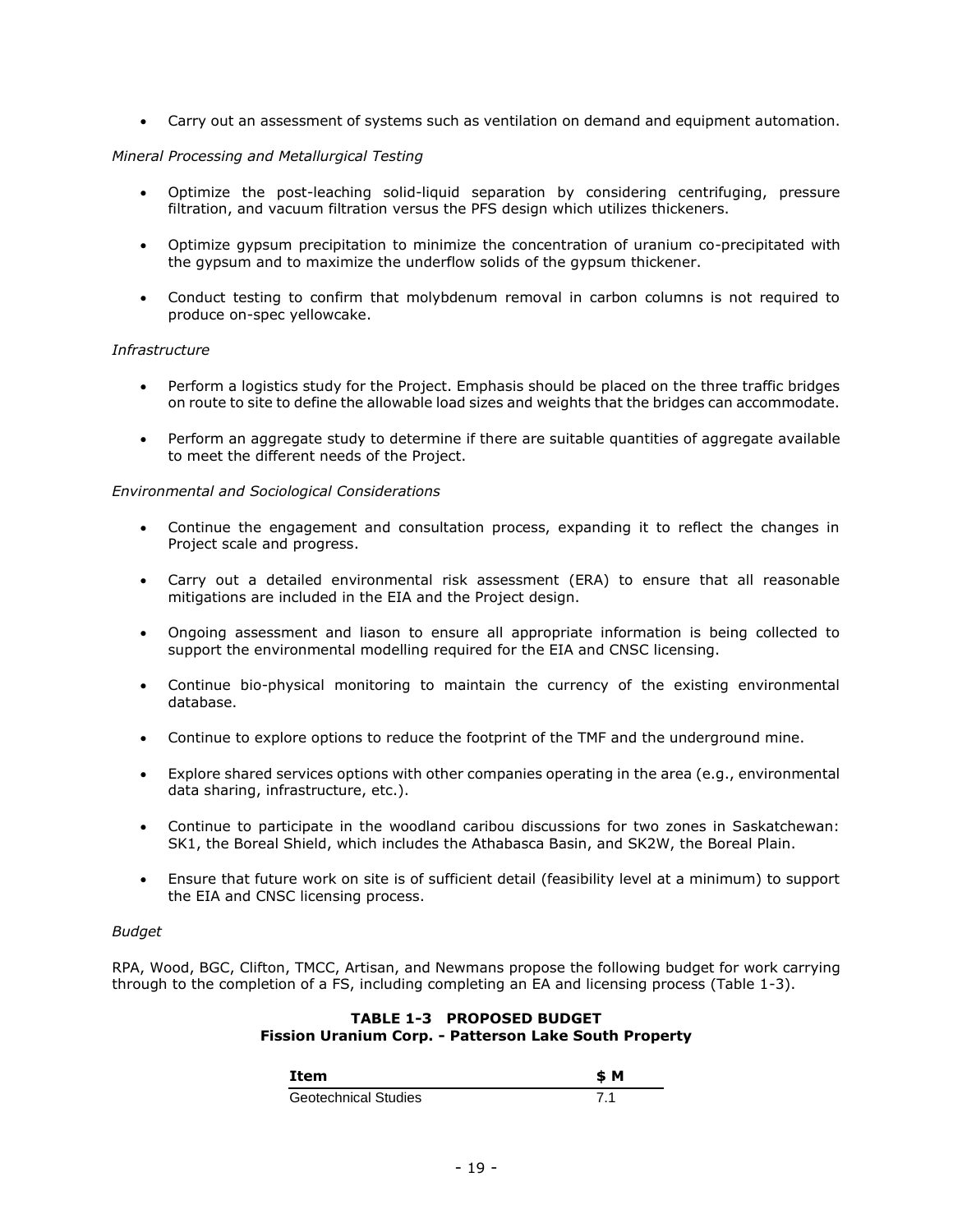- Carry out an assessment of systems such as ventilation on demand and equipment automation.

*Mineral Processing and Metallurgical Testing*

- Optimize the post-leaching solid-liquid separation by considering centrifuging, pressure filtration, and vacuum filtration versus the PFS design which utilizes thickeners.
- Optimize gypsum precipitation to minimize the concentration of uranium co-precipitated with the gypsum and to maximize the underflow solids of the gypsum thickener.
- Conduct testing to confirm that molybdenum removal in carbon columns is not required to produce on-spec yellowcake.

*Infrastructure*

- Perform a logistics study for the Project. Emphasis should be placed on the three traffic bridges on route to site to define the allowable load sizes and weights that the bridges can accommodate.
- Perform an aggregate study to determine if there are suitable quantities of aggregate available to meet the different needs of the Project.

*Environmental and Sociological Considerations*

- Continue the engagement and consultation process, expanding it to reflect the changes in Project scale and progress.
- Carry out a detailed environmental risk assessment (ERA) to ensure that all reasonable mitigations are included in the EIA and the Project design.
- Ongoing assessment and liason to ensure all appropriate information is being collected to support the environmental modelling required for the EIA and CNSC licensing.
- Continue bio-physical monitoring to maintain the currency of the existing environmental database.
- Continue to explore options to reduce the footprint of the TMF and the underground mine.
- Explore shared services options with other companies operating in the area (e.g., environmental data sharing, infrastructure, etc.).
- Continue to participate in the woodland caribou discussions for two zones in Saskatchewan: SK1, the Boreal Shield, which includes the Athabasca Basin, and SK2W, the Boreal Plain.
- Ensure that future work on site is of sufficient detail (feasibility level at a minimum) to support the EIA and CNSC licensing process.

*Budget*

RPA, Wood, BGC, Clifton, TMCC, Artisan, and Newmans propose the following budget for work carrying through to the completion of a FS, including completing an EA and licensing process (Table 1-3).

**TABLE 1-3 PROPOSED BUDGET**
**Fission Uranium Corp. - Patterson Lake South Property**

| Item | $ M |
|---|---|
| Geotechnical Studies | 7.1 |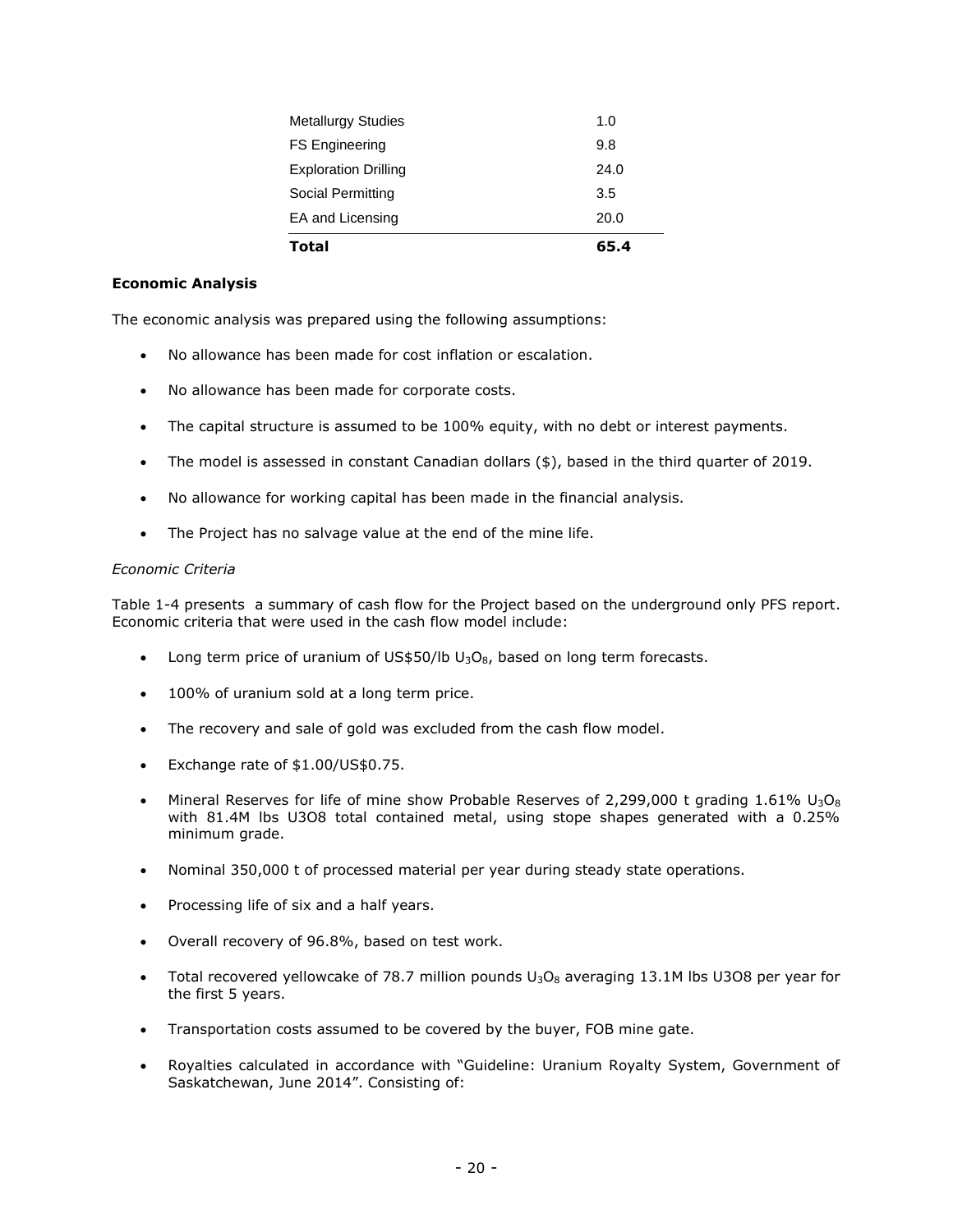| | |
|---|---|
| Metallurgy Studies | 1.0 |
| FS Engineering | 9.8 |
| Exploration Drilling | 24.0 |
| Social Permitting | 3.5 |
| EA and Licensing | 20.0 |
| **Total** | **65.4** |

**Economic Analysis**

The economic analysis was prepared using the following assumptions:

- No allowance has been made for cost inflation or escalation.
- No allowance has been made for corporate costs.
- The capital structure is assumed to be 100% equity, with no debt or interest payments.
- The model is assessed in constant Canadian dollars ($), based in the third quarter of 2019.
- No allowance for working capital has been made in the financial analysis.
- The Project has no salvage value at the end of the mine life.

*Economic Criteria*

Table 1-4 presents a summary of cash flow for the Project based on the underground only PFS report. Economic criteria that were used in the cash flow model include:

- Long term price of uranium of US$50/lb $U_3O_8$, based on long term forecasts.
- 100% of uranium sold at a long term price.
- The recovery and sale of gold was excluded from the cash flow model.
- Exchange rate of $1.00/US$0.75.
- Mineral Reserves for life of mine show Probable Reserves of 2,299,000 t grading 1.61% $U_3O_8$ with 81.4M lbs U3O8 total contained metal, using stope shapes generated with a 0.25% minimum grade.
- Nominal 350,000 t of processed material per year during steady state operations.
- Processing life of six and a half years.
- Overall recovery of 96.8%, based on test work.
- Total recovered yellowcake of 78.7 million pounds $U_3O_8$ averaging 13.1M lbs U3O8 per year for the first 5 years.
- Transportation costs assumed to be covered by the buyer, FOB mine gate.
- Royalties calculated in accordance with "Guideline: Uranium Royalty System, Government of Saskatchewan, June 2014". Consisting of: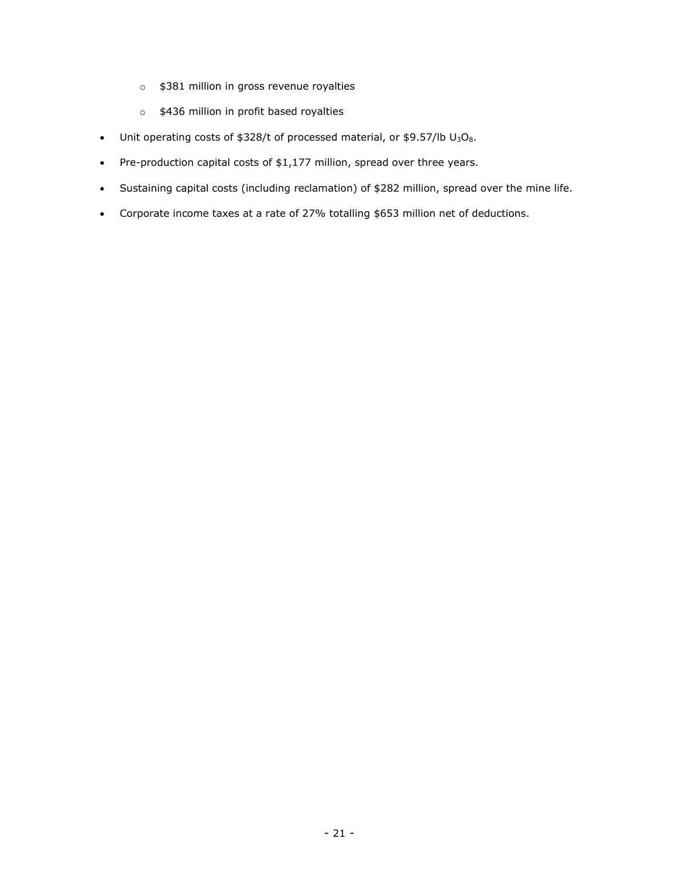- \$381 million in gross revenue royalties
  - \$436 million in profit based royalties
- Unit operating costs of \$328/t of processed material, or \$9.57/lb $U_3O_8$.
- Pre-production capital costs of \$1,177 million, spread over three years.
- Sustaining capital costs (including reclamation) of \$282 million, spread over the mine life.
- Corporate income taxes at a rate of 27% totalling \$653 million net of deductions.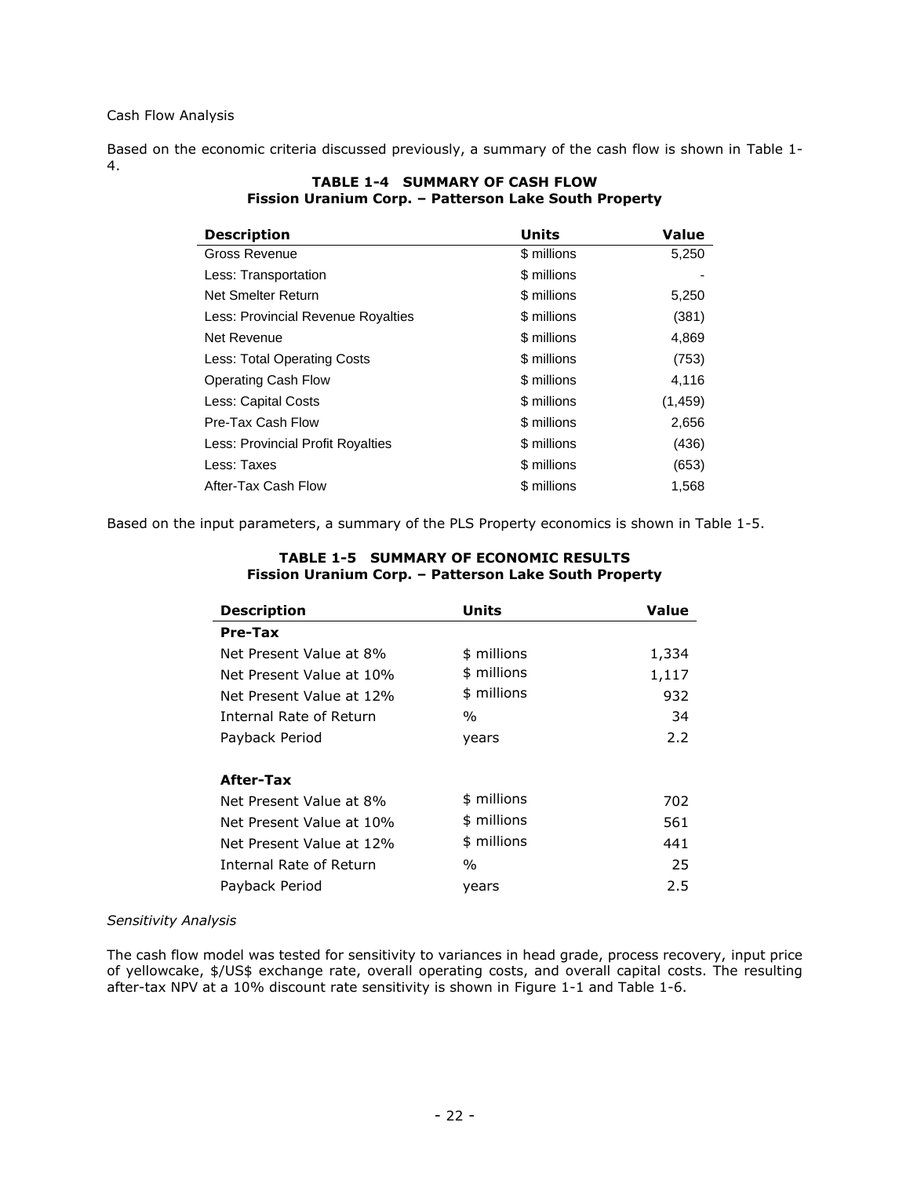Cash Flow Analysis

Based on the economic criteria discussed previously, a summary of the cash flow is shown in Table 1-4.

**TABLE 1-4 SUMMARY OF CASH FLOW**
**Fission Uranium Corp. – Patterson Lake South Property**

| Description | Units | Value |
|---|---|---|
| Gross Revenue | $ millions | 5,250 |
| Less: Transportation | $ millions | - |
| Net Smelter Return | $ millions | 5,250 |
| Less: Provincial Revenue Royalties | $ millions | (381) |
| Net Revenue | $ millions | 4,869 |
| Less: Total Operating Costs | $ millions | (753) |
| Operating Cash Flow | $ millions | 4,116 |
| Less: Capital Costs | $ millions | (1,459) |
| Pre-Tax Cash Flow | $ millions | 2,656 |
| Less: Provincial Profit Royalties | $ millions | (436) |
| Less: Taxes | $ millions | (653) |
| After-Tax Cash Flow | $ millions | 1,568 |

Based on the input parameters, a summary of the PLS Property economics is shown in Table 1-5.

**TABLE 1-5 SUMMARY OF ECONOMIC RESULTS**
**Fission Uranium Corp. – Patterson Lake South Property**

| Description | Units | Value |
|---|---|---|
| **Pre-Tax** | | |
| Net Present Value at 8% | $ millions | 1,334 |
| Net Present Value at 10% | $ millions | 1,117 |
| Net Present Value at 12% | $ millions | 932 |
| Internal Rate of Return | % | 34 |
| Payback Period | years | 2.2 |
| | | |
| **After-Tax** | | |
| Net Present Value at 8% | $ millions | 702 |
| Net Present Value at 10% | $ millions | 561 |
| Net Present Value at 12% | $ millions | 441 |
| Internal Rate of Return | % | 25 |
| Payback Period | years | 2.5 |

*Sensitivity Analysis*

The cash flow model was tested for sensitivity to variances in head grade, process recovery, input price of yellowcake, $/US$ exchange rate, overall operating costs, and overall capital costs. The resulting after-tax NPV at a 10% discount rate sensitivity is shown in Figure 1-1 and Table 1-6.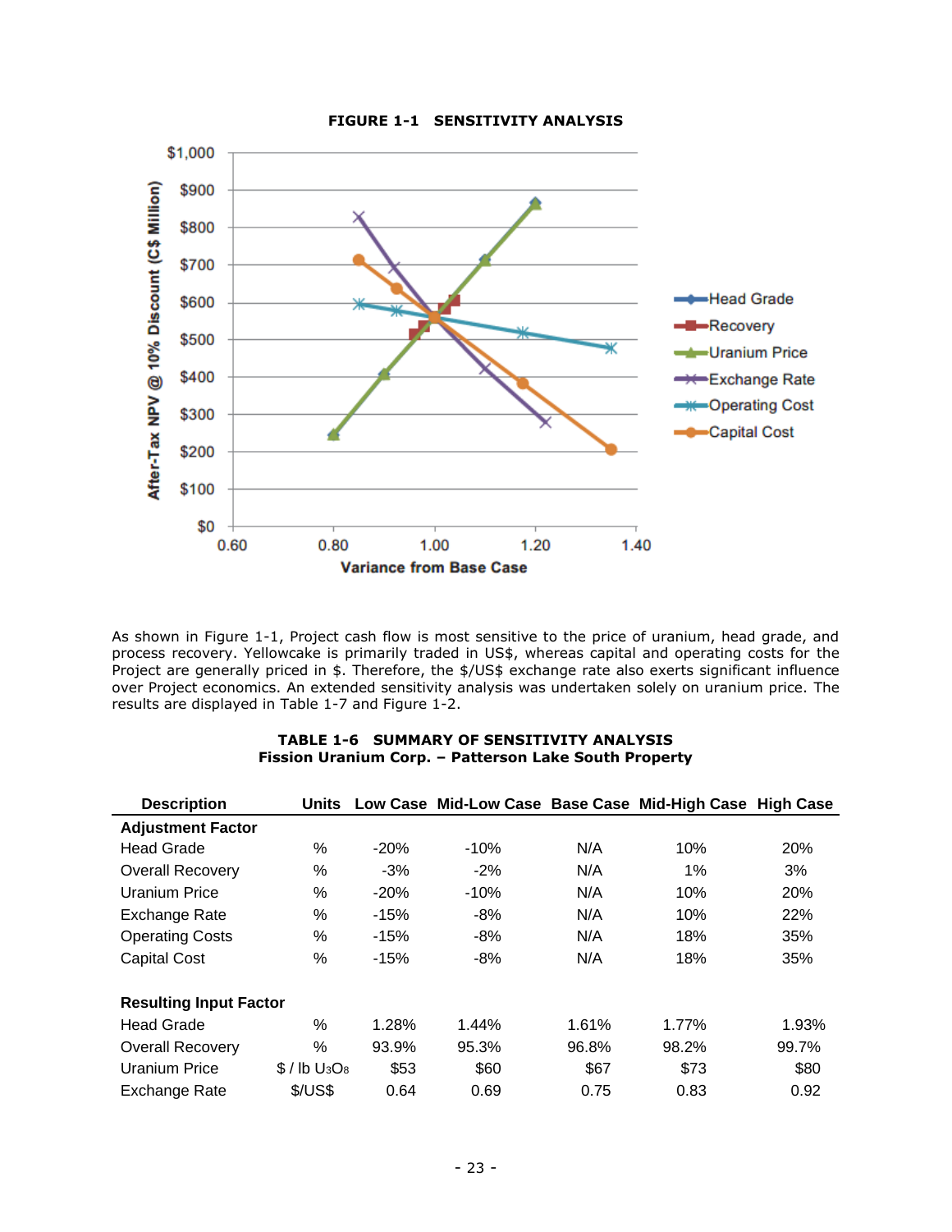**FIGURE 1-1 SENSITIVITY ANALYSIS**

As shown in Figure 1-1, Project cash flow is most sensitive to the price of uranium, head grade, and process recovery. Yellowcake is primarily traded in US$, whereas capital and operating costs for the Project are generally priced in $. Therefore, the $/US$ exchange rate also exerts significant influence over Project economics. An extended sensitivity analysis was undertaken solely on uranium price. The results are displayed in Table 1-7 and Figure 1-2.

**TABLE 1-6 SUMMARY OF SENSITIVITY ANALYSIS**
**Fission Uranium Corp. – Patterson Lake South Property**

| Description | Units | Low Case | Mid-Low Case | Base Case | Mid-High Case | High Case |
|---|---|---|---|---|---|---|
| **Adjustment Factor** | | | | | | |
| Head Grade | % | -20% | -10% | N/A | 10% | 20% |
| Overall Recovery | % | -3% | -2% | N/A | 1% | 3% |
| Uranium Price | % | -20% | -10% | N/A | 10% | 20% |
| Exchange Rate | % | -15% | -8% | N/A | 10% | 22% |
| Operating Costs | % | -15% | -8% | N/A | 18% | 35% |
| Capital Cost | % | -15% | -8% | N/A | 18% | 35% |
| | | | | | | |
| **Resulting Input Factor** | | | | | | |
| Head Grade | % | 1.28% | 1.44% | 1.61% | 1.77% | 1.93% |
| Overall Recovery | % | 93.9% | 95.3% | 96.8% | 98.2% | 99.7% |
| Uranium Price | $ / lb $U_3O_8$ | $53 | $60 | $67 | $73 | $80 |
| Exchange Rate | $/US$ | 0.64 | 0.69 | 0.75 | 0.83 | 0.92 |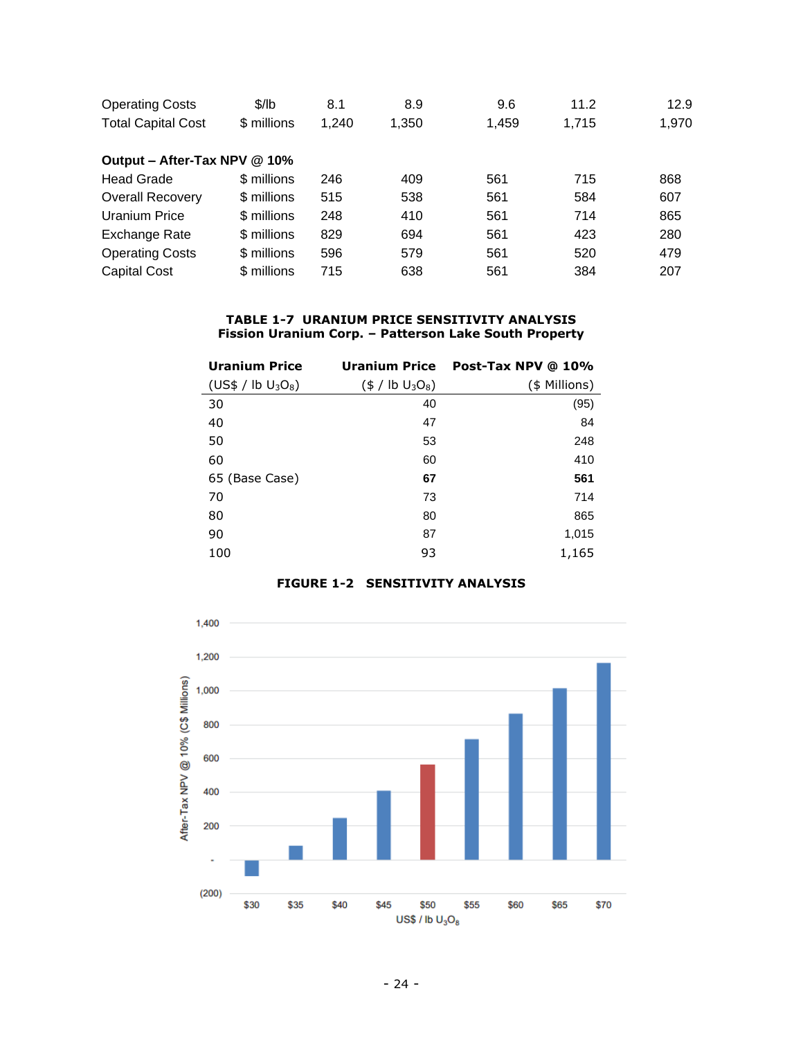| | | | | | | |
|---|---|---|---|---|---|---|
| Operating Costs | $/lb | 8.1 | 8.9 | 9.6 | 11.2 | 12.9 |
| Total Capital Cost | $ millions | 1,240 | 1,350 | 1,459 | 1,715 | 1,970 |
| | | | | | | |
| **Output – After-Tax NPV @ 10%** | | | | | | |
| Head Grade | $ millions | 246 | 409 | 561 | 715 | 868 |
| Overall Recovery | $ millions | 515 | 538 | 561 | 584 | 607 |
| Uranium Price | $ millions | 248 | 410 | 561 | 714 | 865 |
| Exchange Rate | $ millions | 829 | 694 | 561 | 423 | 280 |
| Operating Costs | $ millions | 596 | 579 | 561 | 520 | 479 |
| Capital Cost | $ millions | 715 | 638 | 561 | 384 | 207 |

**TABLE 1-7 URANIUM PRICE SENSITIVITY ANALYSIS**
**Fission Uranium Corp. – Patterson Lake South Property**

| Uranium Price (US$ / lb $U_3O_8$) | Uranium Price ($ / lb $U_3O_8$) | Post-Tax NPV @ 10% ($ Millions) |
|---|---|---|
| 30 | 40 | (95) |
| 40 | 47 | 84 |
| 50 | 53 | 248 |
| 60 | 60 | 410 |
| 65 (Base Case) | **67** | **561** |
| 70 | 73 | 714 |
| 80 | 80 | 865 |
| 90 | 87 | 1,015 |
| 100 | 93 | 1,165 |

**FIGURE 1-2 SENSITIVITY ANALYSIS**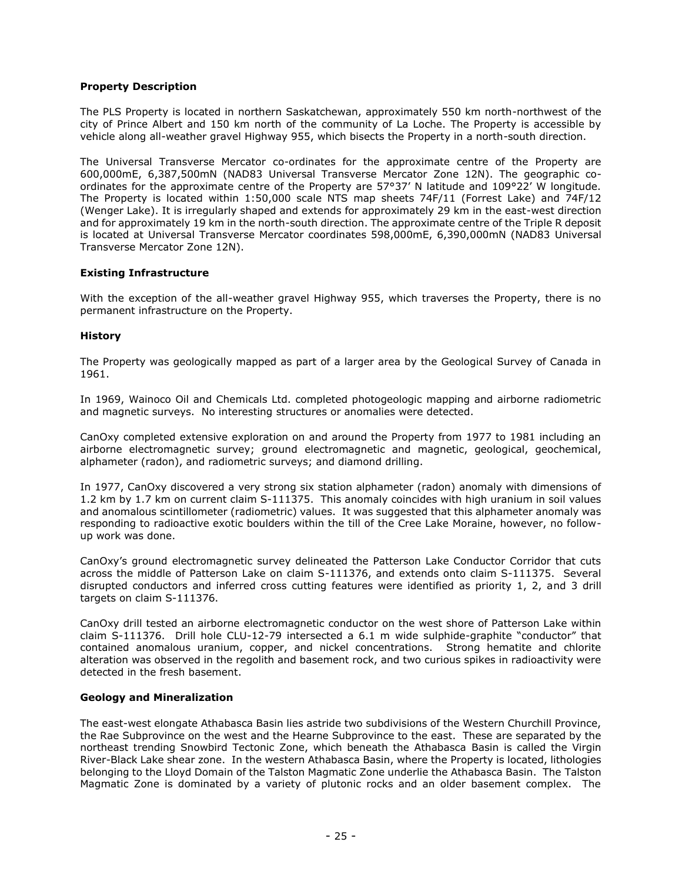**Property Description**

The PLS Property is located in northern Saskatchewan, approximately 550 km north-northwest of the city of Prince Albert and 150 km north of the community of La Loche. The Property is accessible by vehicle along all-weather gravel Highway 955, which bisects the Property in a north-south direction.

The Universal Transverse Mercator co-ordinates for the approximate centre of the Property are 600,000mE, 6,387,500mN (NAD83 Universal Transverse Mercator Zone 12N). The geographic co-ordinates for the approximate centre of the Property are 57°37' N latitude and 109°22' W longitude. The Property is located within 1:50,000 scale NTS map sheets 74F/11 (Forrest Lake) and 74F/12 (Wenger Lake). It is irregularly shaped and extends for approximately 29 km in the east-west direction and for approximately 19 km in the north-south direction. The approximate centre of the Triple R deposit is located at Universal Transverse Mercator coordinates 598,000mE, 6,390,000mN (NAD83 Universal Transverse Mercator Zone 12N).

**Existing Infrastructure**

With the exception of the all-weather gravel Highway 955, which traverses the Property, there is no permanent infrastructure on the Property.

**History**

The Property was geologically mapped as part of a larger area by the Geological Survey of Canada in 1961.

In 1969, Wainoco Oil and Chemicals Ltd. completed photogeologic mapping and airborne radiometric and magnetic surveys. No interesting structures or anomalies were detected.

CanOxy completed extensive exploration on and around the Property from 1977 to 1981 including an airborne electromagnetic survey; ground electromagnetic and magnetic, geological, geochemical, alphameter (radon), and radiometric surveys; and diamond drilling.

In 1977, CanOxy discovered a very strong six station alphameter (radon) anomaly with dimensions of 1.2 km by 1.7 km on current claim S-111375. This anomaly coincides with high uranium in soil values and anomalous scintillometer (radiometric) values. It was suggested that this alphameter anomaly was responding to radioactive exotic boulders within the till of the Cree Lake Moraine, however, no follow-up work was done.

CanOxy's ground electromagnetic survey delineated the Patterson Lake Conductor Corridor that cuts across the middle of Patterson Lake on claim S-111376, and extends onto claim S-111375. Several disrupted conductors and inferred cross cutting features were identified as priority 1, 2, and 3 drill targets on claim S-111376.

CanOxy drill tested an airborne electromagnetic conductor on the west shore of Patterson Lake within claim S-111376. Drill hole CLU-12-79 intersected a 6.1 m wide sulphide-graphite "conductor" that contained anomalous uranium, copper, and nickel concentrations. Strong hematite and chlorite alteration was observed in the regolith and basement rock, and two curious spikes in radioactivity were detected in the fresh basement.

**Geology and Mineralization**

The east-west elongate Athabasca Basin lies astride two subdivisions of the Western Churchill Province, the Rae Subprovince on the west and the Hearne Subprovince to the east. These are separated by the northeast trending Snowbird Tectonic Zone, which beneath the Athabasca Basin is called the Virgin River-Black Lake shear zone. In the western Athabasca Basin, where the Property is located, lithologies belonging to the Lloyd Domain of the Talston Magmatic Zone underlie the Athabasca Basin. The Talston Magmatic Zone is dominated by a variety of plutonic rocks and an older basement complex. The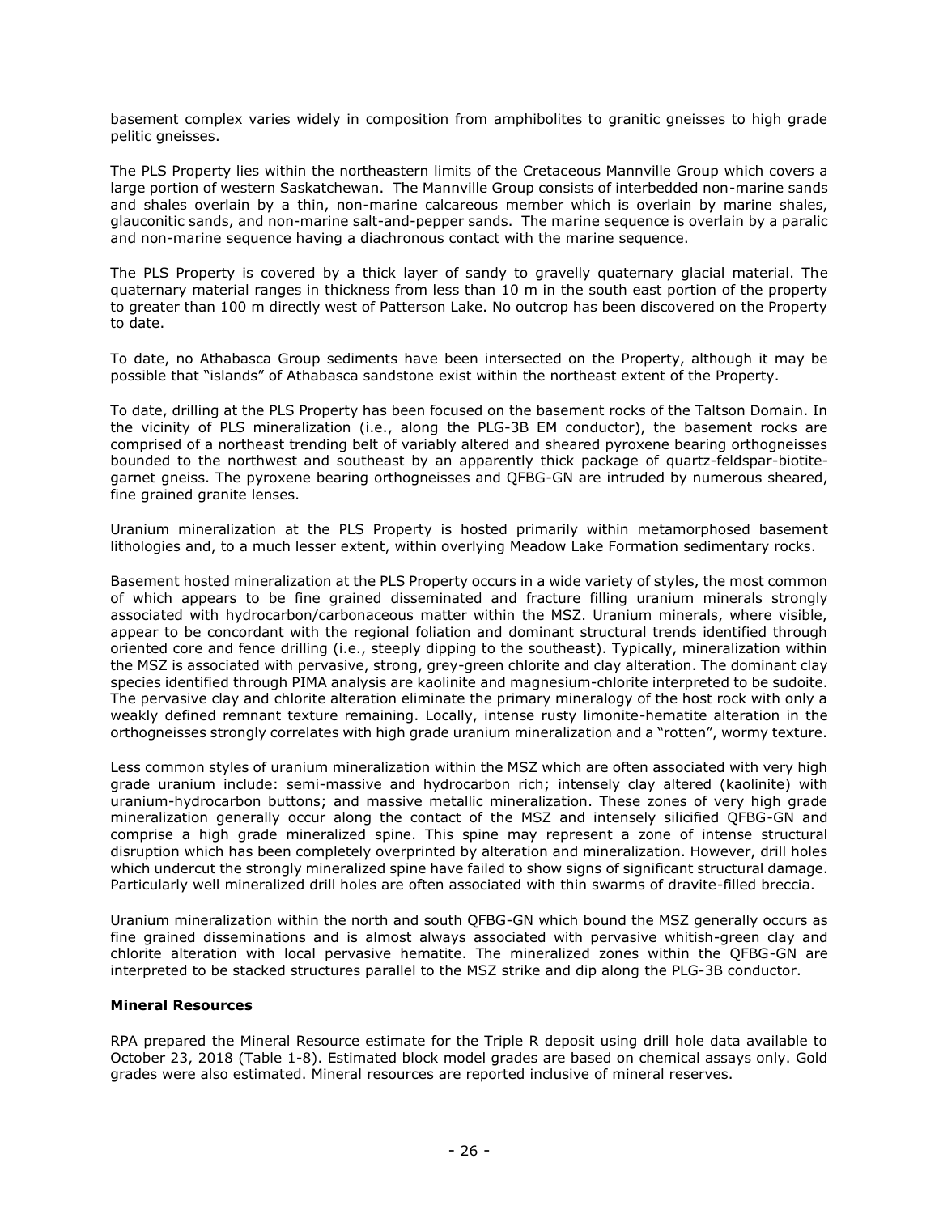basement complex varies widely in composition from amphibolites to granitic gneisses to high grade pelitic gneisses.

The PLS Property lies within the northeastern limits of the Cretaceous Mannville Group which covers a large portion of western Saskatchewan. The Mannville Group consists of interbedded non-marine sands and shales overlain by a thin, non-marine calcareous member which is overlain by marine shales, glauconitic sands, and non-marine salt-and-pepper sands. The marine sequence is overlain by a paralic and non-marine sequence having a diachronous contact with the marine sequence.

The PLS Property is covered by a thick layer of sandy to gravelly quaternary glacial material. The quaternary material ranges in thickness from less than 10 m in the south east portion of the property to greater than 100 m directly west of Patterson Lake. No outcrop has been discovered on the Property to date.

To date, no Athabasca Group sediments have been intersected on the Property, although it may be possible that "islands" of Athabasca sandstone exist within the northeast extent of the Property.

To date, drilling at the PLS Property has been focused on the basement rocks of the Taltson Domain. In the vicinity of PLS mineralization (i.e., along the PLG-3B EM conductor), the basement rocks are comprised of a northeast trending belt of variably altered and sheared pyroxene bearing orthogneisses bounded to the northwest and southeast by an apparently thick package of quartz-feldspar-biotite-garnet gneiss. The pyroxene bearing orthogneisses and QFBG-GN are intruded by numerous sheared, fine grained granite lenses.

Uranium mineralization at the PLS Property is hosted primarily within metamorphosed basement lithologies and, to a much lesser extent, within overlying Meadow Lake Formation sedimentary rocks.

Basement hosted mineralization at the PLS Property occurs in a wide variety of styles, the most common of which appears to be fine grained disseminated and fracture filling uranium minerals strongly associated with hydrocarbon/carbonaceous matter within the MSZ. Uranium minerals, where visible, appear to be concordant with the regional foliation and dominant structural trends identified through oriented core and fence drilling (i.e., steeply dipping to the southeast). Typically, mineralization within the MSZ is associated with pervasive, strong, grey-green chlorite and clay alteration. The dominant clay species identified through PIMA analysis are kaolinite and magnesium-chlorite interpreted to be sudoite. The pervasive clay and chlorite alteration eliminate the primary mineralogy of the host rock with only a weakly defined remnant texture remaining. Locally, intense rusty limonite-hematite alteration in the orthogneisses strongly correlates with high grade uranium mineralization and a "rotten", wormy texture.

Less common styles of uranium mineralization within the MSZ which are often associated with very high grade uranium include: semi-massive and hydrocarbon rich; intensely clay altered (kaolinite) with uranium-hydrocarbon buttons; and massive metallic mineralization. These zones of very high grade mineralization generally occur along the contact of the MSZ and intensely silicified QFBG-GN and comprise a high grade mineralized spine. This spine may represent a zone of intense structural disruption which has been completely overprinted by alteration and mineralization. However, drill holes which undercut the strongly mineralized spine have failed to show signs of significant structural damage. Particularly well mineralized drill holes are often associated with thin swarms of dravite-filled breccia.

Uranium mineralization within the north and south QFBG-GN which bound the MSZ generally occurs as fine grained disseminations and is almost always associated with pervasive whitish-green clay and chlorite alteration with local pervasive hematite. The mineralized zones within the QFBG-GN are interpreted to be stacked structures parallel to the MSZ strike and dip along the PLG-3B conductor.

**Mineral Resources**

RPA prepared the Mineral Resource estimate for the Triple R deposit using drill hole data available to October 23, 2018 (Table 1-8). Estimated block model grades are based on chemical assays only. Gold grades were also estimated. Mineral resources are reported inclusive of mineral reserves.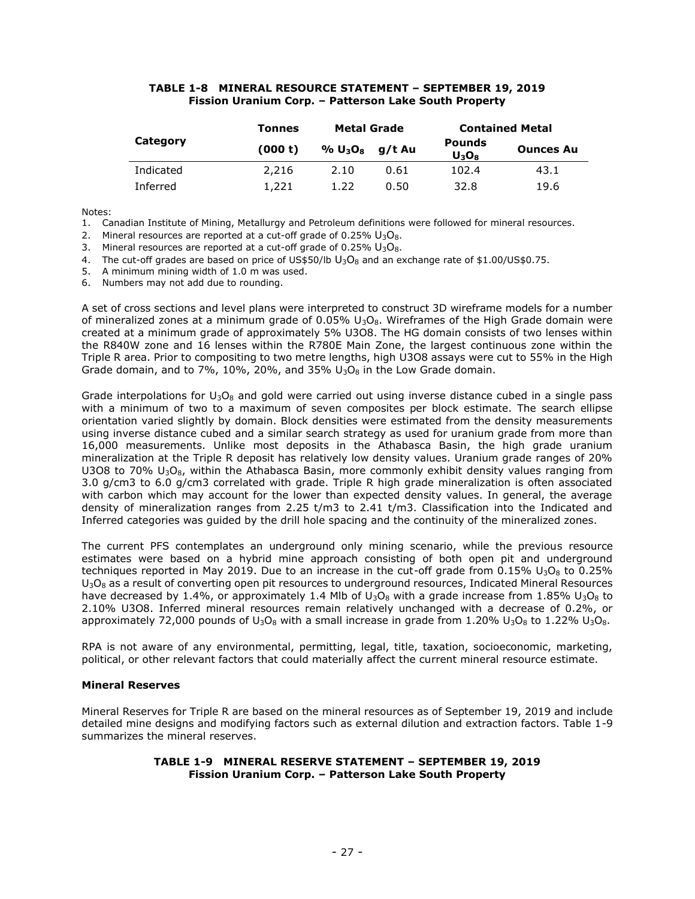**TABLE 1-8 MINERAL RESOURCE STATEMENT – SEPTEMBER 19, 2019**
**Fission Uranium Corp. – Patterson Lake South Property**

| Category | Tonnes | Metal Grade | | Contained Metal | |
|---|---|---|---|---|---|
| | (000 t) | % $U_3O_8$ | g/t Au | Pounds $U_3O_8$ | Ounces Au |
| Indicated | 2,216 | 2.10 | 0.61 | 102.4 | 43.1 |
| Inferred | 1,221 | 1.22 | 0.50 | 32.8 | 19.6 |

Notes:

1. Canadian Institute of Mining, Metallurgy and Petroleum definitions were followed for mineral resources.
2. Mineral resources are reported at a cut-off grade of 0.25% $U_3O_8$.
3. Mineral resources are reported at a cut-off grade of 0.25% $U_3O_8$.
4. The cut-off grades are based on price of US$50/lb $U_3O_8$ and an exchange rate of $1.00/US$0.75.
5. A minimum mining width of 1.0 m was used.
6. Numbers may not add due to rounding.

A set of cross sections and level plans were interpreted to construct 3D wireframe models for a number of mineralized zones at a minimum grade of 0.05% $U_3O_8$. Wireframes of the High Grade domain were created at a minimum grade of approximately 5% U3O8. The HG domain consists of two lenses within the R840W zone and 16 lenses within the R780E Main Zone, the largest continuous zone within the Triple R area. Prior to compositing to two metre lengths, high U3O8 assays were cut to 55% in the High Grade domain, and to 7%, 10%, 20%, and 35% $U_3O_8$ in the Low Grade domain.

Grade interpolations for $U_3O_8$ and gold were carried out using inverse distance cubed in a single pass with a minimum of two to a maximum of seven composites per block estimate. The search ellipse orientation varied slightly by domain. Block densities were estimated from the density measurements using inverse distance cubed and a similar search strategy as used for uranium grade from more than 16,000 measurements. Unlike most deposits in the Athabasca Basin, the high grade uranium mineralization at the Triple R deposit has relatively low density values. Uranium grade ranges of 20% U3O8 to 70% $U_3O_8$, within the Athabasca Basin, more commonly exhibit density values ranging from 3.0 g/cm3 to 6.0 g/cm3 correlated with grade. Triple R high grade mineralization is often associated with carbon which may account for the lower than expected density values. In general, the average density of mineralization ranges from 2.25 t/m3 to 2.41 t/m3. Classification into the Indicated and Inferred categories was guided by the drill hole spacing and the continuity of the mineralized zones.

The current PFS contemplates an underground only mining scenario, while the previous resource estimates were based on a hybrid mine approach consisting of both open pit and underground techniques reported in May 2019. Due to an increase in the cut-off grade from 0.15% $U_3O_8$ to 0.25% $U_3O_8$ as a result of converting open pit resources to underground resources, Indicated Mineral Resources have decreased by 1.4%, or approximately 1.4 Mlb of $U_3O_8$ with a grade increase from 1.85% $U_3O_8$ to 2.10% U3O8. Inferred mineral resources remain relatively unchanged with a decrease of 0.2%, or approximately 72,000 pounds of $U_3O_8$ with a small increase in grade from 1.20% $U_3O_8$ to 1.22% $U_3O_8$.

RPA is not aware of any environmental, permitting, legal, title, taxation, socioeconomic, marketing, political, or other relevant factors that could materially affect the current mineral resource estimate.

**Mineral Reserves**

Mineral Reserves for Triple R are based on the mineral resources as of September 19, 2019 and include detailed mine designs and modifying factors such as external dilution and extraction factors. Table 1-9 summarizes the mineral reserves.

**TABLE 1-9 MINERAL RESERVE STATEMENT – SEPTEMBER 19, 2019**
**Fission Uranium Corp. – Patterson Lake South Property**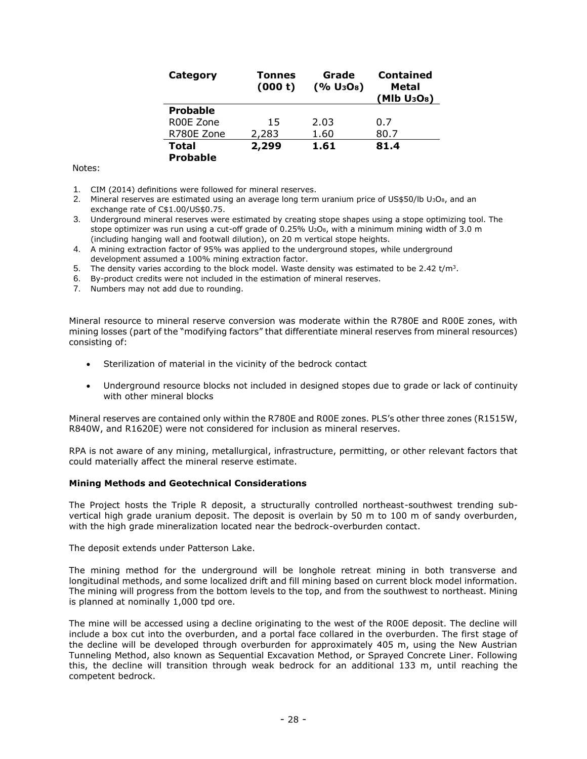| Category | Tonnes (000 t) | Grade (% $U_3O_8$) | Contained Metal (Mlb $U_3O_8$) |
|---|---|---|---|
| **Probable** | | | |
| R00E Zone | 15 | 2.03 | 0.7 |
| R780E Zone | 2,283 | 1.60 | 80.7 |
| **Total Probable** | **2,299** | **1.61** | **81.4** |

Notes:

1. CIM (2014) definitions were followed for mineral reserves.
2. Mineral reserves are estimated using an average long term uranium price of US$50/lb $U_3O_8$, and an exchange rate of C$1.00/US$0.75.
3. Underground mineral reserves were estimated by creating stope shapes using a stope optimizing tool. The stope optimizer was run using a cut-off grade of 0.25% $U_3O_8$, with a minimum mining width of 3.0 m (including hanging wall and footwall dilution), on 20 m vertical stope heights.
4. A mining extraction factor of 95% was applied to the underground stopes, while underground development assumed a 100% mining extraction factor.
5. The density varies according to the block model. Waste density was estimated to be 2.42 t/m$^3$.
6. By-product credits were not included in the estimation of mineral reserves.
7. Numbers may not add due to rounding.

Mineral resource to mineral reserve conversion was moderate within the R780E and R00E zones, with mining losses (part of the "modifying factors" that differentiate mineral reserves from mineral resources) consisting of:

- Sterilization of material in the vicinity of the bedrock contact
- Underground resource blocks not included in designed stopes due to grade or lack of continuity with other mineral blocks

Mineral reserves are contained only within the R780E and R00E zones. PLS's other three zones (R1515W, R840W, and R1620E) were not considered for inclusion as mineral reserves.

RPA is not aware of any mining, metallurgical, infrastructure, permitting, or other relevant factors that could materially affect the mineral reserve estimate.

**Mining Methods and Geotechnical Considerations**

The Project hosts the Triple R deposit, a structurally controlled northeast-southwest trending sub-vertical high grade uranium deposit. The deposit is overlain by 50 m to 100 m of sandy overburden, with the high grade mineralization located near the bedrock-overburden contact.

The deposit extends under Patterson Lake.

The mining method for the underground will be longhole retreat mining in both transverse and longitudinal methods, and some localized drift and fill mining based on current block model information. The mining will progress from the bottom levels to the top, and from the southwest to northeast. Mining is planned at nominally 1,000 tpd ore.

The mine will be accessed using a decline originating to the west of the R00E deposit. The decline will include a box cut into the overburden, and a portal face collared in the overburden. The first stage of the decline will be developed through overburden for approximately 405 m, using the New Austrian Tunneling Method, also known as Sequential Excavation Method, or Sprayed Concrete Liner. Following this, the decline will transition through weak bedrock for an additional 133 m, until reaching the competent bedrock.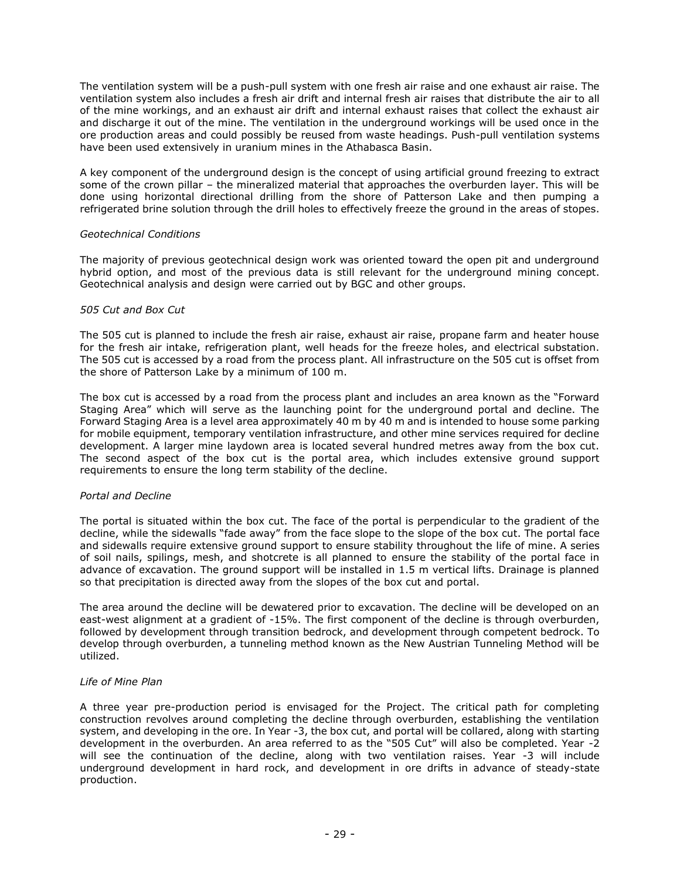The ventilation system will be a push-pull system with one fresh air raise and one exhaust air raise. The ventilation system also includes a fresh air drift and internal fresh air raises that distribute the air to all of the mine workings, and an exhaust air drift and internal exhaust raises that collect the exhaust air and discharge it out of the mine. The ventilation in the underground workings will be used once in the ore production areas and could possibly be reused from waste headings. Push-pull ventilation systems have been used extensively in uranium mines in the Athabasca Basin.

A key component of the underground design is the concept of using artificial ground freezing to extract some of the crown pillar – the mineralized material that approaches the overburden layer. This will be done using horizontal directional drilling from the shore of Patterson Lake and then pumping a refrigerated brine solution through the drill holes to effectively freeze the ground in the areas of stopes.

*Geotechnical Conditions*

The majority of previous geotechnical design work was oriented toward the open pit and underground hybrid option, and most of the previous data is still relevant for the underground mining concept. Geotechnical analysis and design were carried out by BGC and other groups.

*505 Cut and Box Cut*

The 505 cut is planned to include the fresh air raise, exhaust air raise, propane farm and heater house for the fresh air intake, refrigeration plant, well heads for the freeze holes, and electrical substation. The 505 cut is accessed by a road from the process plant. All infrastructure on the 505 cut is offset from the shore of Patterson Lake by a minimum of 100 m.

The box cut is accessed by a road from the process plant and includes an area known as the "Forward Staging Area" which will serve as the launching point for the underground portal and decline. The Forward Staging Area is a level area approximately 40 m by 40 m and is intended to house some parking for mobile equipment, temporary ventilation infrastructure, and other mine services required for decline development. A larger mine laydown area is located several hundred metres away from the box cut. The second aspect of the box cut is the portal area, which includes extensive ground support requirements to ensure the long term stability of the decline.

*Portal and Decline*

The portal is situated within the box cut. The face of the portal is perpendicular to the gradient of the decline, while the sidewalls "fade away" from the face slope to the slope of the box cut. The portal face and sidewalls require extensive ground support to ensure stability throughout the life of mine. A series of soil nails, spilings, mesh, and shotcrete is all planned to ensure the stability of the portal face in advance of excavation. The ground support will be installed in 1.5 m vertical lifts. Drainage is planned so that precipitation is directed away from the slopes of the box cut and portal.

The area around the decline will be dewatered prior to excavation. The decline will be developed on an east-west alignment at a gradient of -15%. The first component of the decline is through overburden, followed by development through transition bedrock, and development through competent bedrock. To develop through overburden, a tunneling method known as the New Austrian Tunneling Method will be utilized.

*Life of Mine Plan*

A three year pre-production period is envisaged for the Project. The critical path for completing construction revolves around completing the decline through overburden, establishing the ventilation system, and developing in the ore. In Year -3, the box cut, and portal will be collared, along with starting development in the overburden. An area referred to as the "505 Cut" will also be completed. Year -2 will see the continuation of the decline, along with two ventilation raises. Year -3 will include underground development in hard rock, and development in ore drifts in advance of steady-state production.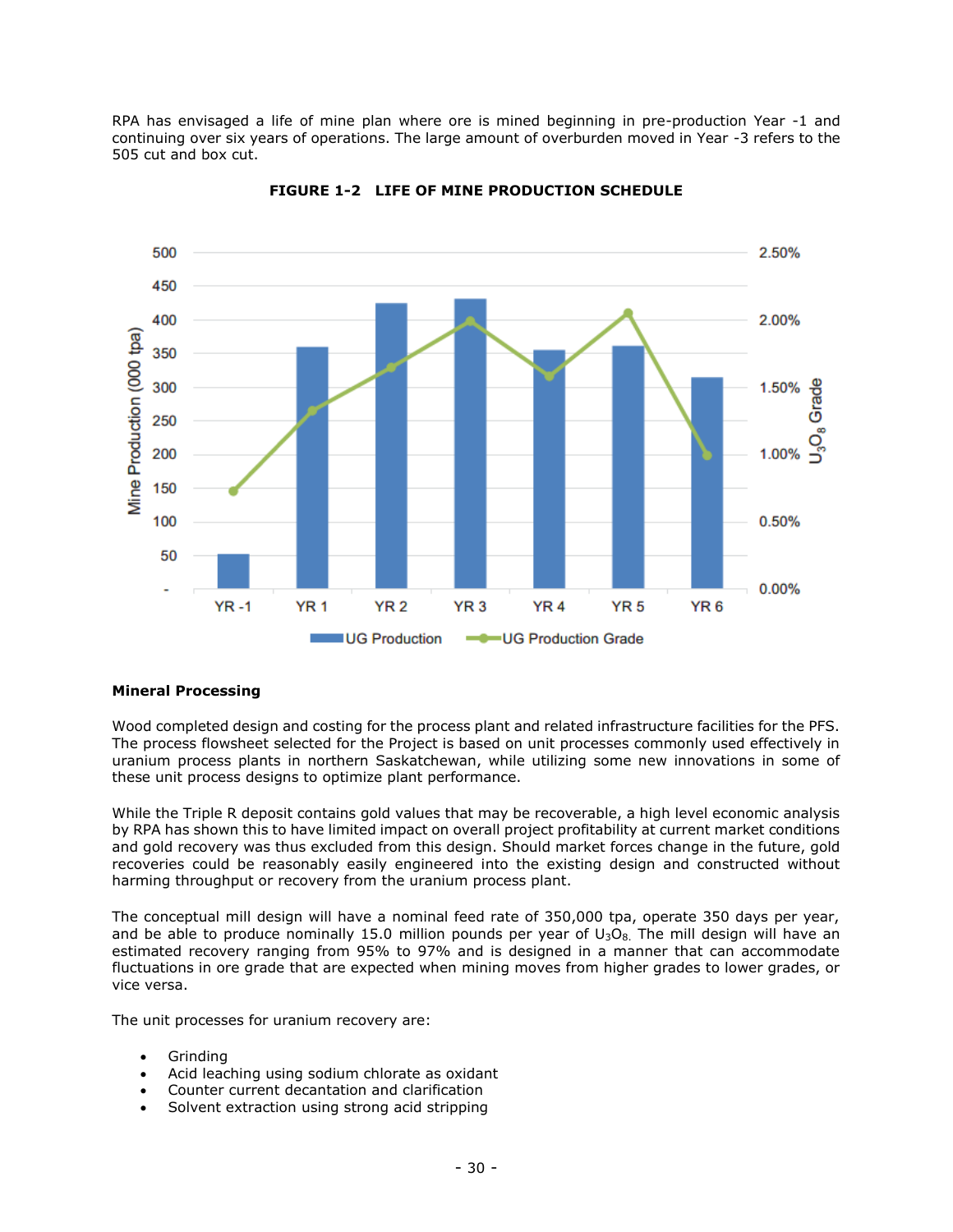RPA has envisaged a life of mine plan where ore is mined beginning in pre-production Year -1 and continuing over six years of operations. The large amount of overburden moved in Year -3 refers to the 505 cut and box cut.

**FIGURE 1-2 LIFE OF MINE PRODUCTION SCHEDULE**

## Mineral Processing

Wood completed design and costing for the process plant and related infrastructure facilities for the PFS. The process flowsheet selected for the Project is based on unit processes commonly used effectively in uranium process plants in northern Saskatchewan, while utilizing some new innovations in some of these unit process designs to optimize plant performance.

While the Triple R deposit contains gold values that may be recoverable, a high level economic analysis by RPA has shown this to have limited impact on overall project profitability at current market conditions and gold recovery was thus excluded from this design. Should market forces change in the future, gold recoveries could be reasonably easily engineered into the existing design and constructed without harming throughput or recovery from the uranium process plant.

The conceptual mill design will have a nominal feed rate of 350,000 tpa, operate 350 days per year, and be able to produce nominally 15.0 million pounds per year of $U_3O_8$. The mill design will have an estimated recovery ranging from 95% to 97% and is designed in a manner that can accommodate fluctuations in ore grade that are expected when mining moves from higher grades to lower grades, or vice versa.

The unit processes for uranium recovery are:

- Grinding
- Acid leaching using sodium chlorate as oxidant
- Counter current decantation and clarification
- Solvent extraction using strong acid stripping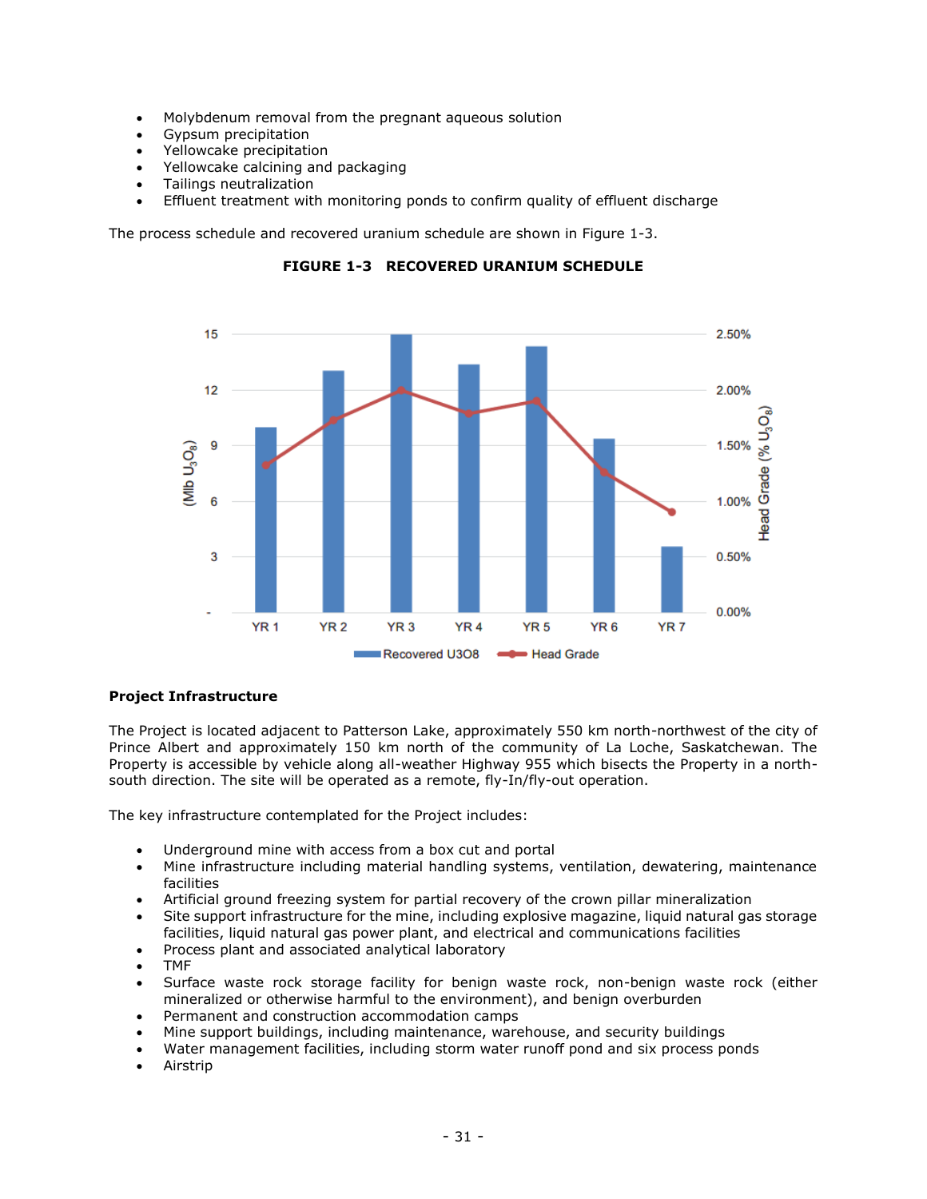- Molybdenum removal from the pregnant aqueous solution
- Gypsum precipitation
- Yellowcake precipitation
- Yellowcake calcining and packaging
- Tailings neutralization
- Effluent treatment with monitoring ponds to confirm quality of effluent discharge

The process schedule and recovered uranium schedule are shown in Figure 1-3.

**FIGURE 1-3 RECOVERED URANIUM SCHEDULE**

**Project Infrastructure**

The Project is located adjacent to Patterson Lake, approximately 550 km north-northwest of the city of Prince Albert and approximately 150 km north of the community of La Loche, Saskatchewan. The Property is accessible by vehicle along all-weather Highway 955 which bisects the Property in a north-south direction. The site will be operated as a remote, fly-In/fly-out operation.

The key infrastructure contemplated for the Project includes:

- Underground mine with access from a box cut and portal
- Mine infrastructure including material handling systems, ventilation, dewatering, maintenance facilities
- Artificial ground freezing system for partial recovery of the crown pillar mineralization
- Site support infrastructure for the mine, including explosive magazine, liquid natural gas storage facilities, liquid natural gas power plant, and electrical and communications facilities
- Process plant and associated analytical laboratory
- TMF
- Surface waste rock storage facility for benign waste rock, non-benign waste rock (either mineralized or otherwise harmful to the environment), and benign overburden
- Permanent and construction accommodation camps
- Mine support buildings, including maintenance, warehouse, and security buildings
- Water management facilities, including storm water runoff pond and six process ponds
- Airstrip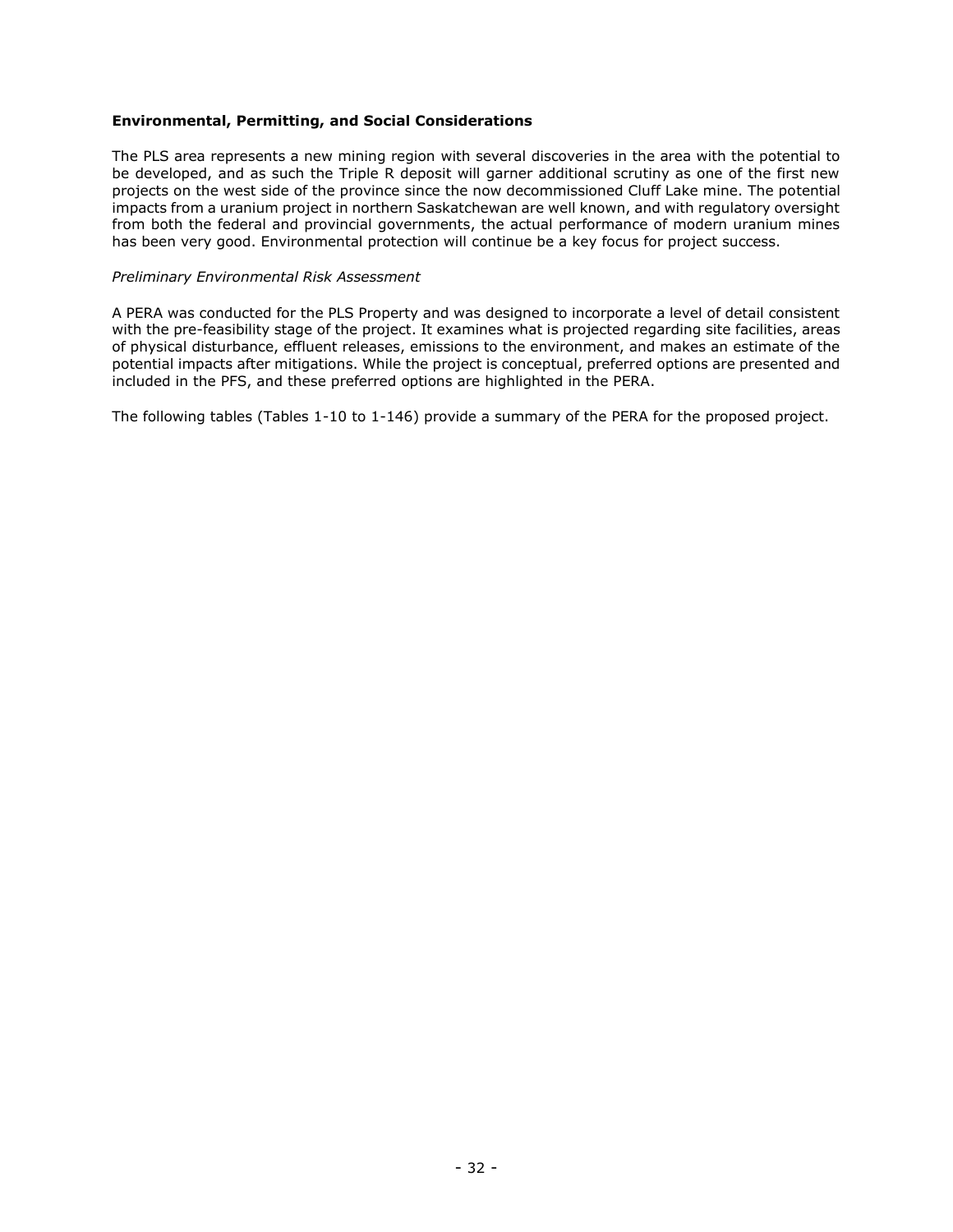**Environmental, Permitting, and Social Considerations**

The PLS area represents a new mining region with several discoveries in the area with the potential to be developed, and as such the Triple R deposit will garner additional scrutiny as one of the first new projects on the west side of the province since the now decommissioned Cluff Lake mine. The potential impacts from a uranium project in northern Saskatchewan are well known, and with regulatory oversight from both the federal and provincial governments, the actual performance of modern uranium mines has been very good. Environmental protection will continue be a key focus for project success.

*Preliminary Environmental Risk Assessment*

A PERA was conducted for the PLS Property and was designed to incorporate a level of detail consistent with the pre-feasibility stage of the project. It examines what is projected regarding site facilities, areas of physical disturbance, effluent releases, emissions to the environment, and makes an estimate of the potential impacts after mitigations. While the project is conceptual, preferred options are presented and included in the PFS, and these preferred options are highlighted in the PERA.

The following tables (Tables 1-10 to 1-146) provide a summary of the PERA for the proposed project.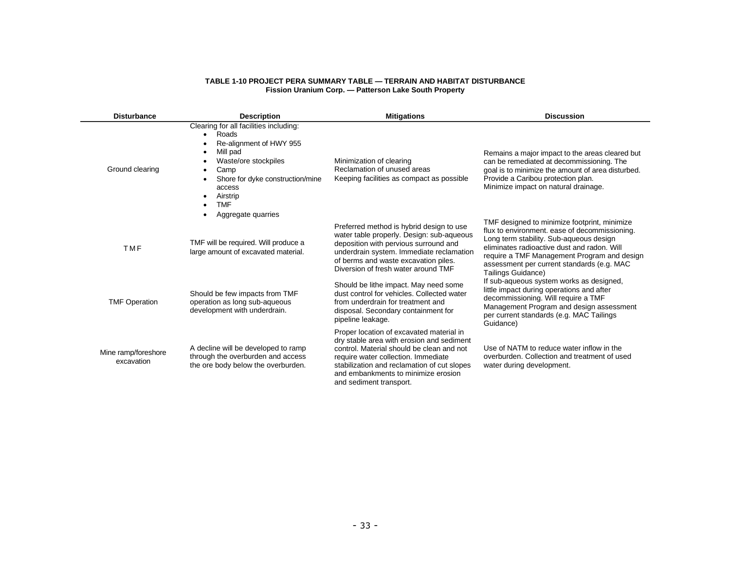**TABLE 1-10 PROJECT PERA SUMMARY TABLE — TERRAIN AND HABITAT DISTURBANCE**
**Fission Uranium Corp. — Patterson Lake South Property**

| Disturbance | Description | Mitigations | Discussion |
|---|---|---|---|
| Ground clearing | Clearing for all facilities including:<br>• Roads<br>• Re-alignment of HWY 955<br>• Mill pad<br>• Waste/ore stockpiles<br>• Camp<br>• Shore for dyke construction/mine access<br>• Airstrip<br>• TMF<br>• Aggregate quarries | Minimization of clearing<br>Reclamation of unused areas<br>Keeping facilities as compact as possible | Remains a major impact to the areas cleared but can be remediated at decommissioning. The goal is to minimize the amount of area disturbed. Provide a Caribou protection plan.<br>Minimize impact on natural drainage. |
| TMF | TMF will be required. Will produce a large amount of excavated material. | Preferred method is hybrid design to use water table properly. Design: sub-aqueous deposition with pervious surround and underdrain system. Immediate reclamation of berms and waste excavation piles. Diversion of fresh water around TMF | TMF designed to minimize footprint, minimize flux to environment. ease of decommissioning. Long term stability. Sub-aqueous design eliminates radioactive dust and radon. Will require a TMF Management Program and design assessment per current standards (e.g. MAC Tailings Guidance) |
| TMF Operation | Should be few impacts from TMF operation as long sub-aqueous development with underdrain. | Should be lithe impact. May need some dust control for vehicles. Collected water from underdrain for treatment and disposal. Secondary containment for pipeline leakage. | If sub-aqueous system works as designed, little impact during operations and after decommissioning. Will require a TMF Management Program and design assessment per current standards (e.g. MAC Tailings Guidance) |
| Mine ramp/foreshore excavation | A decline will be developed to ramp through the overburden and access the ore body below the overburden. | Proper location of excavated material in dry stable area with erosion and sediment control. Material should be clean and not require water collection. Immediate stabilization and reclamation of cut slopes and embankments to minimize erosion and sediment transport. | Use of NATM to reduce water inflow in the overburden. Collection and treatment of used water during development. |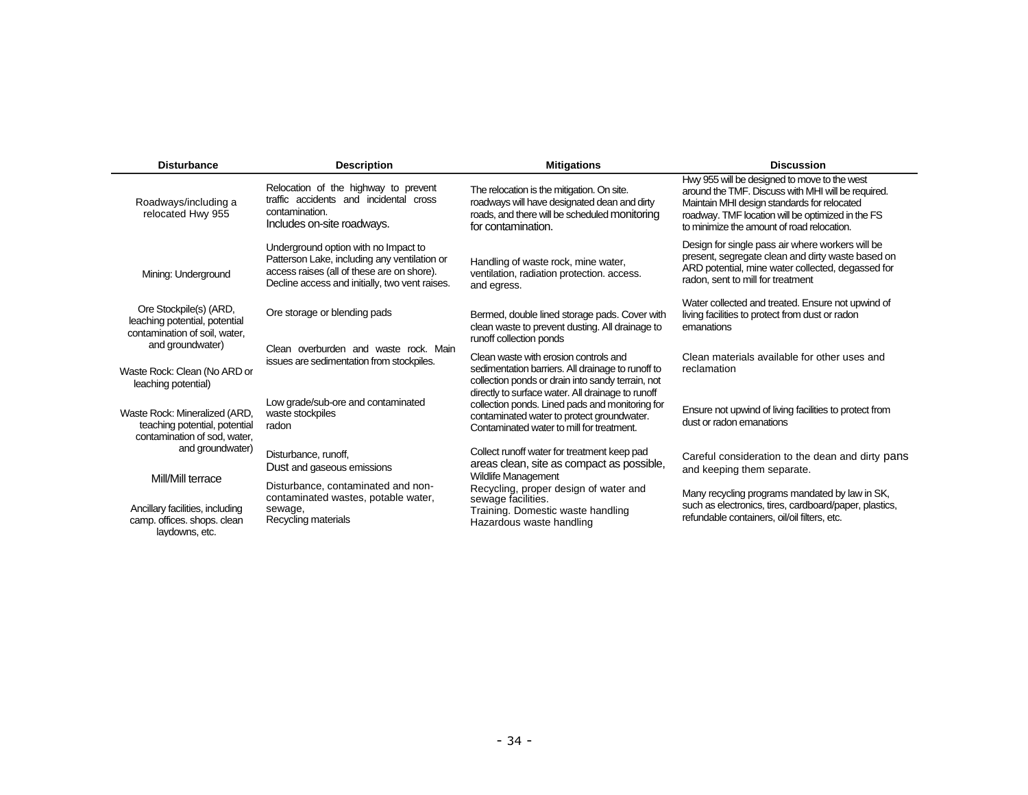| Disturbance | Description | Mitigations | Discussion |
|---|---|---|---|
| Roadways/including a relocated Hwy 955 | Relocation of the highway to prevent traffic accidents and incidental cross contamination. Includes on-site roadways. | The relocation is the mitigation. On site. roadways will have designated dean and dirty roads, and there will be scheduled monitoring for contamination. | Hwy 955 will be designed to move to the west around the TMF. Discuss with MHI will be required. Maintain MHI design standards for relocated roadway. TMF location will be optimized in the FS to minimize the amount of road relocation. |
| Mining: Underground | Underground option with no Impact to Patterson Lake, including any ventilation or access raises (all of these are on shore). Decline access and initially, two vent raises. | Handling of waste rock, mine water, ventilation, radiation protection. access. and egress. | Design for single pass air where workers will be present, segregate clean and dirty waste based on ARD potential, mine water collected, degassed for radon, sent to mill for treatment |
| Ore Stockpile(s) (ARD, leaching potential, potential contamination of soil, water, and groundwater) | Ore storage or blending pads | Bermed, double lined storage pads. Cover with clean waste to prevent dusting. All drainage to runoff collection ponds | Water collected and treated. Ensure not upwind of living facilities to protect from dust or radon emanations |
| Waste Rock: Clean (No ARD or leaching potential) | Clean overburden and waste rock. Main issues are sedimentation from stockpiles. | Clean waste with erosion controls and sedimentation barriers. All drainage to runoff to collection ponds or drain into sandy terrain, not directly to surface water. | Clean materials available for other uses and reclamation |
| Waste Rock: Mineralized (ARD, teaching potential, potential contamination of sod, water, and groundwater) | Low grade/sub-ore and contaminated waste stockpiles radon | All drainage to runoff collection ponds. Lined pads and monitoring for contaminated water to protect groundwater. Contaminated water to mill for treatment. | Ensure not upwind of living facilities to protect from dust or radon emanations |
| Mill/Mill terrace | Disturbance, runoff, Dust and gaseous emissions | Collect runoff water for treatment keep pad areas clean, site as compact as possible, Wildlife Management | Careful consideration to the dean and dirty pans and keeping them separate. |
| Ancillary facilities, including camp. offices. shops. clean laydowns, etc. | Disturbance, contaminated and non-contaminated wastes, potable water, sewage, Recycling materials | Recycling, proper design of water and sewage facilities. Training. Domestic waste handling Hazardous waste handling | Many recycling programs mandated by law in SK, such as electronics, tires, cardboard/paper, plastics, refundable containers, oil/oil filters, etc. |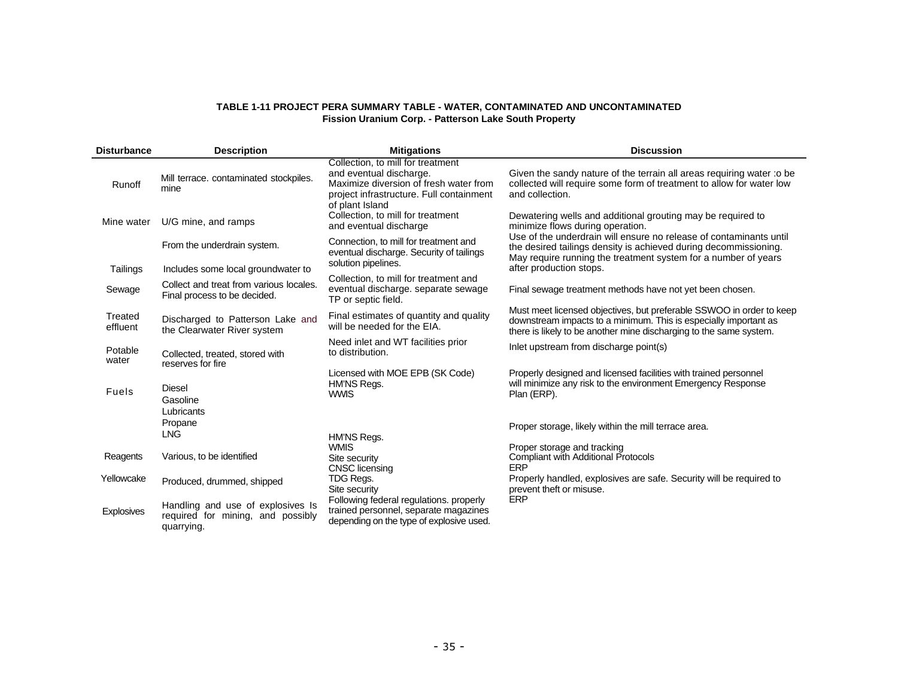**TABLE 1-11 PROJECT PERA SUMMARY TABLE - WATER, CONTAMINATED AND UNCONTAMINATED**
**Fission Uranium Corp. - Patterson Lake South Property**

| Disturbance | Description | Mitigations | Discussion |
|---|---|---|---|
| Runoff | Mill terrace. contaminated stockpiles. mine | Collection, to mill for treatment and eventual discharge. Maximize diversion of fresh water from project infrastructure. Full containment of plant Island | Given the sandy nature of the terrain all areas requiring water :o be collected will require some form of treatment to allow for water low and collection. |
| Mine water | U/G mine, and ramps | Collection, to mill for treatment and eventual discharge | Dewatering wells and additional grouting may be required to minimize flows during operation. |
| Tailings | From the underdrain system. Includes some local groundwater to | Connection, to mill for treatment and eventual discharge. Security of tailings solution pipelines. | Use of the underdrain will ensure no release of contaminants until the desired tailings density is achieved during decommissioning. May require running the treatment system for a number of years after production stops. |
| Sewage | Collect and treat from various locales. Final process to be decided. | Collection, to mill for treatment and eventual discharge. separate sewage TP or septic field. | Final sewage treatment methods have not yet been chosen. |
| Treated effluent | Discharged to Patterson Lake and the Clearwater River system | Final estimates of quantity and quality will be needed for the EIA. | Must meet licensed objectives, but preferable SSWOO in order to keep downstream impacts to a minimum. This is especially important as there is likely to be another mine discharging to the same system. |
| Potable water | Collected, treated, stored with reserves for fire | Need inlet and WT facilities prior to distribution. | Inlet upstream from discharge point(s) |
| Fuels | Diesel<br>Gasoline<br>Lubricants<br>Propane<br>LNG | Licensed with MOE EPB (SK Code)<br>HM'NS Regs.<br>WWIS | Properly designed and licensed facilities with trained personnel will minimize any risk to the environment Emergency Response Plan (ERP).<br><br>Proper storage, likely within the mill terrace area. |
| Reagents | Various, to be identified | HM'NS Regs.<br>WMIS<br>Site security | Proper storage and tracking |
| Yellowcake | Produced, drummed, shipped | CNSC licensing<br>TDG Regs.<br>Site security | Compliant with Additional Protocols<br>ERP |
| Explosives | Handling and use of explosives Is required for mining, and possibly quarrying. | Following federal regulations. properly trained personnel, separate magazines depending on the type of explosive used. | Properly handled, explosives are safe. Security will be required to prevent theft or misuse.<br>ERP |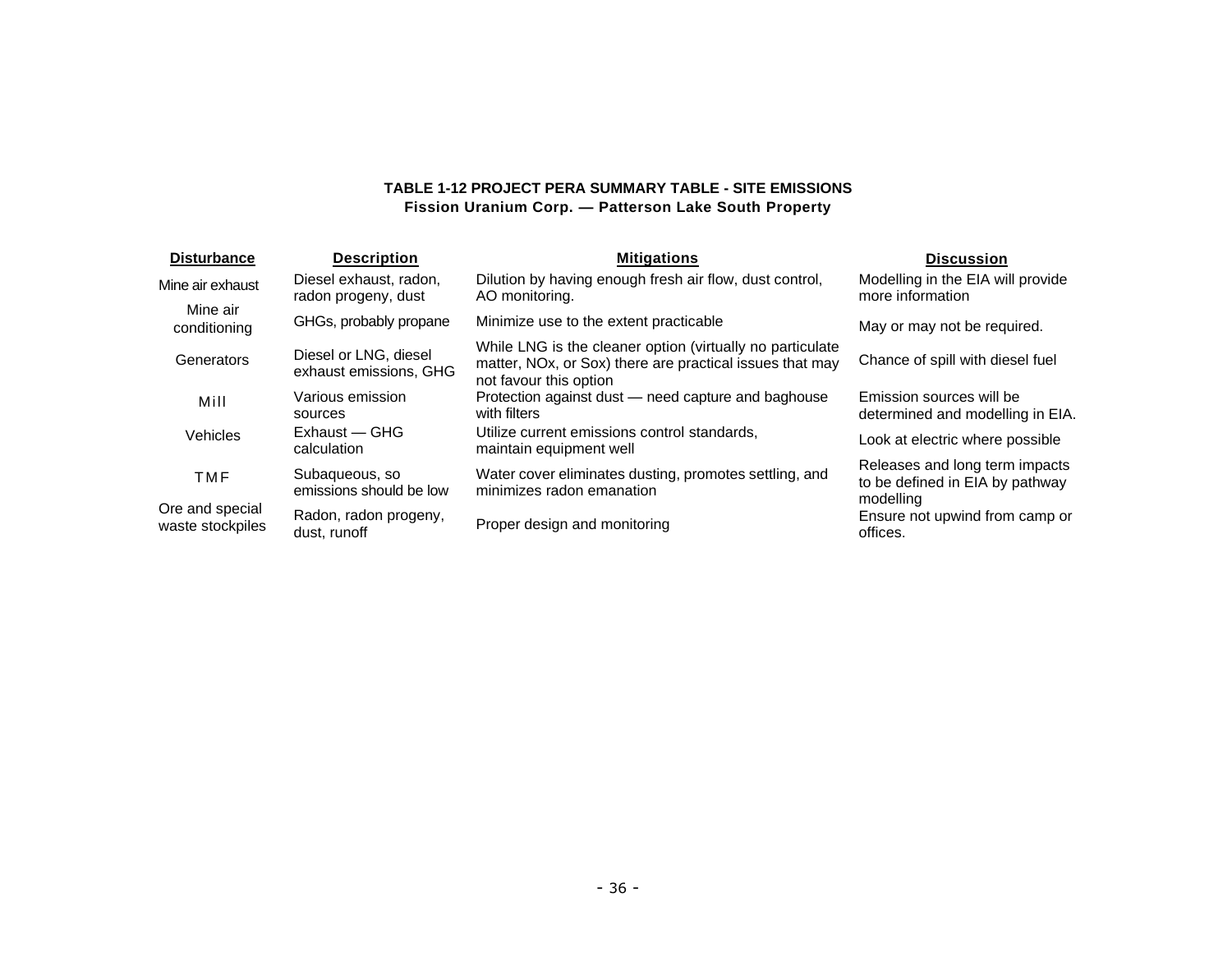**TABLE 1-12 PROJECT PERA SUMMARY TABLE - SITE EMISSIONS**
**Fission Uranium Corp. — Patterson Lake South Property**

| Disturbance | Description | Mitigations | Discussion |
|---|---|---|---|
| Mine air exhaust | Diesel exhaust, radon, radon progeny, dust | Dilution by having enough fresh air flow, dust control, AO monitoring. | Modelling in the EIA will provide more information |
| Mine air conditioning | GHGs, probably propane | Minimize use to the extent practicable | May or may not be required. |
| Generators | Diesel or LNG, diesel exhaust emissions, GHG | While LNG is the cleaner option (virtually no particulate matter, NOx, or Sox) there are practical issues that may not favour this option | Chance of spill with diesel fuel |
| Mill | Various emission sources | Protection against dust — need capture and baghouse with filters | Emission sources will be determined and modelling in EIA. |
| Vehicles | Exhaust — GHG calculation | Utilize current emissions control standards, maintain equipment well | Look at electric where possible |
| TMF | Subaqueous, so emissions should be low | Water cover eliminates dusting, promotes settling, and minimizes radon emanation | Releases and long term impacts to be defined in EIA by pathway modelling |
| Ore and special waste stockpiles | Radon, radon progeny, dust, runoff | Proper design and monitoring | Ensure not upwind from camp or offices. |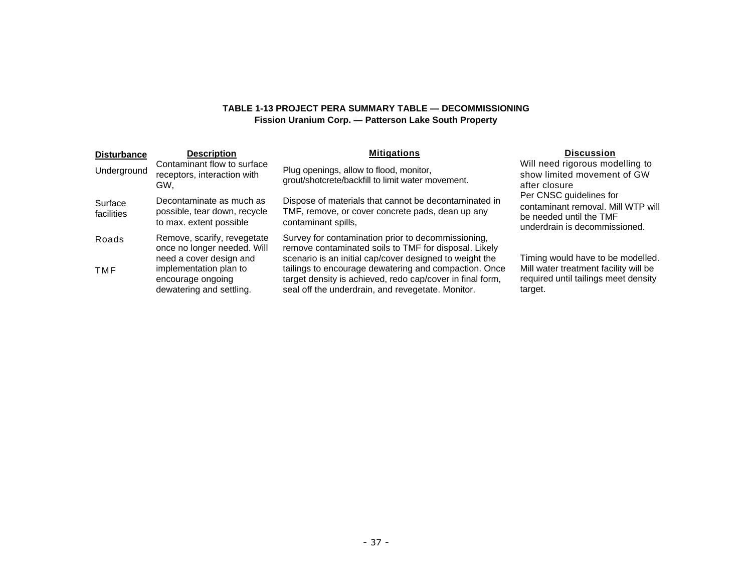**TABLE 1-13 PROJECT PERA SUMMARY TABLE — DECOMMISSIONING**
**Fission Uranium Corp. — Patterson Lake South Property**

| Disturbance | Description | Mitigations | Discussion |
|---|---|---|---|
| Underground | Contaminant flow to surface receptors, interaction with GW, | Plug openings, allow to flood, monitor, grout/shotcrete/backfill to limit water movement. | Will need rigorous modelling to show limited movement of GW after closure |
| Surface facilities | Decontaminate as much as possible, tear down, recycle to max. extent possible | Dispose of materials that cannot be decontaminated in TMF, remove, or cover concrete pads, dean up any contaminant spills, | Per CNSC guidelines for contaminant removal. Mill WTP will be needed until the TMF underdrain is decommissioned. |
| Roads | Remove, scarify, revegetate once no longer needed. | Survey for contamination prior to decommissioning, remove contaminated soils to TMF for disposal. | |
| TMF | Will need a cover design and implementation plan to encourage ongoing dewatering and settling. | Likely scenario is an initial cap/cover designed to weight the tailings to encourage dewatering and compaction. Once target density is achieved, redo cap/cover in final form, seal off the underdrain, and revegetate. Monitor. | Timing would have to be modelled. Mill water treatment facility will be required until tailings meet density target. |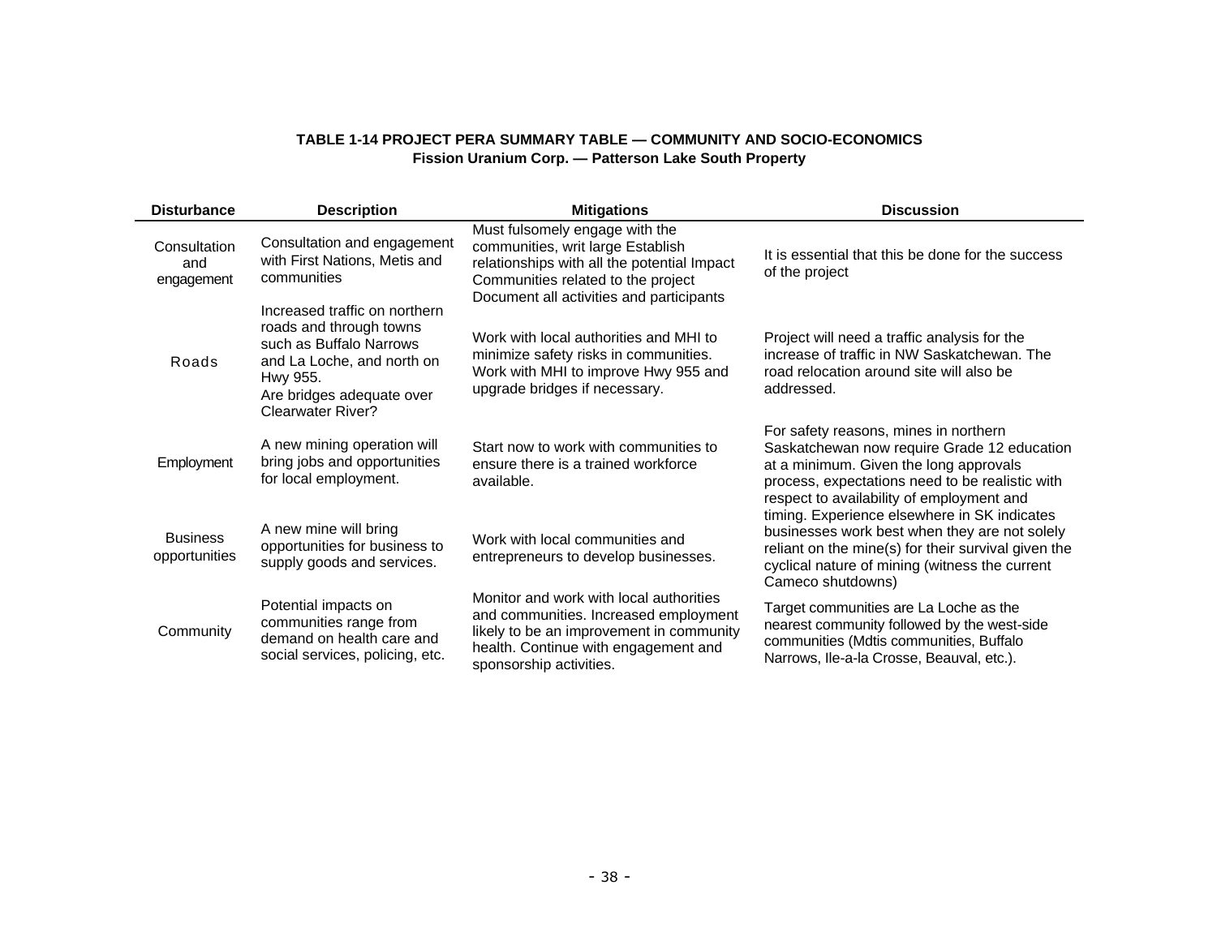**TABLE 1-14 PROJECT PERA SUMMARY TABLE — COMMUNITY AND SOCIO-ECONOMICS**
**Fission Uranium Corp. — Patterson Lake South Property**

| Disturbance | Description | Mitigations | Discussion |
|---|---|---|---|
| Consultation and engagement | Consultation and engagement with First Nations, Metis and communities | Must fulsomely engage with the communities, writ large Establish relationships with all the potential Impact Communities related to the project Document all activities and participants | It is essential that this be done for the success of the project |
| Roads | Increased traffic on northern roads and through towns such as Buffalo Narrows and La Loche, and north on Hwy 955. Are bridges adequate over Clearwater River? | Work with local authorities and MHI to minimize safety risks in communities. Work with MHI to improve Hwy 955 and upgrade bridges if necessary. | Project will need a traffic analysis for the increase of traffic in NW Saskatchewan. The road relocation around site will also be addressed. |
| Employment | A new mining operation will bring jobs and opportunities for local employment. | Start now to work with communities to ensure there is a trained workforce available. | For safety reasons, mines in northern Saskatchewan now require Grade 12 education at a minimum. Given the long approvals process, expectations need to be realistic with respect to availability of employment and timing. Experience elsewhere in SK indicates businesses work best when they are not solely reliant on the mine(s) for their survival given the cyclical nature of mining (witness the current Cameco shutdowns) |
| Business opportunities | A new mine will bring opportunities for business to supply goods and services. | Work with local communities and entrepreneurs to develop businesses. | |
| Community | Potential impacts on communities range from demand on health care and social services, policing, etc. | Monitor and work with local authorities and communities. Increased employment likely to be an improvement in community health. Continue with engagement and sponsorship activities. | Target communities are La Loche as the nearest community followed by the west-side communities (Mdtis communities, Buffalo Narrows, Ile-a-la Crosse, Beauval, etc.). |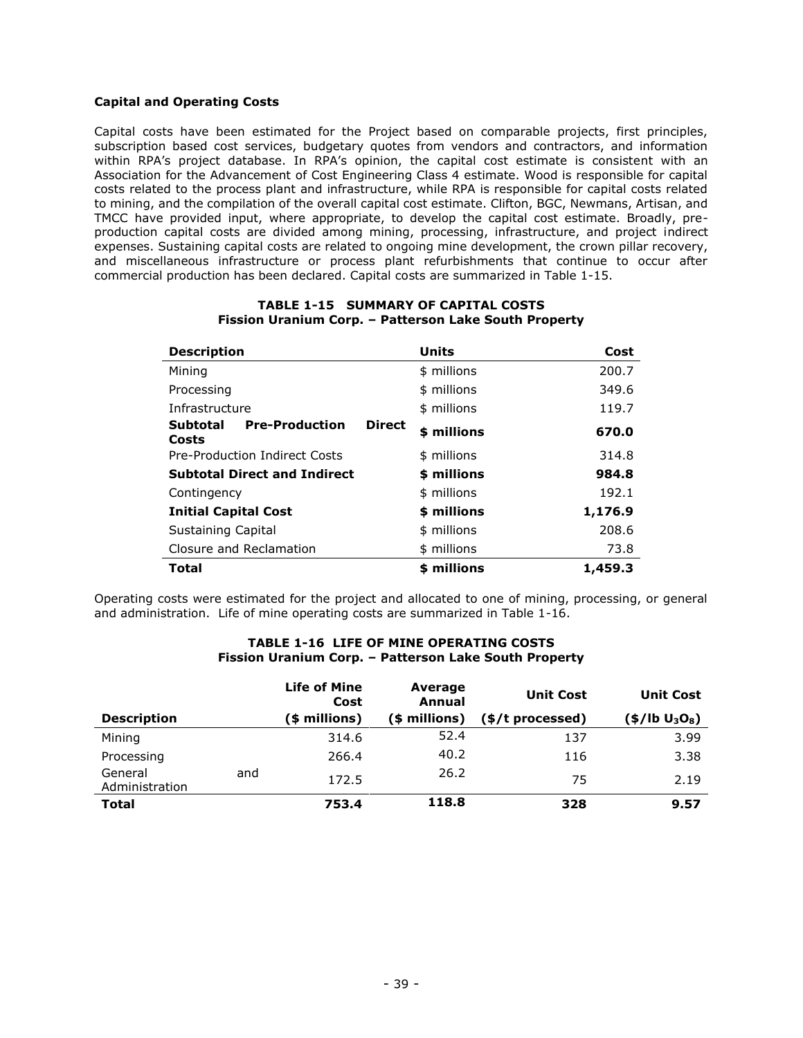**Capital and Operating Costs**

Capital costs have been estimated for the Project based on comparable projects, first principles, subscription based cost services, budgetary quotes from vendors and contractors, and information within RPA's project database. In RPA's opinion, the capital cost estimate is consistent with an Association for the Advancement of Cost Engineering Class 4 estimate. Wood is responsible for capital costs related to the process plant and infrastructure, while RPA is responsible for capital costs related to mining, and the compilation of the overall capital cost estimate. Clifton, BGC, Newmans, Artisan, and TMCC have provided input, where appropriate, to develop the capital cost estimate. Broadly, pre-production capital costs are divided among mining, processing, infrastructure, and project indirect expenses. Sustaining capital costs are related to ongoing mine development, the crown pillar recovery, and miscellaneous infrastructure or process plant refurbishments that continue to occur after commercial production has been declared. Capital costs are summarized in Table 1-15.

**TABLE 1-15 SUMMARY OF CAPITAL COSTS**
**Fission Uranium Corp. – Patterson Lake South Property**

| Description | Units | Cost |
|---|---|---|
| Mining | $ millions | 200.7 |
| Processing | $ millions | 349.6 |
| Infrastructure | $ millions | 119.7 |
| **Subtotal Pre-Production Direct Costs** | **$ millions** | **670.0** |
| Pre-Production Indirect Costs | $ millions | 314.8 |
| **Subtotal Direct and Indirect** | **$ millions** | **984.8** |
| Contingency | $ millions | 192.1 |
| **Initial Capital Cost** | **$ millions** | **1,176.9** |
| Sustaining Capital | $ millions | 208.6 |
| Closure and Reclamation | $ millions | 73.8 |
| **Total** | **$ millions** | **1,459.3** |

Operating costs were estimated for the project and allocated to one of mining, processing, or general and administration. Life of mine operating costs are summarized in Table 1-16.

**TABLE 1-16 LIFE OF MINE OPERATING COSTS**
**Fission Uranium Corp. – Patterson Lake South Property**

| Description | Life of Mine Cost ($ millions) | Average Annual ($ millions) | Unit Cost ($/t processed) | Unit Cost ($/lb $U_3O_8$) |
|---|---|---|---|---|
| Mining | 314.6 | 52.4 | 137 | 3.99 |
| Processing | 266.4 | 40.2 | 116 | 3.38 |
| General and Administration | 172.5 | 26.2 | 75 | 2.19 |
| **Total** | **753.4** | **118.8** | **328** | **9.57** |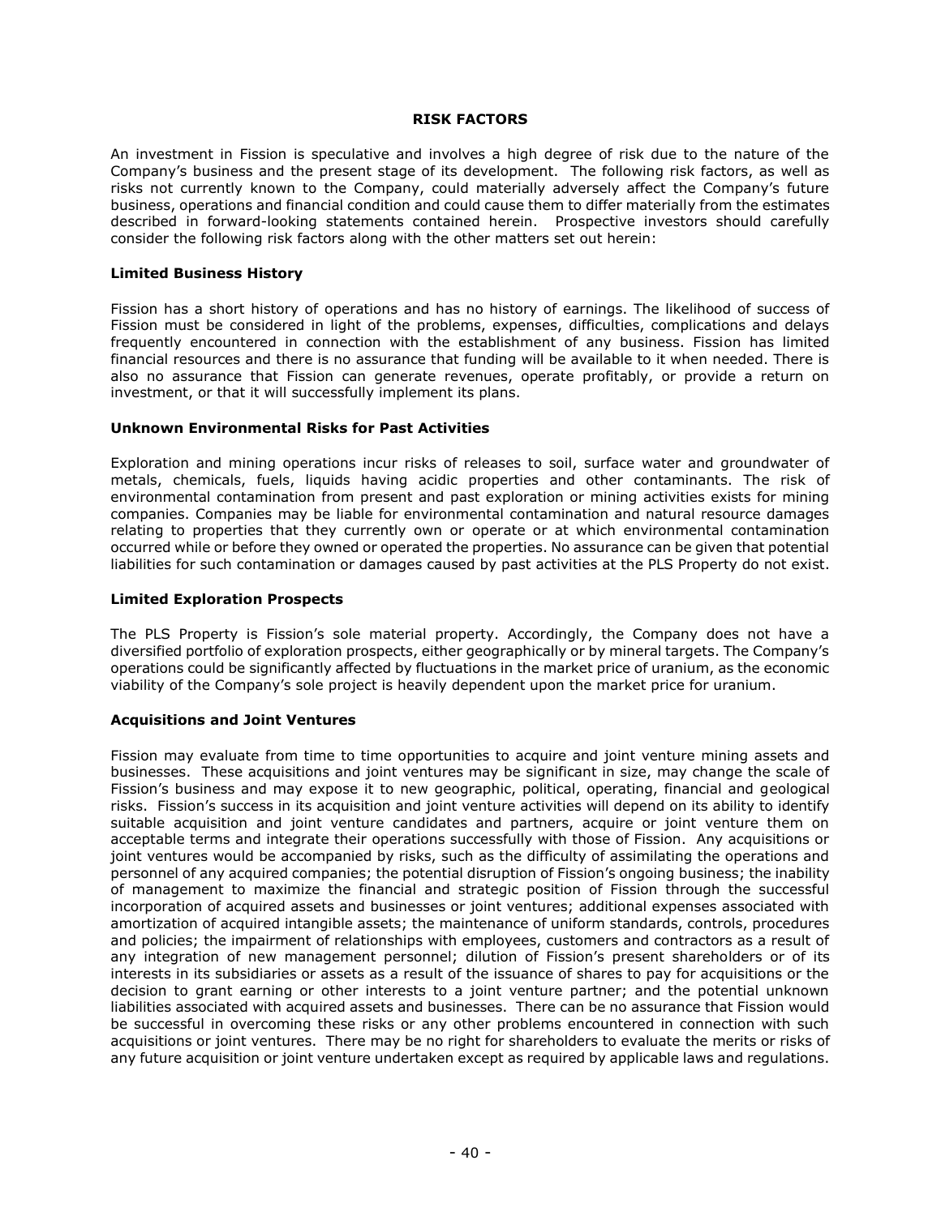## RISK FACTORS

An investment in Fission is speculative and involves a high degree of risk due to the nature of the Company's business and the present stage of its development. The following risk factors, as well as risks not currently known to the Company, could materially adversely affect the Company's future business, operations and financial condition and could cause them to differ materially from the estimates described in forward-looking statements contained herein. Prospective investors should carefully consider the following risk factors along with the other matters set out herein:

### Limited Business History

Fission has a short history of operations and has no history of earnings. The likelihood of success of Fission must be considered in light of the problems, expenses, difficulties, complications and delays frequently encountered in connection with the establishment of any business. Fission has limited financial resources and there is no assurance that funding will be available to it when needed. There is also no assurance that Fission can generate revenues, operate profitably, or provide a return on investment, or that it will successfully implement its plans.

### Unknown Environmental Risks for Past Activities

Exploration and mining operations incur risks of releases to soil, surface water and groundwater of metals, chemicals, fuels, liquids having acidic properties and other contaminants. The risk of environmental contamination from present and past exploration or mining activities exists for mining companies. Companies may be liable for environmental contamination and natural resource damages relating to properties that they currently own or operate or at which environmental contamination occurred while or before they owned or operated the properties. No assurance can be given that potential liabilities for such contamination or damages caused by past activities at the PLS Property do not exist.

### Limited Exploration Prospects

The PLS Property is Fission's sole material property. Accordingly, the Company does not have a diversified portfolio of exploration prospects, either geographically or by mineral targets. The Company's operations could be significantly affected by fluctuations in the market price of uranium, as the economic viability of the Company's sole project is heavily dependent upon the market price for uranium.

### Acquisitions and Joint Ventures

Fission may evaluate from time to time opportunities to acquire and joint venture mining assets and businesses. These acquisitions and joint ventures may be significant in size, may change the scale of Fission's business and may expose it to new geographic, political, operating, financial and geological risks. Fission's success in its acquisition and joint venture activities will depend on its ability to identify suitable acquisition and joint venture candidates and partners, acquire or joint venture them on acceptable terms and integrate their operations successfully with those of Fission. Any acquisitions or joint ventures would be accompanied by risks, such as the difficulty of assimilating the operations and personnel of any acquired companies; the potential disruption of Fission's ongoing business; the inability of management to maximize the financial and strategic position of Fission through the successful incorporation of acquired assets and businesses or joint ventures; additional expenses associated with amortization of acquired intangible assets; the maintenance of uniform standards, controls, procedures and policies; the impairment of relationships with employees, customers and contractors as a result of any integration of new management personnel; dilution of Fission's present shareholders or of its interests in its subsidiaries or assets as a result of the issuance of shares to pay for acquisitions or the decision to grant earning or other interests to a joint venture partner; and the potential unknown liabilities associated with acquired assets and businesses. There can be no assurance that Fission would be successful in overcoming these risks or any other problems encountered in connection with such acquisitions or joint ventures. There may be no right for shareholders to evaluate the merits or risks of any future acquisition or joint venture undertaken except as required by applicable laws and regulations.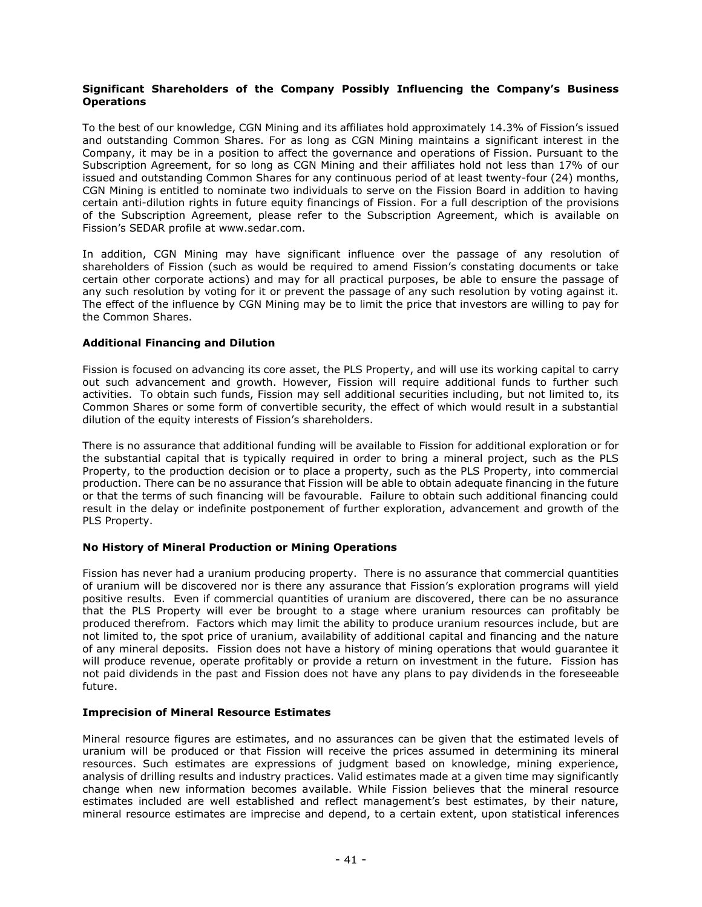### Significant Shareholders of the Company Possibly Influencing the Company's Business Operations

To the best of our knowledge, CGN Mining and its affiliates hold approximately 14.3% of Fission's issued and outstanding Common Shares. For as long as CGN Mining maintains a significant interest in the Company, it may be in a position to affect the governance and operations of Fission. Pursuant to the Subscription Agreement, for so long as CGN Mining and their affiliates hold not less than 17% of our issued and outstanding Common Shares for any continuous period of at least twenty-four (24) months, CGN Mining is entitled to nominate two individuals to serve on the Fission Board in addition to having certain anti-dilution rights in future equity financings of Fission. For a full description of the provisions of the Subscription Agreement, please refer to the Subscription Agreement, which is available on Fission's SEDAR profile at www.sedar.com.

In addition, CGN Mining may have significant influence over the passage of any resolution of shareholders of Fission (such as would be required to amend Fission's constating documents or take certain other corporate actions) and may for all practical purposes, be able to ensure the passage of any such resolution by voting for it or prevent the passage of any such resolution by voting against it. The effect of the influence by CGN Mining may be to limit the price that investors are willing to pay for the Common Shares.

### Additional Financing and Dilution

Fission is focused on advancing its core asset, the PLS Property, and will use its working capital to carry out such advancement and growth. However, Fission will require additional funds to further such activities. To obtain such funds, Fission may sell additional securities including, but not limited to, its Common Shares or some form of convertible security, the effect of which would result in a substantial dilution of the equity interests of Fission's shareholders.

There is no assurance that additional funding will be available to Fission for additional exploration or for the substantial capital that is typically required in order to bring a mineral project, such as the PLS Property, to the production decision or to place a property, such as the PLS Property, into commercial production. There can be no assurance that Fission will be able to obtain adequate financing in the future or that the terms of such financing will be favourable. Failure to obtain such additional financing could result in the delay or indefinite postponement of further exploration, advancement and growth of the PLS Property.

### No History of Mineral Production or Mining Operations

Fission has never had a uranium producing property. There is no assurance that commercial quantities of uranium will be discovered nor is there any assurance that Fission's exploration programs will yield positive results. Even if commercial quantities of uranium are discovered, there can be no assurance that the PLS Property will ever be brought to a stage where uranium resources can profitably be produced therefrom. Factors which may limit the ability to produce uranium resources include, but are not limited to, the spot price of uranium, availability of additional capital and financing and the nature of any mineral deposits. Fission does not have a history of mining operations that would guarantee it will produce revenue, operate profitably or provide a return on investment in the future. Fission has not paid dividends in the past and Fission does not have any plans to pay dividends in the foreseeable future.

### Imprecision of Mineral Resource Estimates

Mineral resource figures are estimates, and no assurances can be given that the estimated levels of uranium will be produced or that Fission will receive the prices assumed in determining its mineral resources. Such estimates are expressions of judgment based on knowledge, mining experience, analysis of drilling results and industry practices. Valid estimates made at a given time may significantly change when new information becomes available. While Fission believes that the mineral resource estimates included are well established and reflect management's best estimates, by their nature, mineral resource estimates are imprecise and depend, to a certain extent, upon statistical inferences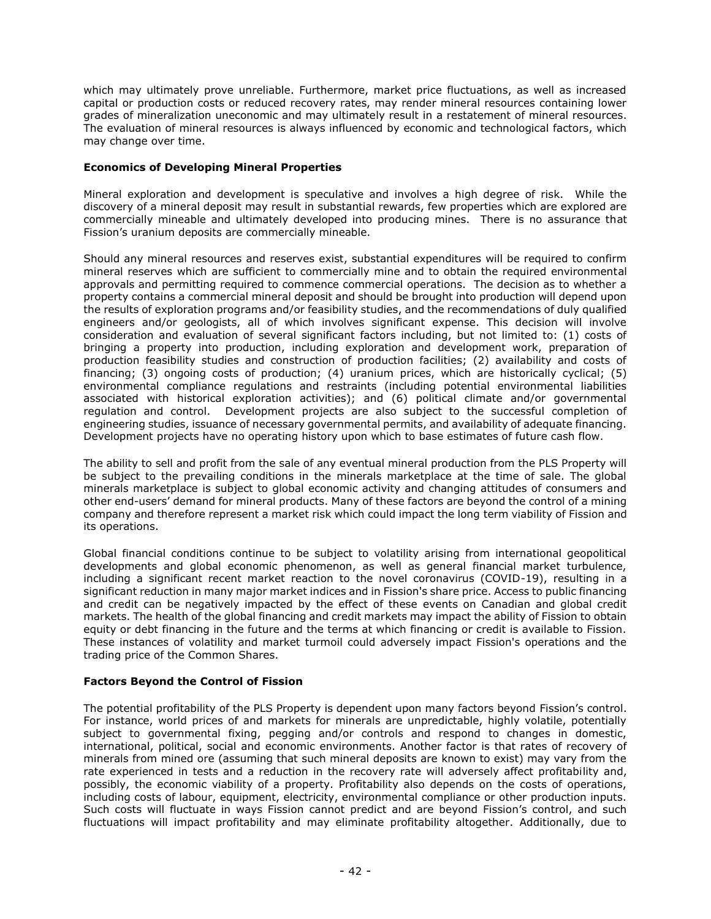which may ultimately prove unreliable. Furthermore, market price fluctuations, as well as increased capital or production costs or reduced recovery rates, may render mineral resources containing lower grades of mineralization uneconomic and may ultimately result in a restatement of mineral resources. The evaluation of mineral resources is always influenced by economic and technological factors, which may change over time.

**Economics of Developing Mineral Properties**

Mineral exploration and development is speculative and involves a high degree of risk. While the discovery of a mineral deposit may result in substantial rewards, few properties which are explored are commercially mineable and ultimately developed into producing mines. There is no assurance that Fission's uranium deposits are commercially mineable.

Should any mineral resources and reserves exist, substantial expenditures will be required to confirm mineral reserves which are sufficient to commercially mine and to obtain the required environmental approvals and permitting required to commence commercial operations. The decision as to whether a property contains a commercial mineral deposit and should be brought into production will depend upon the results of exploration programs and/or feasibility studies, and the recommendations of duly qualified engineers and/or geologists, all of which involves significant expense. This decision will involve consideration and evaluation of several significant factors including, but not limited to: (1) costs of bringing a property into production, including exploration and development work, preparation of production feasibility studies and construction of production facilities; (2) availability and costs of financing; (3) ongoing costs of production; (4) uranium prices, which are historically cyclical; (5) environmental compliance regulations and restraints (including potential environmental liabilities associated with historical exploration activities); and (6) political climate and/or governmental regulation and control. Development projects are also subject to the successful completion of engineering studies, issuance of necessary governmental permits, and availability of adequate financing. Development projects have no operating history upon which to base estimates of future cash flow.

The ability to sell and profit from the sale of any eventual mineral production from the PLS Property will be subject to the prevailing conditions in the minerals marketplace at the time of sale. The global minerals marketplace is subject to global economic activity and changing attitudes of consumers and other end-users' demand for mineral products. Many of these factors are beyond the control of a mining company and therefore represent a market risk which could impact the long term viability of Fission and its operations.

Global financial conditions continue to be subject to volatility arising from international geopolitical developments and global economic phenomenon, as well as general financial market turbulence, including a significant recent market reaction to the novel coronavirus (COVID-19), resulting in a significant reduction in many major market indices and in Fission's share price. Access to public financing and credit can be negatively impacted by the effect of these events on Canadian and global credit markets. The health of the global financing and credit markets may impact the ability of Fission to obtain equity or debt financing in the future and the terms at which financing or credit is available to Fission. These instances of volatility and market turmoil could adversely impact Fission's operations and the trading price of the Common Shares.

**Factors Beyond the Control of Fission**

The potential profitability of the PLS Property is dependent upon many factors beyond Fission's control. For instance, world prices of and markets for minerals are unpredictable, highly volatile, potentially subject to governmental fixing, pegging and/or controls and respond to changes in domestic, international, political, social and economic environments. Another factor is that rates of recovery of minerals from mined ore (assuming that such mineral deposits are known to exist) may vary from the rate experienced in tests and a reduction in the recovery rate will adversely affect profitability and, possibly, the economic viability of a property. Profitability also depends on the costs of operations, including costs of labour, equipment, electricity, environmental compliance or other production inputs. Such costs will fluctuate in ways Fission cannot predict and are beyond Fission's control, and such fluctuations will impact profitability and may eliminate profitability altogether. Additionally, due to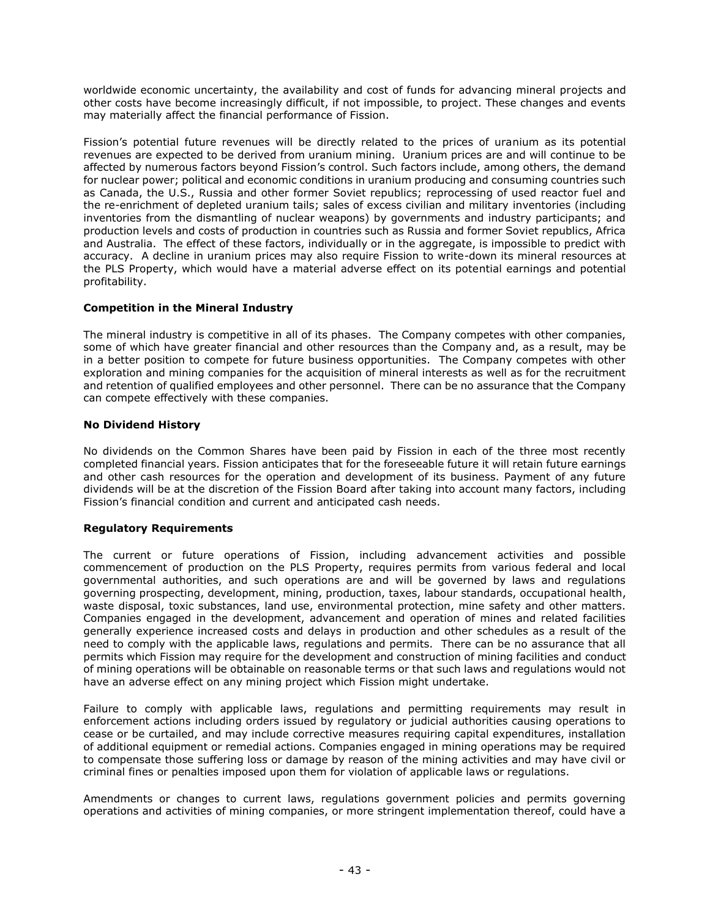worldwide economic uncertainty, the availability and cost of funds for advancing mineral projects and other costs have become increasingly difficult, if not impossible, to project. These changes and events may materially affect the financial performance of Fission.

Fission's potential future revenues will be directly related to the prices of uranium as its potential revenues are expected to be derived from uranium mining. Uranium prices are and will continue to be affected by numerous factors beyond Fission's control. Such factors include, among others, the demand for nuclear power; political and economic conditions in uranium producing and consuming countries such as Canada, the U.S., Russia and other former Soviet republics; reprocessing of used reactor fuel and the re-enrichment of depleted uranium tails; sales of excess civilian and military inventories (including inventories from the dismantling of nuclear weapons) by governments and industry participants; and production levels and costs of production in countries such as Russia and former Soviet republics, Africa and Australia. The effect of these factors, individually or in the aggregate, is impossible to predict with accuracy. A decline in uranium prices may also require Fission to write-down its mineral resources at the PLS Property, which would have a material adverse effect on its potential earnings and potential profitability.

**Competition in the Mineral Industry**

The mineral industry is competitive in all of its phases. The Company competes with other companies, some of which have greater financial and other resources than the Company and, as a result, may be in a better position to compete for future business opportunities. The Company competes with other exploration and mining companies for the acquisition of mineral interests as well as for the recruitment and retention of qualified employees and other personnel. There can be no assurance that the Company can compete effectively with these companies.

**No Dividend History**

No dividends on the Common Shares have been paid by Fission in each of the three most recently completed financial years. Fission anticipates that for the foreseeable future it will retain future earnings and other cash resources for the operation and development of its business. Payment of any future dividends will be at the discretion of the Fission Board after taking into account many factors, including Fission's financial condition and current and anticipated cash needs.

**Regulatory Requirements**

The current or future operations of Fission, including advancement activities and possible commencement of production on the PLS Property, requires permits from various federal and local governmental authorities, and such operations are and will be governed by laws and regulations governing prospecting, development, mining, production, taxes, labour standards, occupational health, waste disposal, toxic substances, land use, environmental protection, mine safety and other matters. Companies engaged in the development, advancement and operation of mines and related facilities generally experience increased costs and delays in production and other schedules as a result of the need to comply with the applicable laws, regulations and permits. There can be no assurance that all permits which Fission may require for the development and construction of mining facilities and conduct of mining operations will be obtainable on reasonable terms or that such laws and regulations would not have an adverse effect on any mining project which Fission might undertake.

Failure to comply with applicable laws, regulations and permitting requirements may result in enforcement actions including orders issued by regulatory or judicial authorities causing operations to cease or be curtailed, and may include corrective measures requiring capital expenditures, installation of additional equipment or remedial actions. Companies engaged in mining operations may be required to compensate those suffering loss or damage by reason of the mining activities and may have civil or criminal fines or penalties imposed upon them for violation of applicable laws or regulations.

Amendments or changes to current laws, regulations government policies and permits governing operations and activities of mining companies, or more stringent implementation thereof, could have a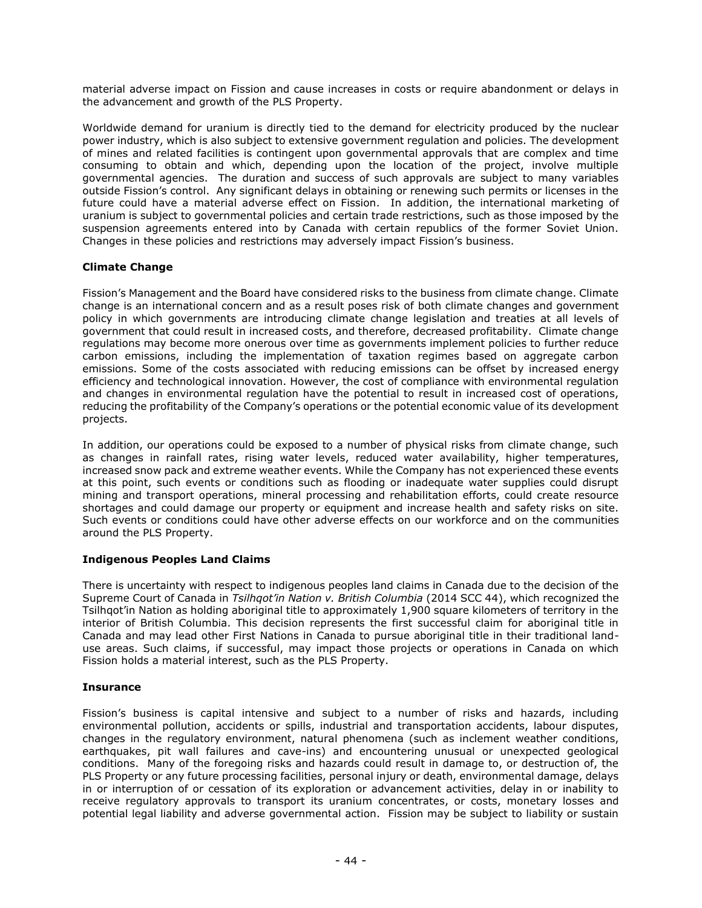material adverse impact on Fission and cause increases in costs or require abandonment or delays in the advancement and growth of the PLS Property.

Worldwide demand for uranium is directly tied to the demand for electricity produced by the nuclear power industry, which is also subject to extensive government regulation and policies. The development of mines and related facilities is contingent upon governmental approvals that are complex and time consuming to obtain and which, depending upon the location of the project, involve multiple governmental agencies. The duration and success of such approvals are subject to many variables outside Fission's control. Any significant delays in obtaining or renewing such permits or licenses in the future could have a material adverse effect on Fission. In addition, the international marketing of uranium is subject to governmental policies and certain trade restrictions, such as those imposed by the suspension agreements entered into by Canada with certain republics of the former Soviet Union. Changes in these policies and restrictions may adversely impact Fission's business.

**Climate Change**

Fission's Management and the Board have considered risks to the business from climate change. Climate change is an international concern and as a result poses risk of both climate changes and government policy in which governments are introducing climate change legislation and treaties at all levels of government that could result in increased costs, and therefore, decreased profitability. Climate change regulations may become more onerous over time as governments implement policies to further reduce carbon emissions, including the implementation of taxation regimes based on aggregate carbon emissions. Some of the costs associated with reducing emissions can be offset by increased energy efficiency and technological innovation. However, the cost of compliance with environmental regulation and changes in environmental regulation have the potential to result in increased cost of operations, reducing the profitability of the Company's operations or the potential economic value of its development projects.

In addition, our operations could be exposed to a number of physical risks from climate change, such as changes in rainfall rates, rising water levels, reduced water availability, higher temperatures, increased snow pack and extreme weather events. While the Company has not experienced these events at this point, such events or conditions such as flooding or inadequate water supplies could disrupt mining and transport operations, mineral processing and rehabilitation efforts, could create resource shortages and could damage our property or equipment and increase health and safety risks on site. Such events or conditions could have other adverse effects on our workforce and on the communities around the PLS Property.

**Indigenous Peoples Land Claims**

There is uncertainty with respect to indigenous peoples land claims in Canada due to the decision of the Supreme Court of Canada in *Tsilhqot'in Nation v. British Columbia* (2014 SCC 44), which recognized the Tsilhqot'in Nation as holding aboriginal title to approximately 1,900 square kilometers of territory in the interior of British Columbia. This decision represents the first successful claim for aboriginal title in Canada and may lead other First Nations in Canada to pursue aboriginal title in their traditional land-use areas. Such claims, if successful, may impact those projects or operations in Canada on which Fission holds a material interest, such as the PLS Property.

**Insurance**

Fission's business is capital intensive and subject to a number of risks and hazards, including environmental pollution, accidents or spills, industrial and transportation accidents, labour disputes, changes in the regulatory environment, natural phenomena (such as inclement weather conditions, earthquakes, pit wall failures and cave-ins) and encountering unusual or unexpected geological conditions. Many of the foregoing risks and hazards could result in damage to, or destruction of, the PLS Property or any future processing facilities, personal injury or death, environmental damage, delays in or interruption of or cessation of its exploration or advancement activities, delay in or inability to receive regulatory approvals to transport its uranium concentrates, or costs, monetary losses and potential legal liability and adverse governmental action. Fission may be subject to liability or sustain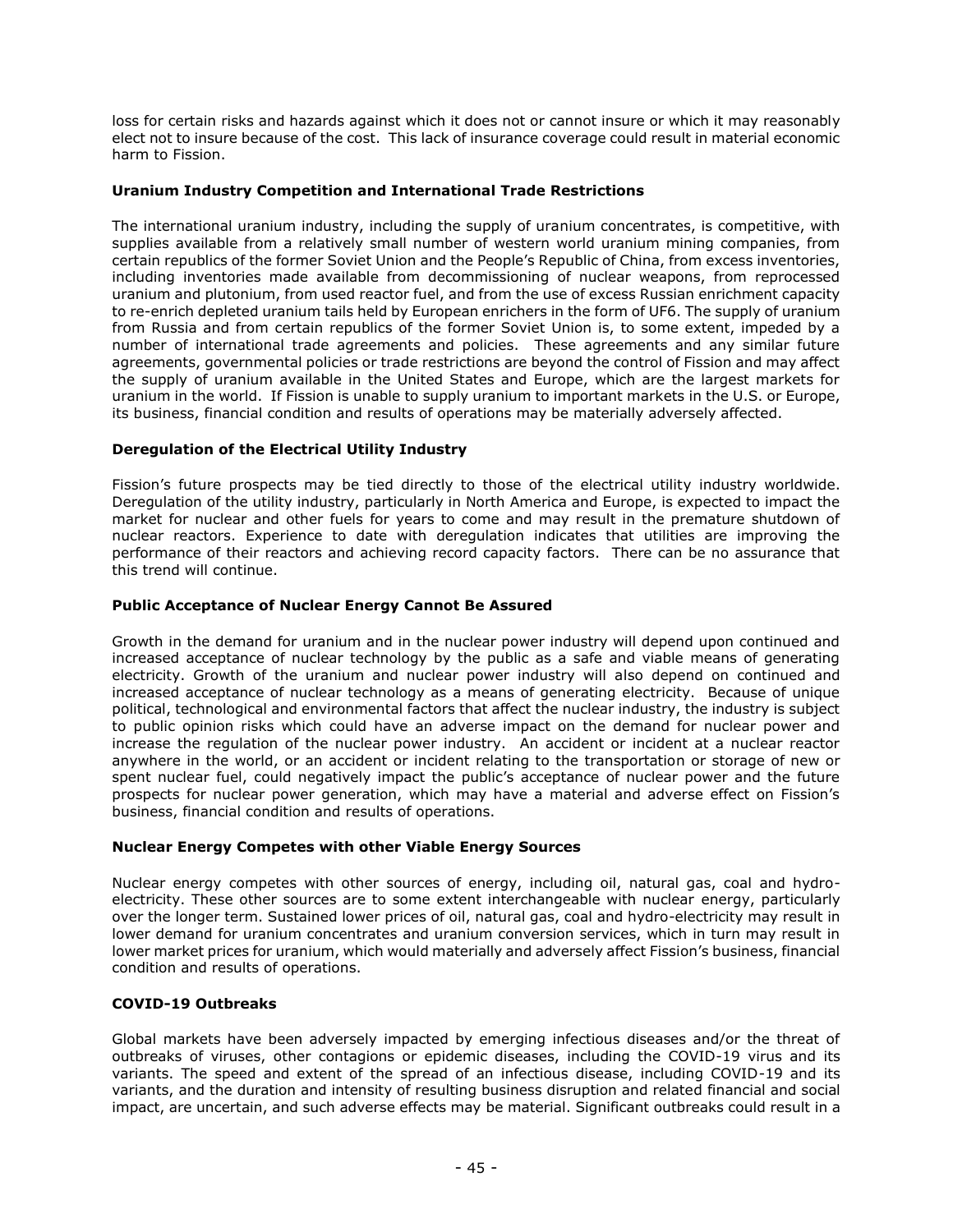loss for certain risks and hazards against which it does not or cannot insure or which it may reasonably elect not to insure because of the cost. This lack of insurance coverage could result in material economic harm to Fission.

**Uranium Industry Competition and International Trade Restrictions**

The international uranium industry, including the supply of uranium concentrates, is competitive, with supplies available from a relatively small number of western world uranium mining companies, from certain republics of the former Soviet Union and the People's Republic of China, from excess inventories, including inventories made available from decommissioning of nuclear weapons, from reprocessed uranium and plutonium, from used reactor fuel, and from the use of excess Russian enrichment capacity to re-enrich depleted uranium tails held by European enrichers in the form of $UF_6$. The supply of uranium from Russia and from certain republics of the former Soviet Union is, to some extent, impeded by a number of international trade agreements and policies. These agreements and any similar future agreements, governmental policies or trade restrictions are beyond the control of Fission and may affect the supply of uranium available in the United States and Europe, which are the largest markets for uranium in the world. If Fission is unable to supply uranium to important markets in the U.S. or Europe, its business, financial condition and results of operations may be materially adversely affected.

**Deregulation of the Electrical Utility Industry**

Fission's future prospects may be tied directly to those of the electrical utility industry worldwide. Deregulation of the utility industry, particularly in North America and Europe, is expected to impact the market for nuclear and other fuels for years to come and may result in the premature shutdown of nuclear reactors. Experience to date with deregulation indicates that utilities are improving the performance of their reactors and achieving record capacity factors. There can be no assurance that this trend will continue.

**Public Acceptance of Nuclear Energy Cannot Be Assured**

Growth in the demand for uranium and in the nuclear power industry will depend upon continued and increased acceptance of nuclear technology by the public as a safe and viable means of generating electricity. Growth of the uranium and nuclear power industry will also depend on continued and increased acceptance of nuclear technology as a means of generating electricity. Because of unique political, technological and environmental factors that affect the nuclear industry, the industry is subject to public opinion risks which could have an adverse impact on the demand for nuclear power and increase the regulation of the nuclear power industry. An accident or incident at a nuclear reactor anywhere in the world, or an accident or incident relating to the transportation or storage of new or spent nuclear fuel, could negatively impact the public's acceptance of nuclear power and the future prospects for nuclear power generation, which may have a material and adverse effect on Fission's business, financial condition and results of operations.

**Nuclear Energy Competes with other Viable Energy Sources**

Nuclear energy competes with other sources of energy, including oil, natural gas, coal and hydro-electricity. These other sources are to some extent interchangeable with nuclear energy, particularly over the longer term. Sustained lower prices of oil, natural gas, coal and hydro-electricity may result in lower demand for uranium concentrates and uranium conversion services, which in turn may result in lower market prices for uranium, which would materially and adversely affect Fission's business, financial condition and results of operations.

**COVID-19 Outbreaks**

Global markets have been adversely impacted by emerging infectious diseases and/or the threat of outbreaks of viruses, other contagions or epidemic diseases, including the COVID-19 virus and its variants. The speed and extent of the spread of an infectious disease, including COVID-19 and its variants, and the duration and intensity of resulting business disruption and related financial and social impact, are uncertain, and such adverse effects may be material. Significant outbreaks could result in a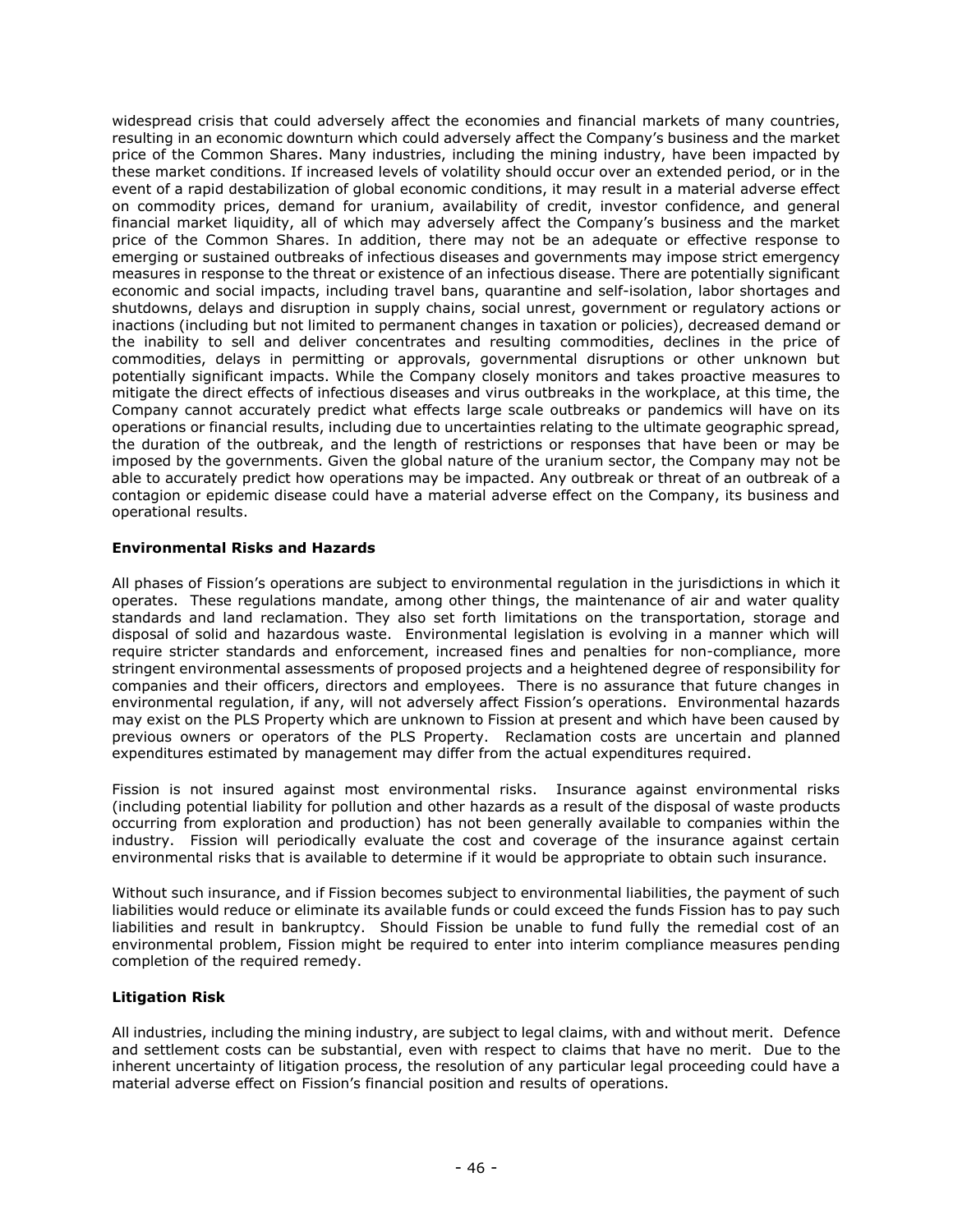widespread crisis that could adversely affect the economies and financial markets of many countries, resulting in an economic downturn which could adversely affect the Company's business and the market price of the Common Shares. Many industries, including the mining industry, have been impacted by these market conditions. If increased levels of volatility should occur over an extended period, or in the event of a rapid destabilization of global economic conditions, it may result in a material adverse effect on commodity prices, demand for uranium, availability of credit, investor confidence, and general financial market liquidity, all of which may adversely affect the Company's business and the market price of the Common Shares. In addition, there may not be an adequate or effective response to emerging or sustained outbreaks of infectious diseases and governments may impose strict emergency measures in response to the threat or existence of an infectious disease. There are potentially significant economic and social impacts, including travel bans, quarantine and self-isolation, labor shortages and shutdowns, delays and disruption in supply chains, social unrest, government or regulatory actions or inactions (including but not limited to permanent changes in taxation or policies), decreased demand or the inability to sell and deliver concentrates and resulting commodities, declines in the price of commodities, delays in permitting or approvals, governmental disruptions or other unknown but potentially significant impacts. While the Company closely monitors and takes proactive measures to mitigate the direct effects of infectious diseases and virus outbreaks in the workplace, at this time, the Company cannot accurately predict what effects large scale outbreaks or pandemics will have on its operations or financial results, including due to uncertainties relating to the ultimate geographic spread, the duration of the outbreak, and the length of restrictions or responses that have been or may be imposed by the governments. Given the global nature of the uranium sector, the Company may not be able to accurately predict how operations may be impacted. Any outbreak or threat of an outbreak of a contagion or epidemic disease could have a material adverse effect on the Company, its business and operational results.

**Environmental Risks and Hazards**

All phases of Fission's operations are subject to environmental regulation in the jurisdictions in which it operates. These regulations mandate, among other things, the maintenance of air and water quality standards and land reclamation. They also set forth limitations on the transportation, storage and disposal of solid and hazardous waste. Environmental legislation is evolving in a manner which will require stricter standards and enforcement, increased fines and penalties for non-compliance, more stringent environmental assessments of proposed projects and a heightened degree of responsibility for companies and their officers, directors and employees. There is no assurance that future changes in environmental regulation, if any, will not adversely affect Fission's operations. Environmental hazards may exist on the PLS Property which are unknown to Fission at present and which have been caused by previous owners or operators of the PLS Property. Reclamation costs are uncertain and planned expenditures estimated by management may differ from the actual expenditures required.

Fission is not insured against most environmental risks. Insurance against environmental risks (including potential liability for pollution and other hazards as a result of the disposal of waste products occurring from exploration and production) has not been generally available to companies within the industry. Fission will periodically evaluate the cost and coverage of the insurance against certain environmental risks that is available to determine if it would be appropriate to obtain such insurance.

Without such insurance, and if Fission becomes subject to environmental liabilities, the payment of such liabilities would reduce or eliminate its available funds or could exceed the funds Fission has to pay such liabilities and result in bankruptcy. Should Fission be unable to fund fully the remedial cost of an environmental problem, Fission might be required to enter into interim compliance measures pending completion of the required remedy.

**Litigation Risk**

All industries, including the mining industry, are subject to legal claims, with and without merit. Defence and settlement costs can be substantial, even with respect to claims that have no merit. Due to the inherent uncertainty of litigation process, the resolution of any particular legal proceeding could have a material adverse effect on Fission's financial position and results of operations.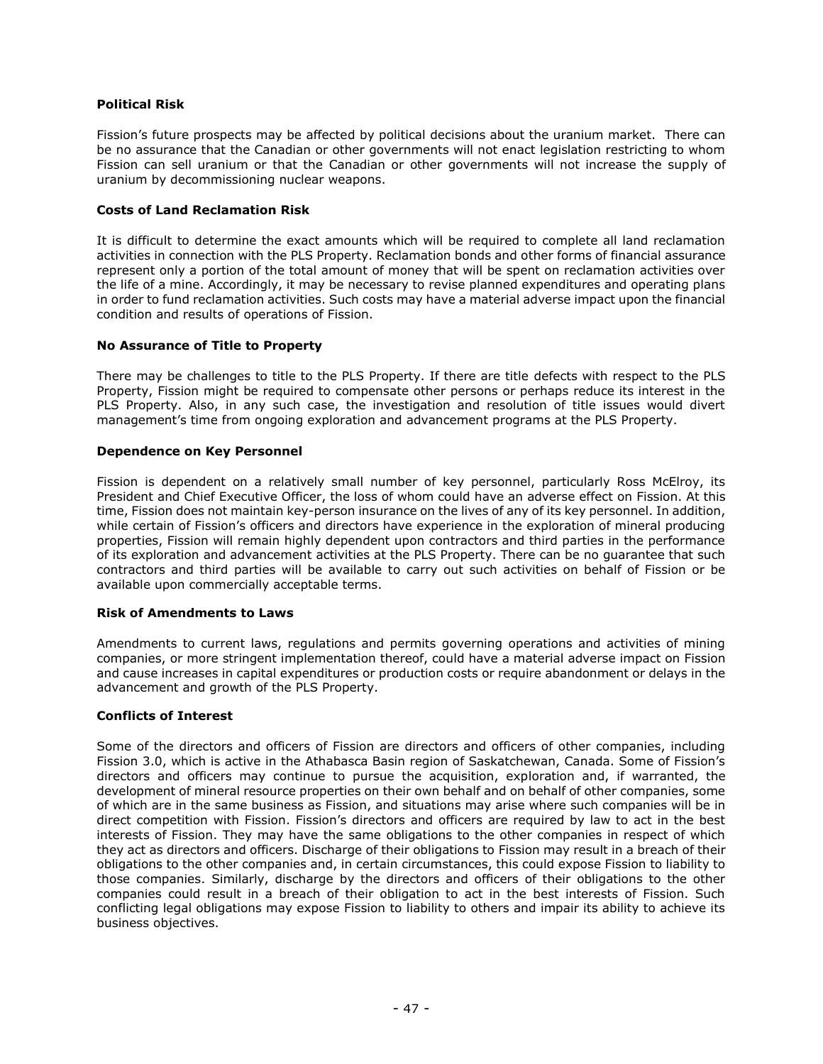**Political Risk**

Fission's future prospects may be affected by political decisions about the uranium market. There can be no assurance that the Canadian or other governments will not enact legislation restricting to whom Fission can sell uranium or that the Canadian or other governments will not increase the supply of uranium by decommissioning nuclear weapons.

**Costs of Land Reclamation Risk**

It is difficult to determine the exact amounts which will be required to complete all land reclamation activities in connection with the PLS Property. Reclamation bonds and other forms of financial assurance represent only a portion of the total amount of money that will be spent on reclamation activities over the life of a mine. Accordingly, it may be necessary to revise planned expenditures and operating plans in order to fund reclamation activities. Such costs may have a material adverse impact upon the financial condition and results of operations of Fission.

**No Assurance of Title to Property**

There may be challenges to title to the PLS Property. If there are title defects with respect to the PLS Property, Fission might be required to compensate other persons or perhaps reduce its interest in the PLS Property. Also, in any such case, the investigation and resolution of title issues would divert management's time from ongoing exploration and advancement programs at the PLS Property.

**Dependence on Key Personnel**

Fission is dependent on a relatively small number of key personnel, particularly Ross McElroy, its President and Chief Executive Officer, the loss of whom could have an adverse effect on Fission. At this time, Fission does not maintain key-person insurance on the lives of any of its key personnel. In addition, while certain of Fission's officers and directors have experience in the exploration of mineral producing properties, Fission will remain highly dependent upon contractors and third parties in the performance of its exploration and advancement activities at the PLS Property. There can be no guarantee that such contractors and third parties will be available to carry out such activities on behalf of Fission or be available upon commercially acceptable terms.

**Risk of Amendments to Laws**

Amendments to current laws, regulations and permits governing operations and activities of mining companies, or more stringent implementation thereof, could have a material adverse impact on Fission and cause increases in capital expenditures or production costs or require abandonment or delays in the advancement and growth of the PLS Property.

**Conflicts of Interest**

Some of the directors and officers of Fission are directors and officers of other companies, including Fission 3.0, which is active in the Athabasca Basin region of Saskatchewan, Canada. Some of Fission's directors and officers may continue to pursue the acquisition, exploration and, if warranted, the development of mineral resource properties on their own behalf and on behalf of other companies, some of which are in the same business as Fission, and situations may arise where such companies will be in direct competition with Fission. Fission's directors and officers are required by law to act in the best interests of Fission. They may have the same obligations to the other companies in respect of which they act as directors and officers. Discharge of their obligations to Fission may result in a breach of their obligations to the other companies and, in certain circumstances, this could expose Fission to liability to those companies. Similarly, discharge by the directors and officers of their obligations to the other companies could result in a breach of their obligation to act in the best interests of Fission. Such conflicting legal obligations may expose Fission to liability to others and impair its ability to achieve its business objectives.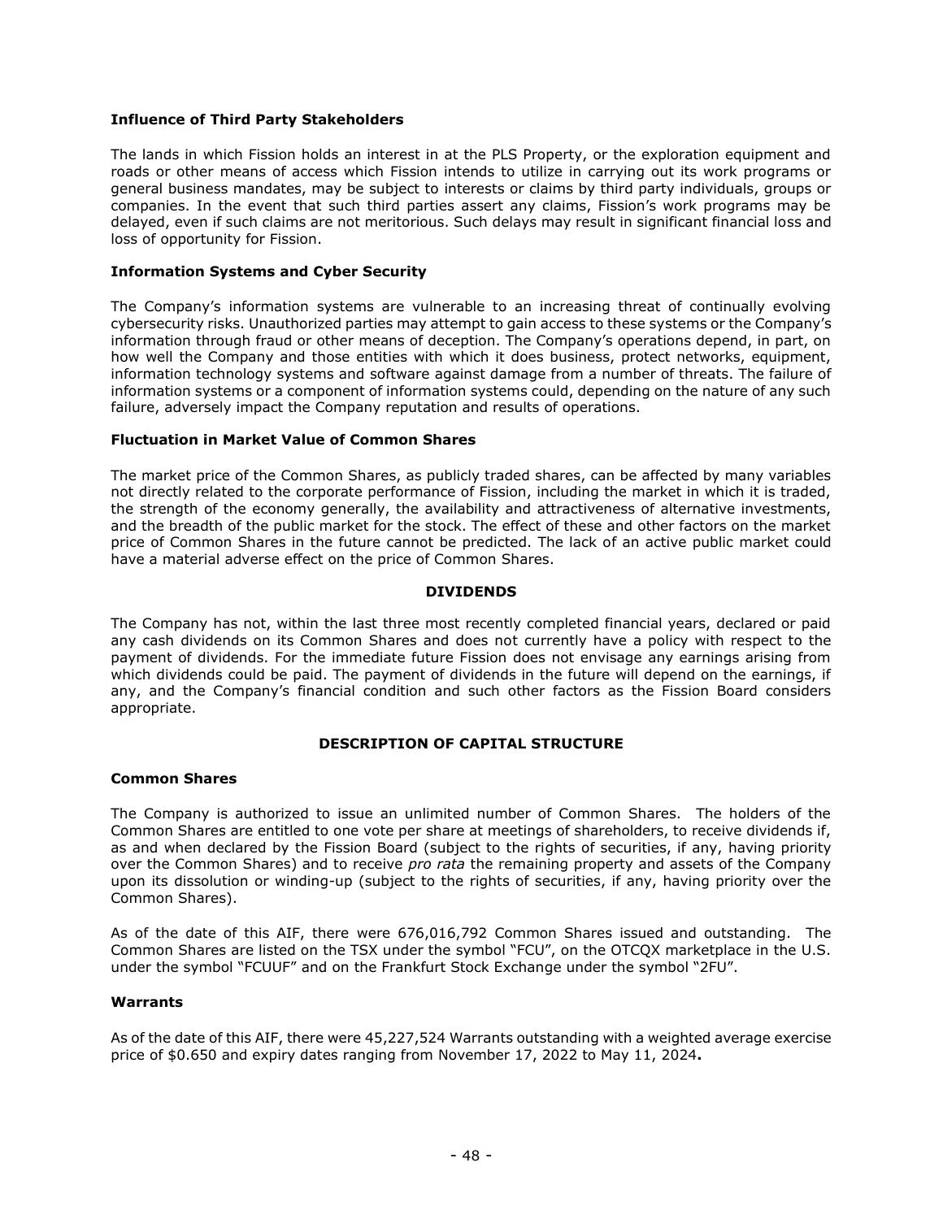### Influence of Third Party Stakeholders

The lands in which Fission holds an interest in at the PLS Property, or the exploration equipment and roads or other means of access which Fission intends to utilize in carrying out its work programs or general business mandates, may be subject to interests or claims by third party individuals, groups or companies. In the event that such third parties assert any claims, Fission's work programs may be delayed, even if such claims are not meritorious. Such delays may result in significant financial loss and loss of opportunity for Fission.

### Information Systems and Cyber Security

The Company's information systems are vulnerable to an increasing threat of continually evolving cybersecurity risks. Unauthorized parties may attempt to gain access to these systems or the Company's information through fraud or other means of deception. The Company's operations depend, in part, on how well the Company and those entities with which it does business, protect networks, equipment, information technology systems and software against damage from a number of threats. The failure of information systems or a component of information systems could, depending on the nature of any such failure, adversely impact the Company reputation and results of operations.

### Fluctuation in Market Value of Common Shares

The market price of the Common Shares, as publicly traded shares, can be affected by many variables not directly related to the corporate performance of Fission, including the market in which it is traded, the strength of the economy generally, the availability and attractiveness of alternative investments, and the breadth of the public market for the stock. The effect of these and other factors on the market price of Common Shares in the future cannot be predicted. The lack of an active public market could have a material adverse effect on the price of Common Shares.

## DIVIDENDS

The Company has not, within the last three most recently completed financial years, declared or paid any cash dividends on its Common Shares and does not currently have a policy with respect to the payment of dividends. For the immediate future Fission does not envisage any earnings arising from which dividends could be paid. The payment of dividends in the future will depend on the earnings, if any, and the Company's financial condition and such other factors as the Fission Board considers appropriate.

## DESCRIPTION OF CAPITAL STRUCTURE

### Common Shares

The Company is authorized to issue an unlimited number of Common Shares. The holders of the Common Shares are entitled to one vote per share at meetings of shareholders, to receive dividends if, as and when declared by the Fission Board (subject to the rights of securities, if any, having priority over the Common Shares) and to receive *pro rata* the remaining property and assets of the Company upon its dissolution or winding-up (subject to the rights of securities, if any, having priority over the Common Shares).

As of the date of this AIF, there were 676,016,792 Common Shares issued and outstanding. The Common Shares are listed on the TSX under the symbol "FCU", on the OTCQX marketplace in the U.S. under the symbol "FCUUF" and on the Frankfurt Stock Exchange under the symbol "2FU".

### Warrants

As of the date of this AIF, there were 45,227,524 Warrants outstanding with a weighted average exercise price of $0.650 and expiry dates ranging from November 17, 2022 to May 11, 2024**.**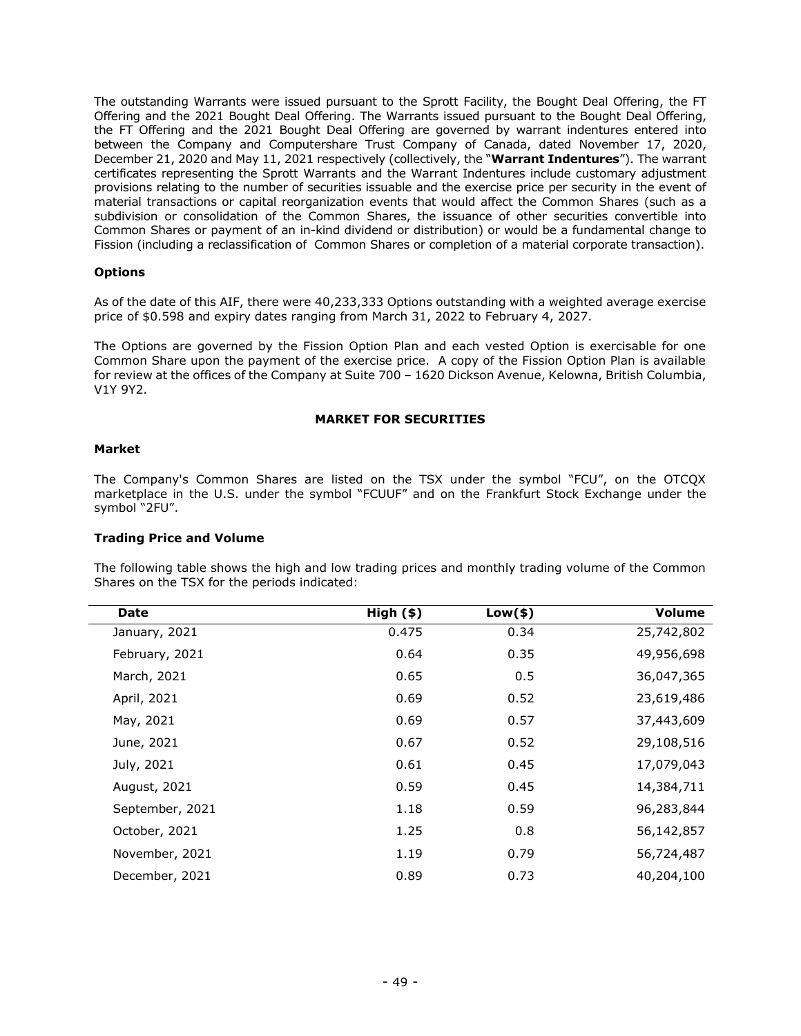The outstanding Warrants were issued pursuant to the Sprott Facility, the Bought Deal Offering, the FT Offering and the 2021 Bought Deal Offering. The Warrants issued pursuant to the Bought Deal Offering, the FT Offering and the 2021 Bought Deal Offering are governed by warrant indentures entered into between the Company and Computershare Trust Company of Canada, dated November 17, 2020, December 21, 2020 and May 11, 2021 respectively (collectively, the "**Warrant Indentures**"). The warrant certificates representing the Sprott Warrants and the Warrant Indentures include customary adjustment provisions relating to the number of securities issuable and the exercise price per security in the event of material transactions or capital reorganization events that would affect the Common Shares (such as a subdivision or consolidation of the Common Shares, the issuance of other securities convertible into Common Shares or payment of an in-kind dividend or distribution) or would be a fundamental change to Fission (including a reclassification of Common Shares or completion of a material corporate transaction).

**Options**

As of the date of this AIF, there were 40,233,333 Options outstanding with a weighted average exercise price of $0.598 and expiry dates ranging from March 31, 2022 to February 4, 2027.

The Options are governed by the Fission Option Plan and each vested Option is exercisable for one Common Share upon the payment of the exercise price. A copy of the Fission Option Plan is available for review at the offices of the Company at Suite 700 – 1620 Dickson Avenue, Kelowna, British Columbia, V1Y 9Y2.

## MARKET FOR SECURITIES

**Market**

The Company's Common Shares are listed on the TSX under the symbol "FCU", on the OTCQX marketplace in the U.S. under the symbol "FCUUF" and on the Frankfurt Stock Exchange under the symbol "2FU".

**Trading Price and Volume**

The following table shows the high and low trading prices and monthly trading volume of the Common Shares on the TSX for the periods indicated:

| Date | High ($) | Low($) | Volume |
|---|---|---|---|
| January, 2021 | 0.475 | 0.34 | 25,742,802 |
| February, 2021 | 0.64 | 0.35 | 49,956,698 |
| March, 2021 | 0.65 | 0.5 | 36,047,365 |
| April, 2021 | 0.69 | 0.52 | 23,619,486 |
| May, 2021 | 0.69 | 0.57 | 37,443,609 |
| June, 2021 | 0.67 | 0.52 | 29,108,516 |
| July, 2021 | 0.61 | 0.45 | 17,079,043 |
| August, 2021 | 0.59 | 0.45 | 14,384,711 |
| September, 2021 | 1.18 | 0.59 | 96,283,844 |
| October, 2021 | 1.25 | 0.8 | 56,142,857 |
| November, 2021 | 1.19 | 0.79 | 56,724,487 |
| December, 2021 | 0.89 | 0.73 | 40,204,100 |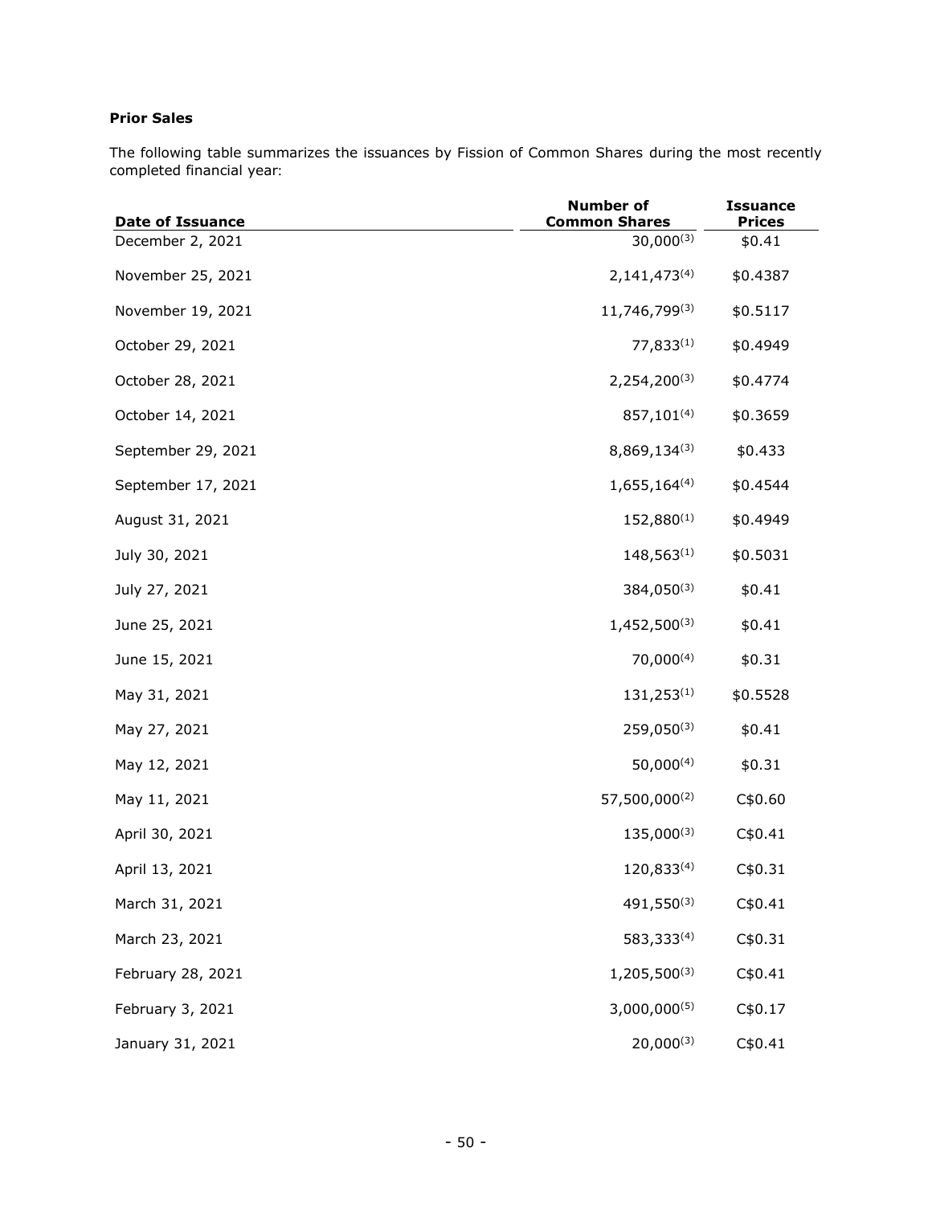**Prior Sales**

The following table summarizes the issuances by Fission of Common Shares during the most recently completed financial year:

| Date of Issuance | Number of Common Shares | Issuance Prices |
|---|---|---|
| December 2, 2021 | 30,000[(3)] | \$0.41 |
| November 25, 2021 | 2,141,473[(4)] | \$0.4387 |
| November 19, 2021 | 11,746,799[(3)] | \$0.5117 |
| October 29, 2021 | 77,833[(1)] | \$0.4949 |
| October 28, 2021 | 2,254,200[(3)] | \$0.4774 |
| October 14, 2021 | 857,101[(4)] | \$0.3659 |
| September 29, 2021 | 8,869,134[(3)] | \$0.433 |
| September 17, 2021 | 1,655,164[(4)] | \$0.4544 |
| August 31, 2021 | 152,880[(1)] | \$0.4949 |
| July 30, 2021 | 148,563[(1)] | \$0.5031 |
| July 27, 2021 | 384,050[(3)] | \$0.41 |
| June 25, 2021 | 1,452,500[(3)] | \$0.41 |
| June 15, 2021 | 70,000[(4)] | \$0.31 |
| May 31, 2021 | 131,253[(1)] | \$0.5528 |
| May 27, 2021 | 259,050[(3)] | \$0.41 |
| May 12, 2021 | 50,000[(4)] | \$0.31 |
| May 11, 2021 | 57,500,000[(2)] | C\$0.60 |
| April 30, 2021 | 135,000[(3)] | C\$0.41 |
| April 13, 2021 | 120,833[(4)] | C\$0.31 |
| March 31, 2021 | 491,550[(3)] | C\$0.41 |
| March 23, 2021 | 583,333[(4)] | C\$0.31 |
| February 28, 2021 | 1,205,500[(3)] | C\$0.41 |
| February 3, 2021 | 3,000,000[(5)] | C\$0.17 |
| January 31, 2021 | 20,000[(3)] | C\$0.41 |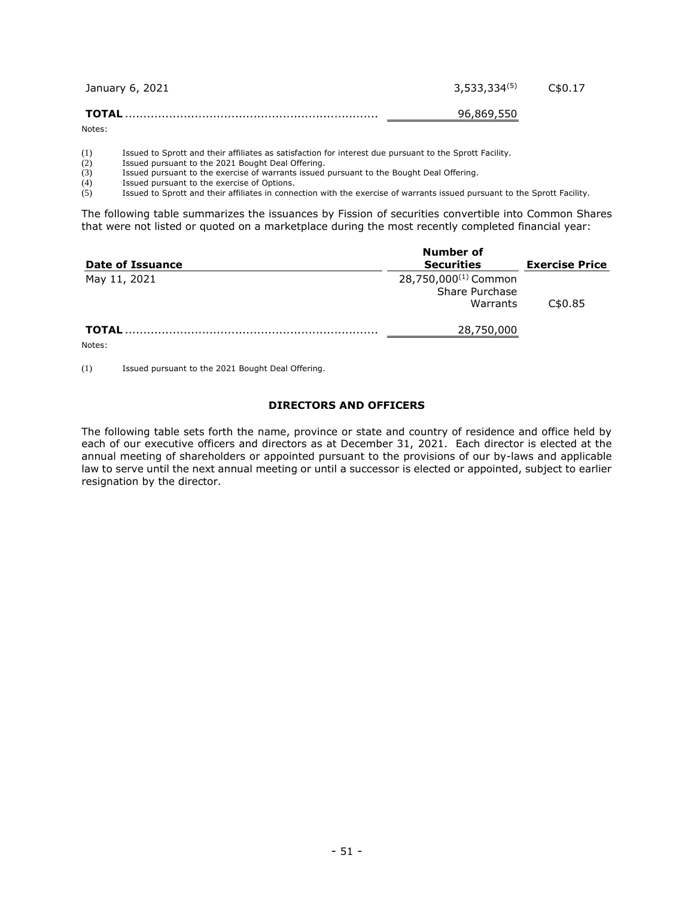| | | |
|---|---|---|
| January 6, 2021 | 3,533,334[(5)] | C$0.17 |
| **TOTAL** | 96,869,550 | |

Notes:

(1) Issued to Sprott and their affiliates as satisfaction for interest due pursuant to the Sprott Facility.
(2) Issued pursuant to the 2021 Bought Deal Offering.
(3) Issued pursuant to the exercise of warrants issued pursuant to the Bought Deal Offering.
(4) Issued pursuant to the exercise of Options.
(5) Issued to Sprott and their affiliates in connection with the exercise of warrants issued pursuant to the Sprott Facility.

The following table summarizes the issuances by Fission of securities convertible into Common Shares that were not listed or quoted on a marketplace during the most recently completed financial year:

| Date of Issuance | Number of Securities | Exercise Price |
|---|---|---|
| May 11, 2021 | 28,750,000[(1)] Common Share Purchase Warrants | C$0.85 |
| **TOTAL** | 28,750,000 | |

Notes:

(1) Issued pursuant to the 2021 Bought Deal Offering.

## DIRECTORS AND OFFICERS

The following table sets forth the name, province or state and country of residence and office held by each of our executive officers and directors as at December 31, 2021. Each director is elected at the annual meeting of shareholders or appointed pursuant to the provisions of our by-laws and applicable law to serve until the next annual meeting or until a successor is elected or appointed, subject to earlier resignation by the director.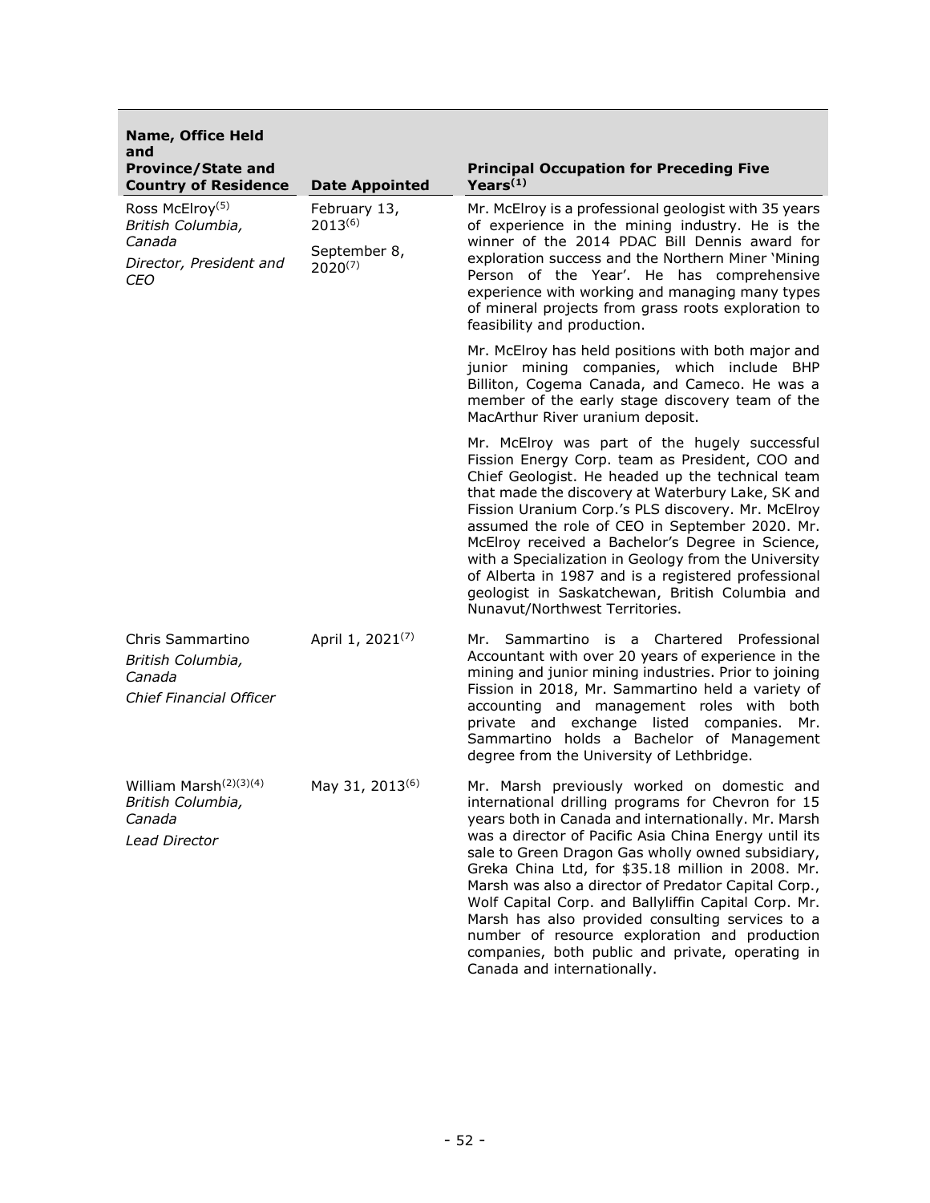| Name, Office Held and Province/State and Country of Residence | Date Appointed | Principal Occupation for Preceding Five Years[(1)] |
|---|---|---|
| Ross McElroy[(5)]<br>*British Columbia, Canada*<br>*Director, President and CEO* | February 13, 2013[(6)]<br><br>September 8, 2020[(7)] | Mr. McElroy is a professional geologist with 35 years of experience in the mining industry. He is the winner of the 2014 PDAC Bill Dennis award for exploration success and the Northern Miner 'Mining Person of the Year'. He has comprehensive experience with working and managing many types of mineral projects from grass roots exploration to feasibility and production.<br><br>Mr. McElroy has held positions with both major and junior mining companies, which include BHP Billiton, Cogema Canada, and Cameco. He was a member of the early stage discovery team of the MacArthur River uranium deposit.<br><br>Mr. McElroy was part of the hugely successful Fission Energy Corp. team as President, COO and Chief Geologist. He headed up the technical team that made the discovery at Waterbury Lake, SK and Fission Uranium Corp.'s PLS discovery. Mr. McElroy assumed the role of CEO in September 2020. Mr. McElroy received a Bachelor's Degree in Science, with a Specialization in Geology from the University of Alberta in 1987 and is a registered professional geologist in Saskatchewan, British Columbia and Nunavut/Northwest Territories. |
| Chris Sammartino<br>*British Columbia, Canada*<br>*Chief Financial Officer* | April 1, 2021[(7)] | Mr. Sammartino is a Chartered Professional Accountant with over 20 years of experience in the mining and junior mining industries. Prior to joining Fission in 2018, Mr. Sammartino held a variety of accounting and management roles with both private and exchange listed companies. Mr. Sammartino holds a Bachelor of Management degree from the University of Lethbridge. |
| William Marsh[(2)(3)(4)]<br>*British Columbia, Canada*<br>*Lead Director* | May 31, 2013[(6)] | Mr. Marsh previously worked on domestic and international drilling programs for Chevron for 15 years both in Canada and internationally. Mr. Marsh was a director of Pacific Asia China Energy until its sale to Green Dragon Gas wholly owned subsidiary, Greka China Ltd, for $35.18 million in 2008. Mr. Marsh was also a director of Predator Capital Corp., Wolf Capital Corp. and Ballyliffin Capital Corp. Mr. Marsh has also provided consulting services to a number of resource exploration and production companies, both public and private, operating in Canada and internationally. |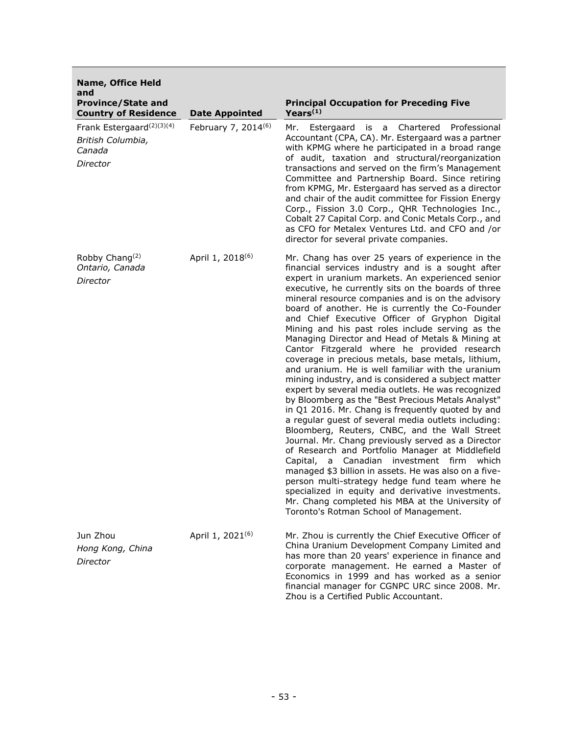| Name, Office Held and Province/State and Country of Residence | Date Appointed | Principal Occupation for Preceding Five Years[1] |
|---|---|---|
| Frank Estergaard[2][3][4] *British Columbia, Canada* *Director* | February 7, 2014[6] | Mr. Estergaard is a Chartered Professional Accountant (CPA, CA). Mr. Estergaard was a partner with KPMG where he participated in a broad range of audit, taxation and structural/reorganization transactions and served on the firm's Management Committee and Partnership Board. Since retiring from KPMG, Mr. Estergaard has served as a director and chair of the audit committee for Fission Energy Corp., Fission 3.0 Corp., QHR Technologies Inc., Cobalt 27 Capital Corp. and Conic Metals Corp., and as CFO for Metalex Ventures Ltd. and CFO and /or director for several private companies. |
| Robby Chang[2] *Ontario, Canada* *Director* | April 1, 2018[6] | Mr. Chang has over 25 years of experience in the financial services industry and is a sought after expert in uranium markets. An experienced senior executive, he currently sits on the boards of three mineral resource companies and is on the advisory board of another. He is currently the Co-Founder and Chief Executive Officer of Gryphon Digital Mining and his past roles include serving as the Managing Director and Head of Metals & Mining at Cantor Fitzgerald where he provided research coverage in precious metals, base metals, lithium, and uranium. He is well familiar with the uranium mining industry, and is considered a subject matter expert by several media outlets. He was recognized by Bloomberg as the "Best Precious Metals Analyst" in Q1 2016. Mr. Chang is frequently quoted by and a regular guest of several media outlets including: Bloomberg, Reuters, CNBC, and the Wall Street Journal. Mr. Chang previously served as a Director of Research and Portfolio Manager at Middlefield Capital, a Canadian investment firm which managed $3 billion in assets. He was also on a five-person multi-strategy hedge fund team where he specialized in equity and derivative investments. Mr. Chang completed his MBA at the University of Toronto's Rotman School of Management. |
| Jun Zhou *Hong Kong, China* *Director* | April 1, 2021[6] | Mr. Zhou is currently the Chief Executive Officer of China Uranium Development Company Limited and has more than 20 years' experience in finance and corporate management. He earned a Master of Economics in 1999 and has worked as a senior financial manager for CGNPC URC since 2008. Mr. Zhou is a Certified Public Accountant. |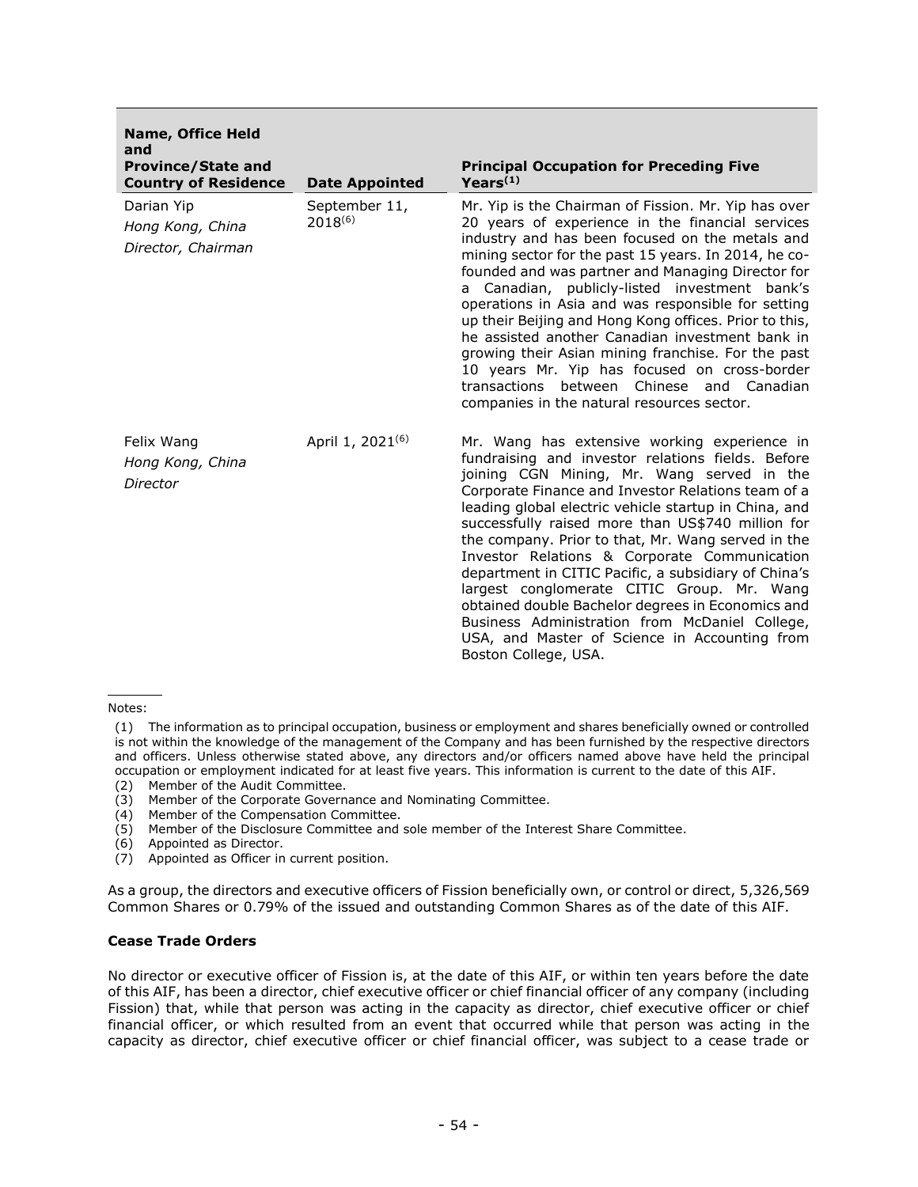| Name, Office Held and Province/State and Country of Residence | Date Appointed | Principal Occupation for Preceding Five Years[(1)] |
|---|---|---|
| Darian Yip<br>*Hong Kong, China*<br>*Director, Chairman* | September 11, 2018[(6)] | Mr. Yip is the Chairman of Fission. Mr. Yip has over 20 years of experience in the financial services industry and has been focused on the metals and mining sector for the past 15 years. In 2014, he co-founded and was partner and Managing Director for a Canadian, publicly-listed investment bank's operations in Asia and was responsible for setting up their Beijing and Hong Kong offices. Prior to this, he assisted another Canadian investment bank in growing their Asian mining franchise. For the past 10 years Mr. Yip has focused on cross-border transactions between Chinese and Canadian companies in the natural resources sector. |
| Felix Wang<br>*Hong Kong, China*<br>*Director* | April 1, 2021[(6)] | Mr. Wang has extensive working experience in fundraising and investor relations fields. Before joining CGN Mining, Mr. Wang served in the Corporate Finance and Investor Relations team of a leading global electric vehicle startup in China, and successfully raised more than US$740 million for the company. Prior to that, Mr. Wang served in the Investor Relations & Corporate Communication department in CITIC Pacific, a subsidiary of China's largest conglomerate CITIC Group. Mr. Wang obtained double Bachelor degrees in Economics and Business Administration from McDaniel College, USA, and Master of Science in Accounting from Boston College, USA. |

Notes:

(1) The information as to principal occupation, business or employment and shares beneficially owned or controlled is not within the knowledge of the management of the Company and has been furnished by the respective directors and officers. Unless otherwise stated above, any directors and/or officers named above have held the principal occupation or employment indicated for at least five years. This information is current to the date of this AIF.
(2) Member of the Audit Committee.
(3) Member of the Corporate Governance and Nominating Committee.
(4) Member of the Compensation Committee.
(5) Member of the Disclosure Committee and sole member of the Interest Share Committee.
(6) Appointed as Director.
(7) Appointed as Officer in current position.

As a group, the directors and executive officers of Fission beneficially own, or control or direct, 5,326,569 Common Shares or 0.79% of the issued and outstanding Common Shares as of the date of this AIF.

**Cease Trade Orders**

No director or executive officer of Fission is, at the date of this AIF, or within ten years before the date of this AIF, has been a director, chief executive officer or chief financial officer of any company (including Fission) that, while that person was acting in the capacity as director, chief executive officer or chief financial officer, or which resulted from an event that occurred while that person was acting in the capacity as director, chief executive officer or chief financial officer, was subject to a cease trade or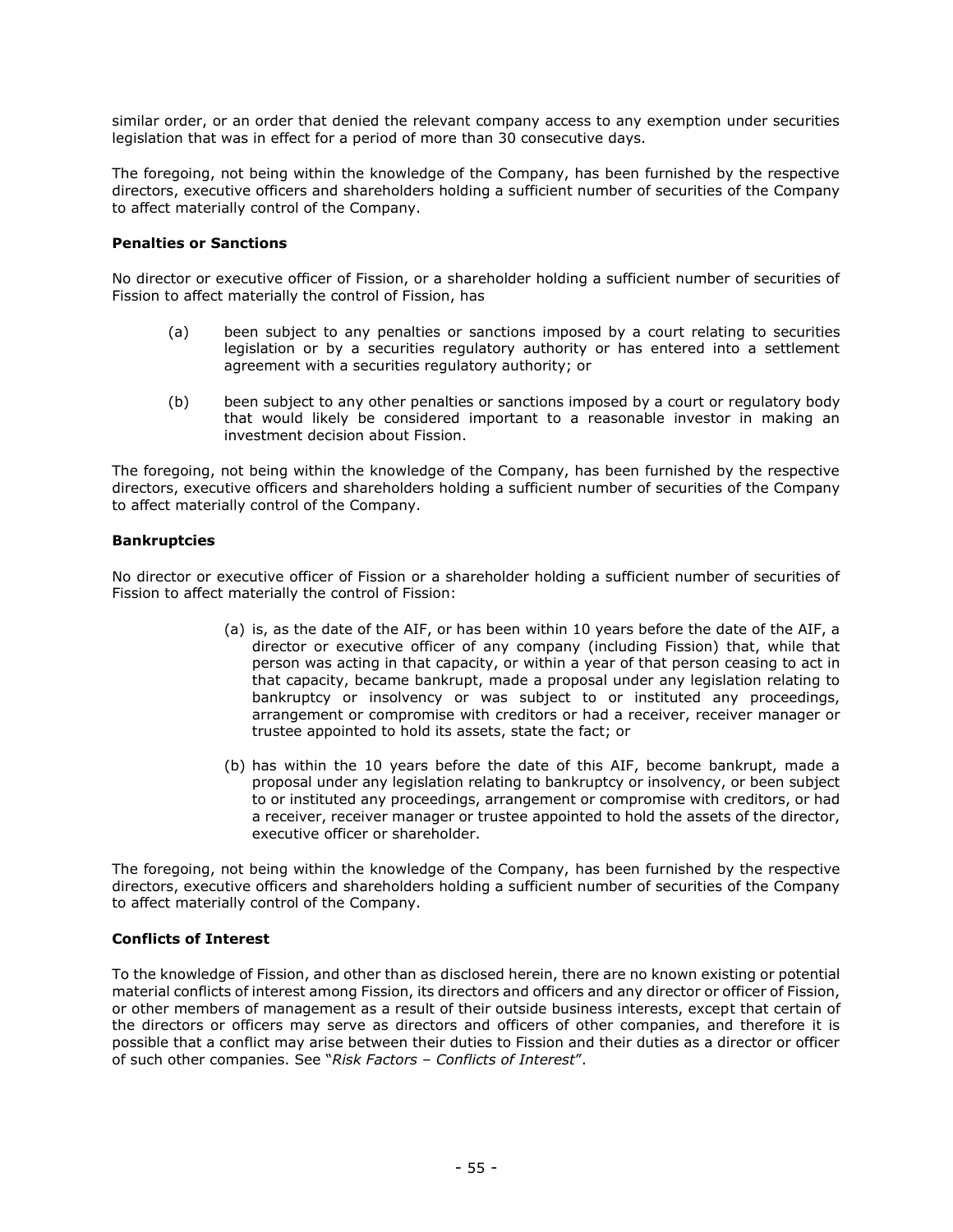similar order, or an order that denied the relevant company access to any exemption under securities legislation that was in effect for a period of more than 30 consecutive days.

The foregoing, not being within the knowledge of the Company, has been furnished by the respective directors, executive officers and shareholders holding a sufficient number of securities of the Company to affect materially control of the Company.

**Penalties or Sanctions**

No director or executive officer of Fission, or a shareholder holding a sufficient number of securities of Fission to affect materially the control of Fission, has

(a) been subject to any penalties or sanctions imposed by a court relating to securities legislation or by a securities regulatory authority or has entered into a settlement agreement with a securities regulatory authority; or

(b) been subject to any other penalties or sanctions imposed by a court or regulatory body that would likely be considered important to a reasonable investor in making an investment decision about Fission.

The foregoing, not being within the knowledge of the Company, has been furnished by the respective directors, executive officers and shareholders holding a sufficient number of securities of the Company to affect materially control of the Company.

**Bankruptcies**

No director or executive officer of Fission or a shareholder holding a sufficient number of securities of Fission to affect materially the control of Fission:

(a) is, as the date of the AIF, or has been within 10 years before the date of the AIF, a director or executive officer of any company (including Fission) that, while that person was acting in that capacity, or within a year of that person ceasing to act in that capacity, became bankrupt, made a proposal under any legislation relating to bankruptcy or insolvency or was subject to or instituted any proceedings, arrangement or compromise with creditors or had a receiver, receiver manager or trustee appointed to hold its assets, state the fact; or

(b) has within the 10 years before the date of this AIF, become bankrupt, made a proposal under any legislation relating to bankruptcy or insolvency, or been subject to or instituted any proceedings, arrangement or compromise with creditors, or had a receiver, receiver manager or trustee appointed to hold the assets of the director, executive officer or shareholder.

The foregoing, not being within the knowledge of the Company, has been furnished by the respective directors, executive officers and shareholders holding a sufficient number of securities of the Company to affect materially control of the Company.

**Conflicts of Interest**

To the knowledge of Fission, and other than as disclosed herein, there are no known existing or potential material conflicts of interest among Fission, its directors and officers and any director or officer of Fission, or other members of management as a result of their outside business interests, except that certain of the directors or officers may serve as directors and officers of other companies, and therefore it is possible that a conflict may arise between their duties to Fission and their duties as a director or officer of such other companies. See "*Risk Factors – Conflicts of Interest*".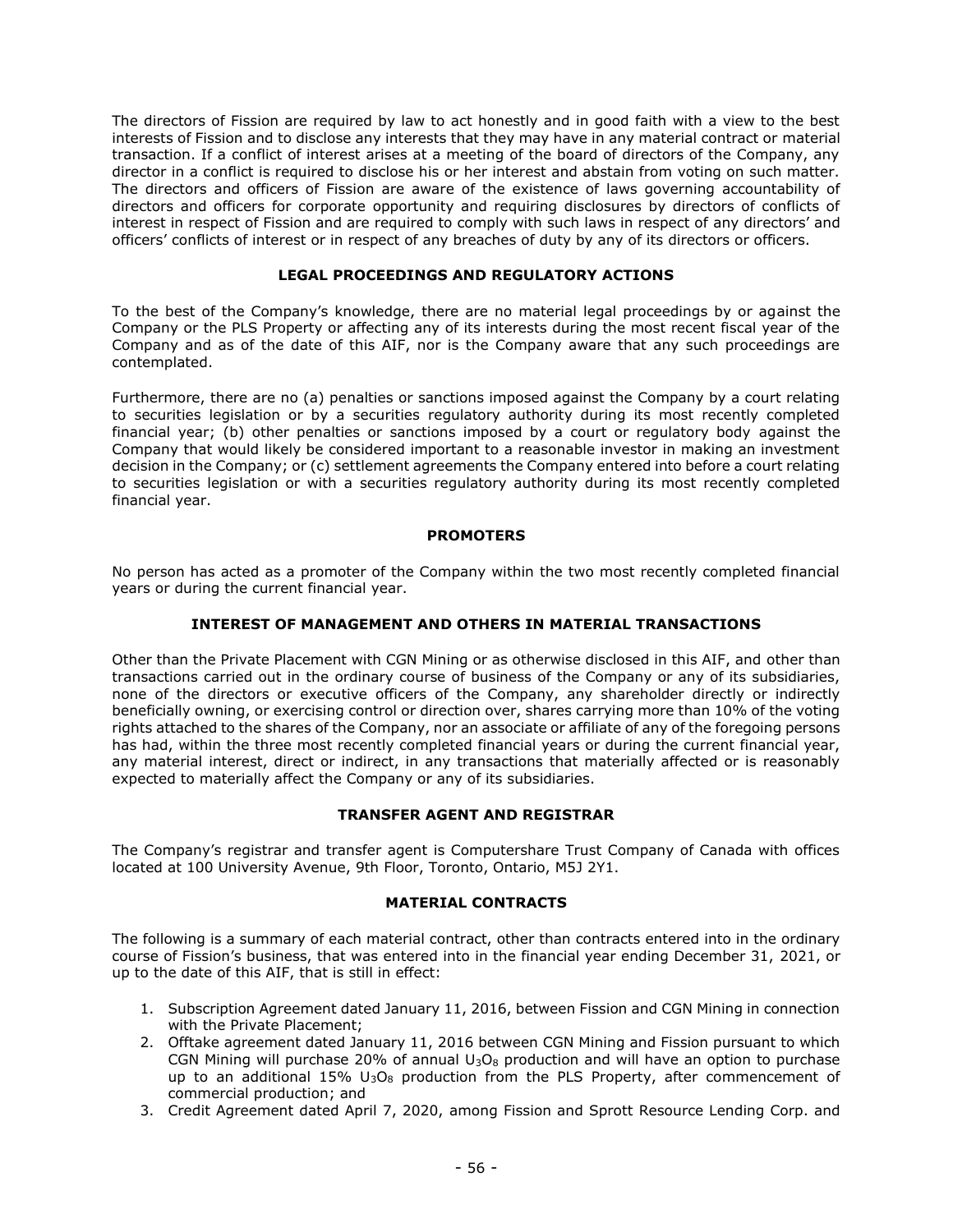The directors of Fission are required by law to act honestly and in good faith with a view to the best interests of Fission and to disclose any interests that they may have in any material contract or material transaction. If a conflict of interest arises at a meeting of the board of directors of the Company, any director in a conflict is required to disclose his or her interest and abstain from voting on such matter. The directors and officers of Fission are aware of the existence of laws governing accountability of directors and officers for corporate opportunity and requiring disclosures by directors of conflicts of interest in respect of Fission and are required to comply with such laws in respect of any directors' and officers' conflicts of interest or in respect of any breaches of duty by any of its directors or officers.

## LEGAL PROCEEDINGS AND REGULATORY ACTIONS

To the best of the Company's knowledge, there are no material legal proceedings by or against the Company or the PLS Property or affecting any of its interests during the most recent fiscal year of the Company and as of the date of this AIF, nor is the Company aware that any such proceedings are contemplated.

Furthermore, there are no (a) penalties or sanctions imposed against the Company by a court relating to securities legislation or by a securities regulatory authority during its most recently completed financial year; (b) other penalties or sanctions imposed by a court or regulatory body against the Company that would likely be considered important to a reasonable investor in making an investment decision in the Company; or (c) settlement agreements the Company entered into before a court relating to securities legislation or with a securities regulatory authority during its most recently completed financial year.

## PROMOTERS

No person has acted as a promoter of the Company within the two most recently completed financial years or during the current financial year.

## INTEREST OF MANAGEMENT AND OTHERS IN MATERIAL TRANSACTIONS

Other than the Private Placement with CGN Mining or as otherwise disclosed in this AIF, and other than transactions carried out in the ordinary course of business of the Company or any of its subsidiaries, none of the directors or executive officers of the Company, any shareholder directly or indirectly beneficially owning, or exercising control or direction over, shares carrying more than 10% of the voting rights attached to the shares of the Company, nor an associate or affiliate of any of the foregoing persons has had, within the three most recently completed financial years or during the current financial year, any material interest, direct or indirect, in any transactions that materially affected or is reasonably expected to materially affect the Company or any of its subsidiaries.

## TRANSFER AGENT AND REGISTRAR

The Company's registrar and transfer agent is Computershare Trust Company of Canada with offices located at 100 University Avenue, 9th Floor, Toronto, Ontario, M5J 2Y1.

## MATERIAL CONTRACTS

The following is a summary of each material contract, other than contracts entered into in the ordinary course of Fission's business, that was entered into in the financial year ending December 31, 2021, or up to the date of this AIF, that is still in effect:

1. Subscription Agreement dated January 11, 2016, between Fission and CGN Mining in connection with the Private Placement;
2. Offtake agreement dated January 11, 2016 between CGN Mining and Fission pursuant to which CGN Mining will purchase 20% of annual $U_3O_8$ production and will have an option to purchase up to an additional 15% $U_3O_8$ production from the PLS Property, after commencement of commercial production; and
3. Credit Agreement dated April 7, 2020, among Fission and Sprott Resource Lending Corp. and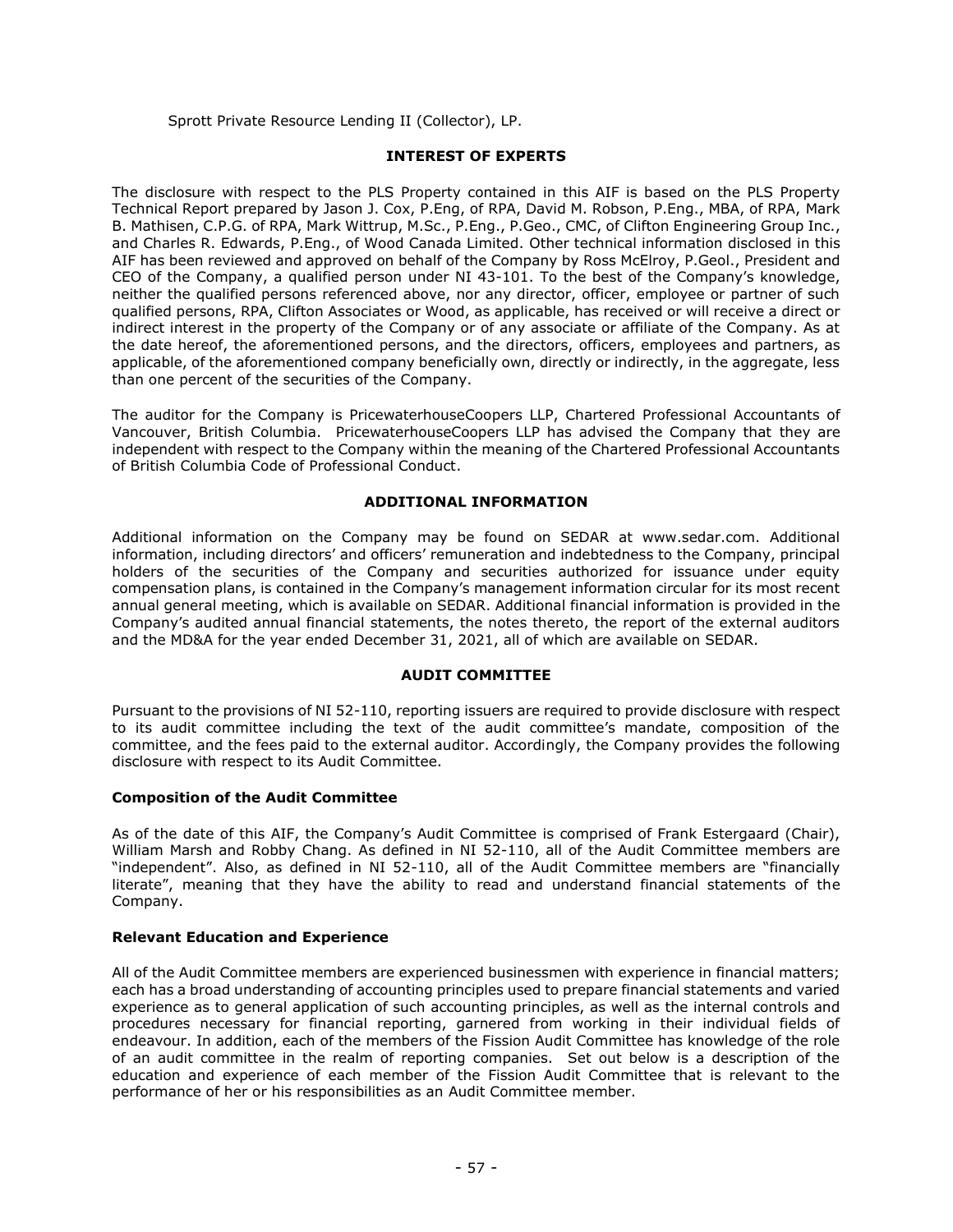Sprott Private Resource Lending II (Collector), LP.

## INTEREST OF EXPERTS

The disclosure with respect to the PLS Property contained in this AIF is based on the PLS Property Technical Report prepared by Jason J. Cox, P.Eng, of RPA, David M. Robson, P.Eng., MBA, of RPA, Mark B. Mathisen, C.P.G. of RPA, Mark Wittrup, M.Sc., P.Eng., P.Geo., CMC, of Clifton Engineering Group Inc., and Charles R. Edwards, P.Eng., of Wood Canada Limited. Other technical information disclosed in this AIF has been reviewed and approved on behalf of the Company by Ross McElroy, P.Geol., President and CEO of the Company, a qualified person under NI 43-101. To the best of the Company's knowledge, neither the qualified persons referenced above, nor any director, officer, employee or partner of such qualified persons, RPA, Clifton Associates or Wood, as applicable, has received or will receive a direct or indirect interest in the property of the Company or of any associate or affiliate of the Company. As at the date hereof, the aforementioned persons, and the directors, officers, employees and partners, as applicable, of the aforementioned company beneficially own, directly or indirectly, in the aggregate, less than one percent of the securities of the Company.

The auditor for the Company is PricewaterhouseCoopers LLP, Chartered Professional Accountants of Vancouver, British Columbia. PricewaterhouseCoopers LLP has advised the Company that they are independent with respect to the Company within the meaning of the Chartered Professional Accountants of British Columbia Code of Professional Conduct.

## ADDITIONAL INFORMATION

Additional information on the Company may be found on SEDAR at www.sedar.com. Additional information, including directors' and officers' remuneration and indebtedness to the Company, principal holders of the securities of the Company and securities authorized for issuance under equity compensation plans, is contained in the Company's management information circular for its most recent annual general meeting, which is available on SEDAR. Additional financial information is provided in the Company's audited annual financial statements, the notes thereto, the report of the external auditors and the MD&A for the year ended December 31, 2021, all of which are available on SEDAR.

## AUDIT COMMITTEE

Pursuant to the provisions of NI 52-110, reporting issuers are required to provide disclosure with respect to its audit committee including the text of the audit committee's mandate, composition of the committee, and the fees paid to the external auditor. Accordingly, the Company provides the following disclosure with respect to its Audit Committee.

### Composition of the Audit Committee

As of the date of this AIF, the Company's Audit Committee is comprised of Frank Estergaard (Chair), William Marsh and Robby Chang. As defined in NI 52-110, all of the Audit Committee members are "independent". Also, as defined in NI 52-110, all of the Audit Committee members are "financially literate", meaning that they have the ability to read and understand financial statements of the Company.

### Relevant Education and Experience

All of the Audit Committee members are experienced businessmen with experience in financial matters; each has a broad understanding of accounting principles used to prepare financial statements and varied experience as to general application of such accounting principles, as well as the internal controls and procedures necessary for financial reporting, garnered from working in their individual fields of endeavour. In addition, each of the members of the Fission Audit Committee has knowledge of the role of an audit committee in the realm of reporting companies. Set out below is a description of the education and experience of each member of the Fission Audit Committee that is relevant to the performance of her or his responsibilities as an Audit Committee member.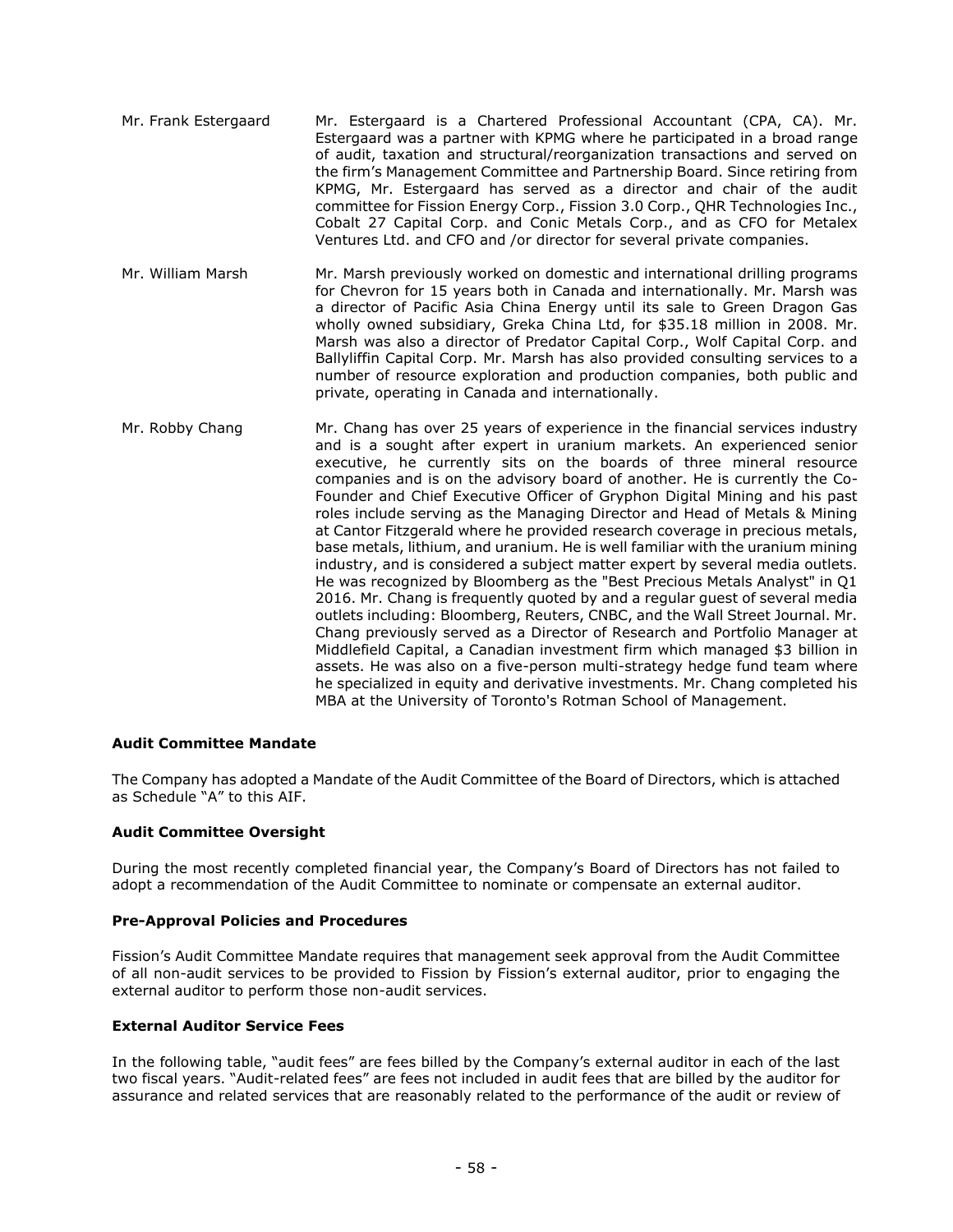| | |
|---|---|
| Mr. Frank Estergaard | Mr. Estergaard is a Chartered Professional Accountant (CPA, CA). Mr. Estergaard was a partner with KPMG where he participated in a broad range of audit, taxation and structural/reorganization transactions and served on the firm's Management Committee and Partnership Board. Since retiring from KPMG, Mr. Estergaard has served as a director and chair of the audit committee for Fission Energy Corp., Fission 3.0 Corp., QHR Technologies Inc., Cobalt 27 Capital Corp. and Conic Metals Corp., and as CFO for Metalex Ventures Ltd. and CFO and /or director for several private companies. |
| Mr. William Marsh | Mr. Marsh previously worked on domestic and international drilling programs for Chevron for 15 years both in Canada and internationally. Mr. Marsh was a director of Pacific Asia China Energy until its sale to Green Dragon Gas wholly owned subsidiary, Greka China Ltd, for $35.18 million in 2008. Mr. Marsh was also a director of Predator Capital Corp., Wolf Capital Corp. and Ballyliffin Capital Corp. Mr. Marsh has also provided consulting services to a number of resource exploration and production companies, both public and private, operating in Canada and internationally. |
| Mr. Robby Chang | Mr. Chang has over 25 years of experience in the financial services industry and is a sought after expert in uranium markets. An experienced senior executive, he currently sits on the boards of three mineral resource companies and is on the advisory board of another. He is currently the Co-Founder and Chief Executive Officer of Gryphon Digital Mining and his past roles include serving as the Managing Director and Head of Metals & Mining at Cantor Fitzgerald where he provided research coverage in precious metals, base metals, lithium, and uranium. He is well familiar with the uranium mining industry, and is considered a subject matter expert by several media outlets. He was recognized by Bloomberg as the "Best Precious Metals Analyst" in Q1 2016. Mr. Chang is frequently quoted by and a regular guest of several media outlets including: Bloomberg, Reuters, CNBC, and the Wall Street Journal. Mr. Chang previously served as a Director of Research and Portfolio Manager at Middlefield Capital, a Canadian investment firm which managed $3 billion in assets. He was also on a five-person multi-strategy hedge fund team where he specialized in equity and derivative investments. Mr. Chang completed his MBA at the University of Toronto's Rotman School of Management. |

**Audit Committee Mandate**

The Company has adopted a Mandate of the Audit Committee of the Board of Directors, which is attached as Schedule "A" to this AIF.

**Audit Committee Oversight**

During the most recently completed financial year, the Company's Board of Directors has not failed to adopt a recommendation of the Audit Committee to nominate or compensate an external auditor.

**Pre-Approval Policies and Procedures**

Fission's Audit Committee Mandate requires that management seek approval from the Audit Committee of all non-audit services to be provided to Fission by Fission's external auditor, prior to engaging the external auditor to perform those non-audit services.

**External Auditor Service Fees**

In the following table, "audit fees" are fees billed by the Company's external auditor in each of the last two fiscal years. "Audit-related fees" are fees not included in audit fees that are billed by the auditor for assurance and related services that are reasonably related to the performance of the audit or review of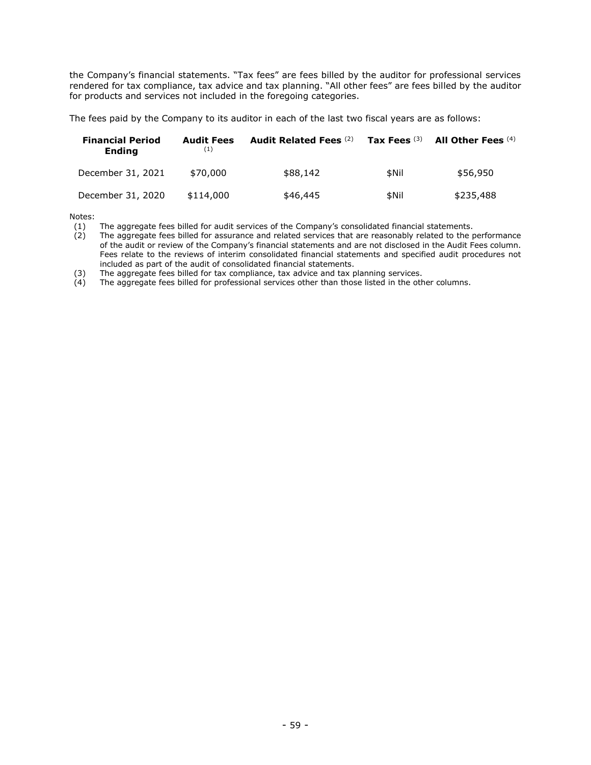the Company's financial statements. "Tax fees" are fees billed by the auditor for professional services rendered for tax compliance, tax advice and tax planning. "All other fees" are fees billed by the auditor for products and services not included in the foregoing categories.

The fees paid by the Company to its auditor in each of the last two fiscal years are as follows:

| **Financial Period Ending** | **Audit Fees** (1) | **Audit Related Fees** (2) | **Tax Fees** (3) | **All Other Fees** (4) |
|---|---|---|---|---|
| December 31, 2021 | $70,000 | $88,142 | $Nil | $56,950 |
| December 31, 2020 | $114,000 | $46,445 | $Nil | $235,488 |

Notes:

(1) The aggregate fees billed for audit services of the Company's consolidated financial statements.

(2) The aggregate fees billed for assurance and related services that are reasonably related to the performance of the audit or review of the Company's financial statements and are not disclosed in the Audit Fees column. Fees relate to the reviews of interim consolidated financial statements and specified audit procedures not included as part of the audit of consolidated financial statements.

(3) The aggregate fees billed for tax compliance, tax advice and tax planning services.

(4) The aggregate fees billed for professional services other than those listed in the other columns.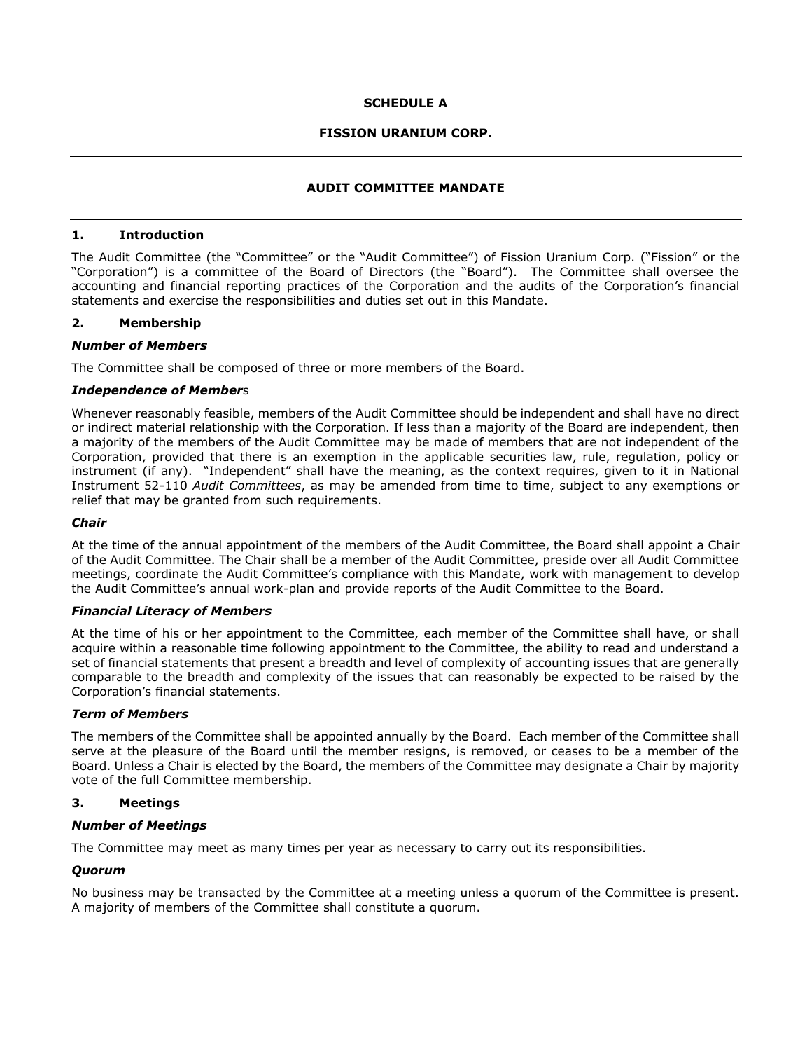**SCHEDULE A**

**FISSION URANIUM CORP.**

---

**AUDIT COMMITTEE MANDATE**

---

## 1. Introduction

The Audit Committee (the "Committee" or the "Audit Committee") of Fission Uranium Corp. ("Fission" or the "Corporation") is a committee of the Board of Directors (the "Board"). The Committee shall oversee the accounting and financial reporting practices of the Corporation and the audits of the Corporation's financial statements and exercise the responsibilities and duties set out in this Mandate.

## 2. Membership

### *Number of Members*

The Committee shall be composed of three or more members of the Board.

### *Independence of Members*

Whenever reasonably feasible, members of the Audit Committee should be independent and shall have no direct or indirect material relationship with the Corporation. If less than a majority of the Board are independent, then a majority of the members of the Audit Committee may be made of members that are not independent of the Corporation, provided that there is an exemption in the applicable securities law, rule, regulation, policy or instrument (if any). "Independent" shall have the meaning, as the context requires, given to it in National Instrument 52-110 *Audit Committees*, as may be amended from time to time, subject to any exemptions or relief that may be granted from such requirements.

### *Chair*

At the time of the annual appointment of the members of the Audit Committee, the Board shall appoint a Chair of the Audit Committee. The Chair shall be a member of the Audit Committee, preside over all Audit Committee meetings, coordinate the Audit Committee's compliance with this Mandate, work with management to develop the Audit Committee's annual work-plan and provide reports of the Audit Committee to the Board.

### *Financial Literacy of Members*

At the time of his or her appointment to the Committee, each member of the Committee shall have, or shall acquire within a reasonable time following appointment to the Committee, the ability to read and understand a set of financial statements that present a breadth and level of complexity of accounting issues that are generally comparable to the breadth and complexity of the issues that can reasonably be expected to be raised by the Corporation's financial statements.

### *Term of Members*

The members of the Committee shall be appointed annually by the Board. Each member of the Committee shall serve at the pleasure of the Board until the member resigns, is removed, or ceases to be a member of the Board. Unless a Chair is elected by the Board, the members of the Committee may designate a Chair by majority vote of the full Committee membership.

## 3. Meetings

### *Number of Meetings*

The Committee may meet as many times per year as necessary to carry out its responsibilities.

### *Quorum*

No business may be transacted by the Committee at a meeting unless a quorum of the Committee is present. A majority of members of the Committee shall constitute a quorum.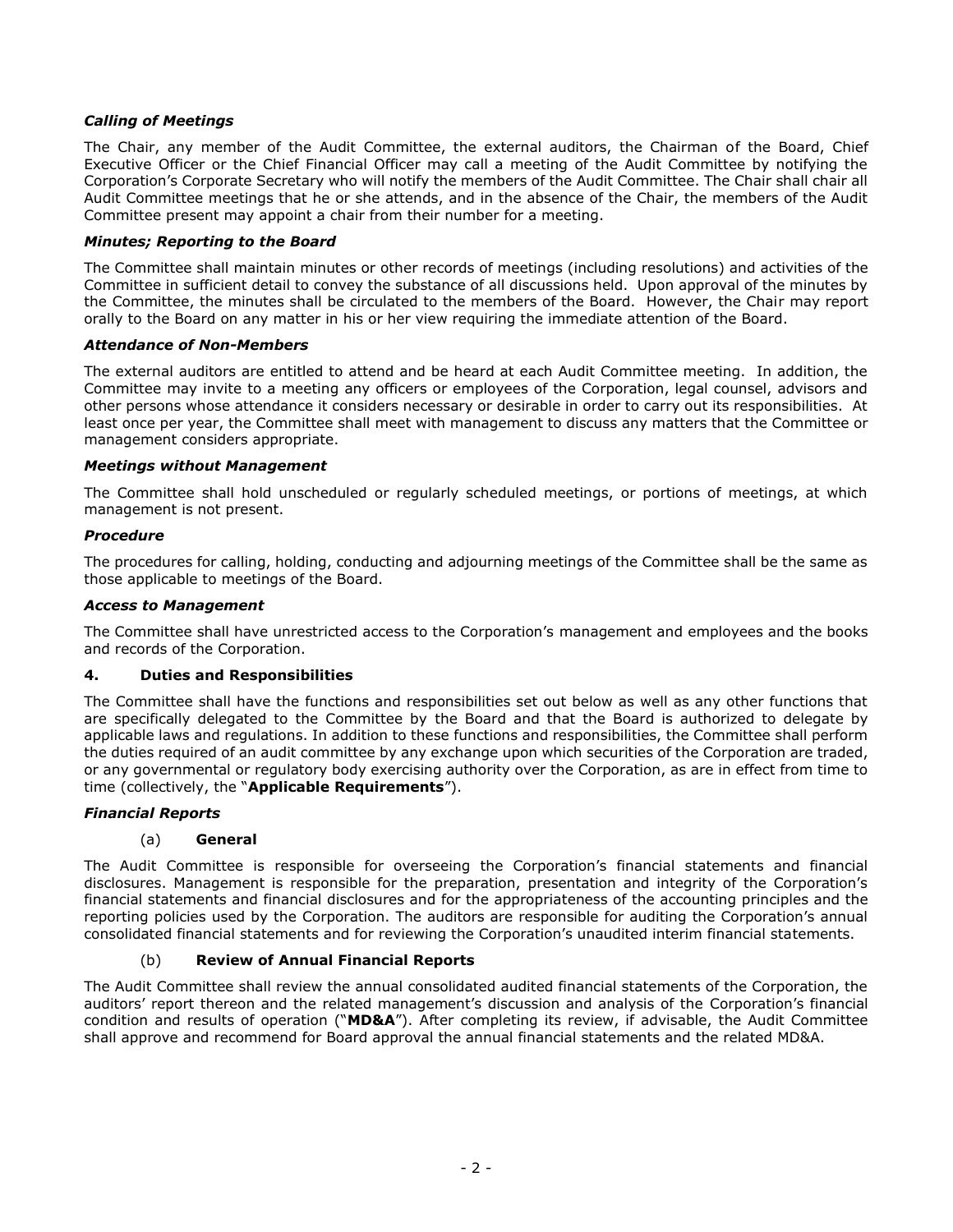***Calling of Meetings***

The Chair, any member of the Audit Committee, the external auditors, the Chairman of the Board, Chief Executive Officer or the Chief Financial Officer may call a meeting of the Audit Committee by notifying the Corporation's Corporate Secretary who will notify the members of the Audit Committee. The Chair shall chair all Audit Committee meetings that he or she attends, and in the absence of the Chair, the members of the Audit Committee present may appoint a chair from their number for a meeting.

***Minutes; Reporting to the Board***

The Committee shall maintain minutes or other records of meetings (including resolutions) and activities of the Committee in sufficient detail to convey the substance of all discussions held. Upon approval of the minutes by the Committee, the minutes shall be circulated to the members of the Board. However, the Chair may report orally to the Board on any matter in his or her view requiring the immediate attention of the Board.

***Attendance of Non-Members***

The external auditors are entitled to attend and be heard at each Audit Committee meeting. In addition, the Committee may invite to a meeting any officers or employees of the Corporation, legal counsel, advisors and other persons whose attendance it considers necessary or desirable in order to carry out its responsibilities. At least once per year, the Committee shall meet with management to discuss any matters that the Committee or management considers appropriate.

***Meetings without Management***

The Committee shall hold unscheduled or regularly scheduled meetings, or portions of meetings, at which management is not present.

***Procedure***

The procedures for calling, holding, conducting and adjourning meetings of the Committee shall be the same as those applicable to meetings of the Board.

***Access to Management***

The Committee shall have unrestricted access to the Corporation's management and employees and the books and records of the Corporation.

## 4. Duties and Responsibilities

The Committee shall have the functions and responsibilities set out below as well as any other functions that are specifically delegated to the Committee by the Board and that the Board is authorized to delegate by applicable laws and regulations. In addition to these functions and responsibilities, the Committee shall perform the duties required of an audit committee by any exchange upon which securities of the Corporation are traded, or any governmental or regulatory body exercising authority over the Corporation, as are in effect from time to time (collectively, the "**Applicable Requirements**").

***Financial Reports***

(a) **General**

The Audit Committee is responsible for overseeing the Corporation's financial statements and financial disclosures. Management is responsible for the preparation, presentation and integrity of the Corporation's financial statements and financial disclosures and for the appropriateness of the accounting principles and the reporting policies used by the Corporation. The auditors are responsible for auditing the Corporation's annual consolidated financial statements and for reviewing the Corporation's unaudited interim financial statements.

(b) **Review of Annual Financial Reports**

The Audit Committee shall review the annual consolidated audited financial statements of the Corporation, the auditors' report thereon and the related management's discussion and analysis of the Corporation's financial condition and results of operation ("**MD&A**"). After completing its review, if advisable, the Audit Committee shall approve and recommend for Board approval the annual financial statements and the related MD&A.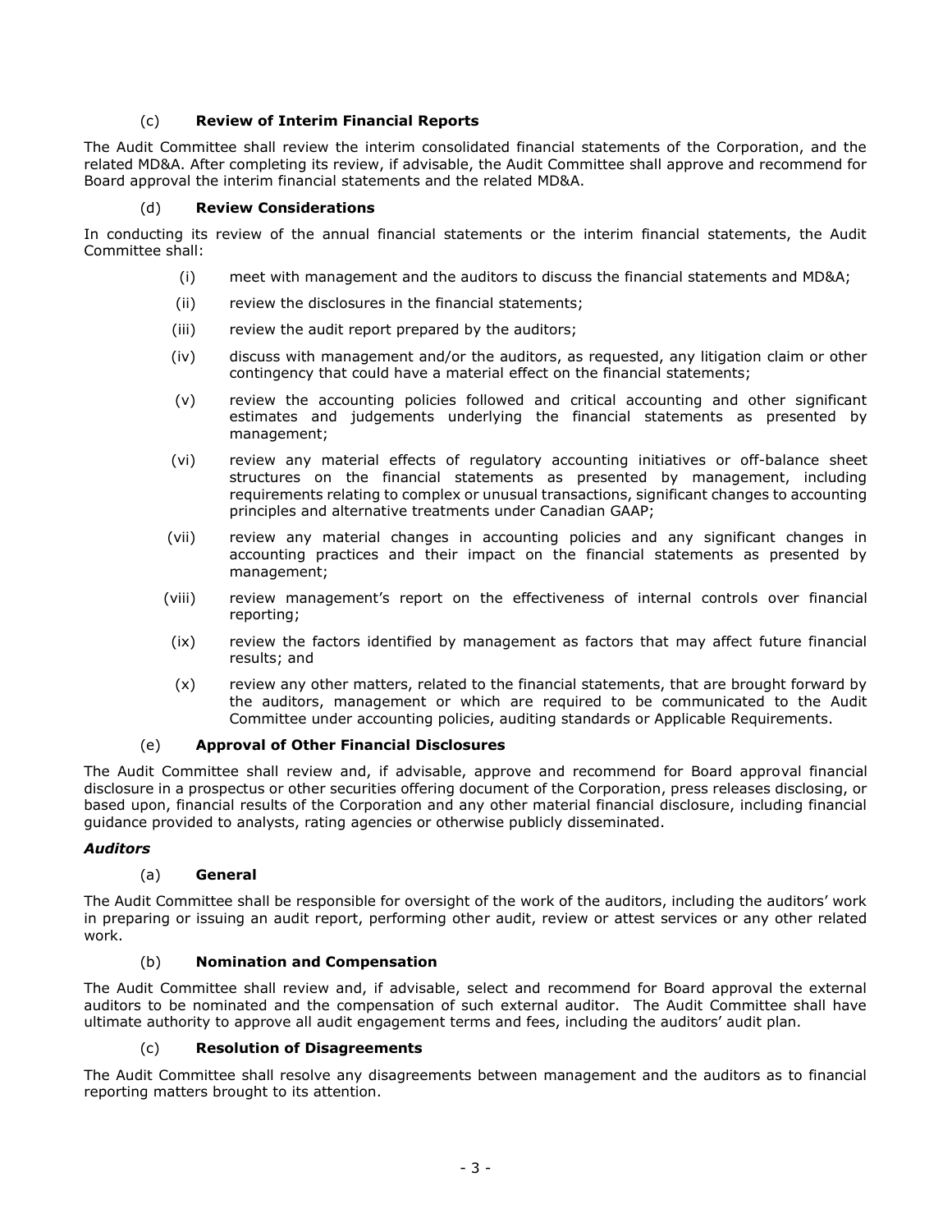### (c) **Review of Interim Financial Reports**

The Audit Committee shall review the interim consolidated financial statements of the Corporation, and the related MD&A. After completing its review, if advisable, the Audit Committee shall approve and recommend for Board approval the interim financial statements and the related MD&A.

### (d) **Review Considerations**

In conducting its review of the annual financial statements or the interim financial statements, the Audit Committee shall:

- (i) meet with management and the auditors to discuss the financial statements and MD&A;
- (ii) review the disclosures in the financial statements;
- (iii) review the audit report prepared by the auditors;
- (iv) discuss with management and/or the auditors, as requested, any litigation claim or other contingency that could have a material effect on the financial statements;
- (v) review the accounting policies followed and critical accounting and other significant estimates and judgements underlying the financial statements as presented by management;
- (vi) review any material effects of regulatory accounting initiatives or off-balance sheet structures on the financial statements as presented by management, including requirements relating to complex or unusual transactions, significant changes to accounting principles and alternative treatments under Canadian GAAP;
- (vii) review any material changes in accounting policies and any significant changes in accounting practices and their impact on the financial statements as presented by management;
- (viii) review management's report on the effectiveness of internal controls over financial reporting;
- (ix) review the factors identified by management as factors that may affect future financial results; and
- (x) review any other matters, related to the financial statements, that are brought forward by the auditors, management or which are required to be communicated to the Audit Committee under accounting policies, auditing standards or Applicable Requirements.

### (e) **Approval of Other Financial Disclosures**

The Audit Committee shall review and, if advisable, approve and recommend for Board approval financial disclosure in a prospectus or other securities offering document of the Corporation, press releases disclosing, or based upon, financial results of the Corporation and any other material financial disclosure, including financial guidance provided to analysts, rating agencies or otherwise publicly disseminated.

***Auditors***

### (a) **General**

The Audit Committee shall be responsible for oversight of the work of the auditors, including the auditors' work in preparing or issuing an audit report, performing other audit, review or attest services or any other related work.

### (b) **Nomination and Compensation**

The Audit Committee shall review and, if advisable, select and recommend for Board approval the external auditors to be nominated and the compensation of such external auditor. The Audit Committee shall have ultimate authority to approve all audit engagement terms and fees, including the auditors' audit plan.

### (c) **Resolution of Disagreements**

The Audit Committee shall resolve any disagreements between management and the auditors as to financial reporting matters brought to its attention.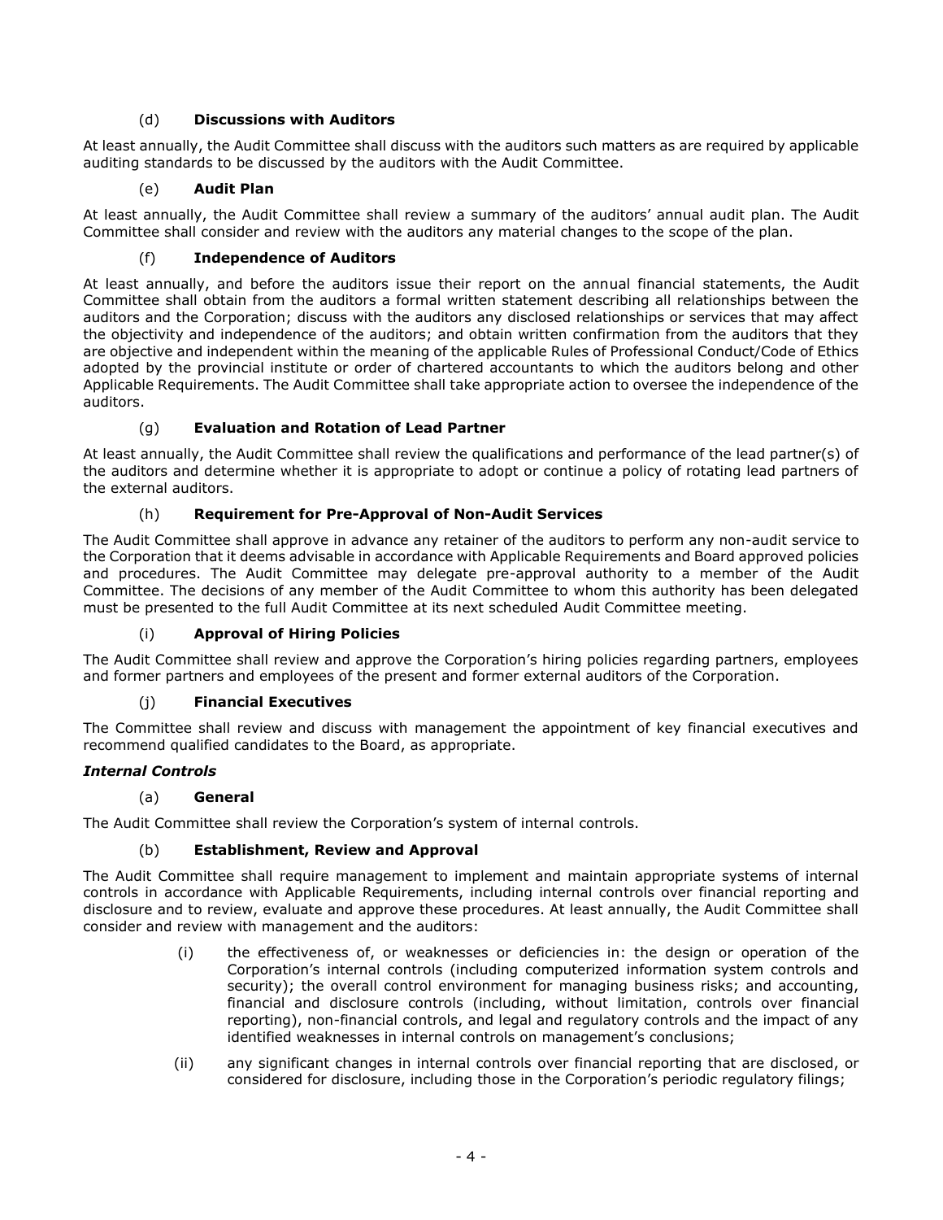#### (d) **Discussions with Auditors**

At least annually, the Audit Committee shall discuss with the auditors such matters as are required by applicable auditing standards to be discussed by the auditors with the Audit Committee.

#### (e) **Audit Plan**

At least annually, the Audit Committee shall review a summary of the auditors' annual audit plan. The Audit Committee shall consider and review with the auditors any material changes to the scope of the plan.

#### (f) **Independence of Auditors**

At least annually, and before the auditors issue their report on the annual financial statements, the Audit Committee shall obtain from the auditors a formal written statement describing all relationships between the auditors and the Corporation; discuss with the auditors any disclosed relationships or services that may affect the objectivity and independence of the auditors; and obtain written confirmation from the auditors that they are objective and independent within the meaning of the applicable Rules of Professional Conduct/Code of Ethics adopted by the provincial institute or order of chartered accountants to which the auditors belong and other Applicable Requirements. The Audit Committee shall take appropriate action to oversee the independence of the auditors.

#### (g) **Evaluation and Rotation of Lead Partner**

At least annually, the Audit Committee shall review the qualifications and performance of the lead partner(s) of the auditors and determine whether it is appropriate to adopt or continue a policy of rotating lead partners of the external auditors.

#### (h) **Requirement for Pre-Approval of Non-Audit Services**

The Audit Committee shall approve in advance any retainer of the auditors to perform any non-audit service to the Corporation that it deems advisable in accordance with Applicable Requirements and Board approved policies and procedures. The Audit Committee may delegate pre-approval authority to a member of the Audit Committee. The decisions of any member of the Audit Committee to whom this authority has been delegated must be presented to the full Audit Committee at its next scheduled Audit Committee meeting.

#### (i) **Approval of Hiring Policies**

The Audit Committee shall review and approve the Corporation's hiring policies regarding partners, employees and former partners and employees of the present and former external auditors of the Corporation.

#### (j) **Financial Executives**

The Committee shall review and discuss with management the appointment of key financial executives and recommend qualified candidates to the Board, as appropriate.

### ***Internal Controls***

#### (a) **General**

The Audit Committee shall review the Corporation's system of internal controls.

#### (b) **Establishment, Review and Approval**

The Audit Committee shall require management to implement and maintain appropriate systems of internal controls in accordance with Applicable Requirements, including internal controls over financial reporting and disclosure and to review, evaluate and approve these procedures. At least annually, the Audit Committee shall consider and review with management and the auditors:

(i) the effectiveness of, or weaknesses or deficiencies in: the design or operation of the Corporation's internal controls (including computerized information system controls and security); the overall control environment for managing business risks; and accounting, financial and disclosure controls (including, without limitation, controls over financial reporting), non-financial controls, and legal and regulatory controls and the impact of any identified weaknesses in internal controls on management's conclusions;

(ii) any significant changes in internal controls over financial reporting that are disclosed, or considered for disclosure, including those in the Corporation's periodic regulatory filings;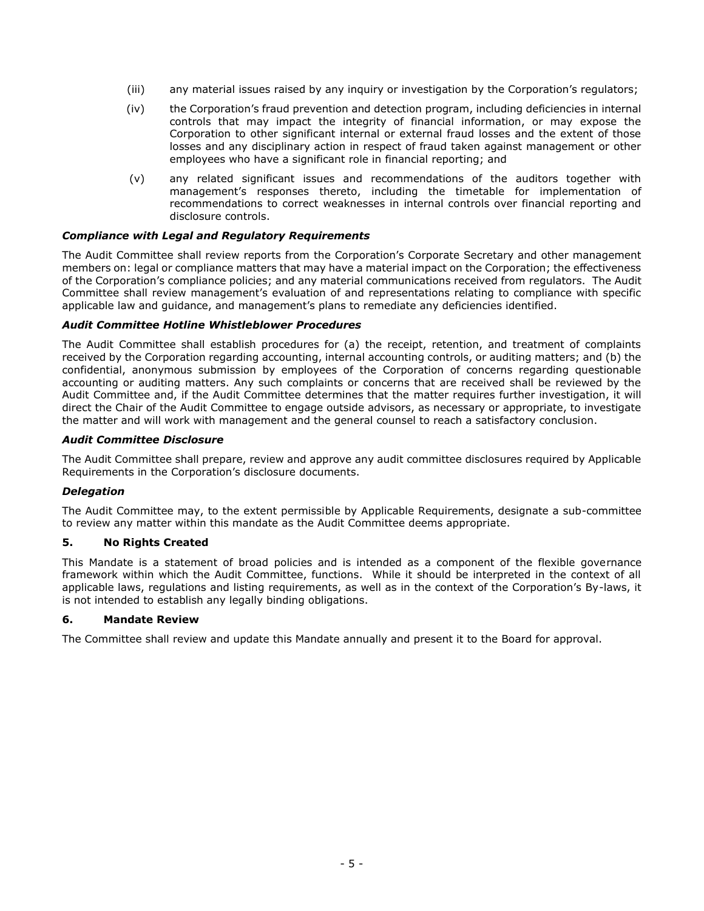(iii) any material issues raised by any inquiry or investigation by the Corporation's regulators;

(iv) the Corporation's fraud prevention and detection program, including deficiencies in internal controls that may impact the integrity of financial information, or may expose the Corporation to other significant internal or external fraud losses and the extent of those losses and any disciplinary action in respect of fraud taken against management or other employees who have a significant role in financial reporting; and

(v) any related significant issues and recommendations of the auditors together with management's responses thereto, including the timetable for implementation of recommendations to correct weaknesses in internal controls over financial reporting and disclosure controls.

***Compliance with Legal and Regulatory Requirements***

The Audit Committee shall review reports from the Corporation's Corporate Secretary and other management members on: legal or compliance matters that may have a material impact on the Corporation; the effectiveness of the Corporation's compliance policies; and any material communications received from regulators. The Audit Committee shall review management's evaluation of and representations relating to compliance with specific applicable law and guidance, and management's plans to remediate any deficiencies identified.

***Audit Committee Hotline Whistleblower Procedures***

The Audit Committee shall establish procedures for (a) the receipt, retention, and treatment of complaints received by the Corporation regarding accounting, internal accounting controls, or auditing matters; and (b) the confidential, anonymous submission by employees of the Corporation of concerns regarding questionable accounting or auditing matters. Any such complaints or concerns that are received shall be reviewed by the Audit Committee and, if the Audit Committee determines that the matter requires further investigation, it will direct the Chair of the Audit Committee to engage outside advisors, as necessary or appropriate, to investigate the matter and will work with management and the general counsel to reach a satisfactory conclusion.

***Audit Committee Disclosure***

The Audit Committee shall prepare, review and approve any audit committee disclosures required by Applicable Requirements in the Corporation's disclosure documents.

***Delegation***

The Audit Committee may, to the extent permissible by Applicable Requirements, designate a sub-committee to review any matter within this mandate as the Audit Committee deems appropriate.

## 5. No Rights Created

This Mandate is a statement of broad policies and is intended as a component of the flexible governance framework within which the Audit Committee, functions. While it should be interpreted in the context of all applicable laws, regulations and listing requirements, as well as in the context of the Corporation's By-laws, it is not intended to establish any legally binding obligations.

## 6. Mandate Review

The Committee shall review and update this Mandate annually and present it to the Board for approval.